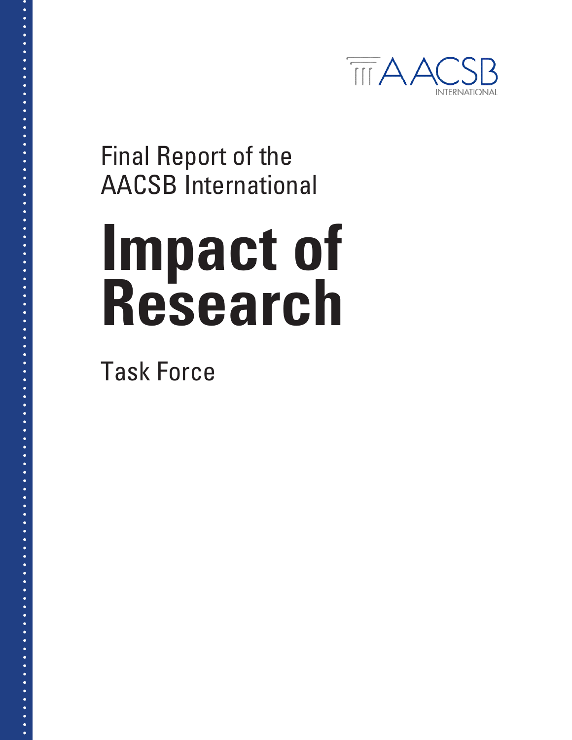AACSB INTERNATIONAL

Final Report of the
AACSB International

# Impact of Research

Task Force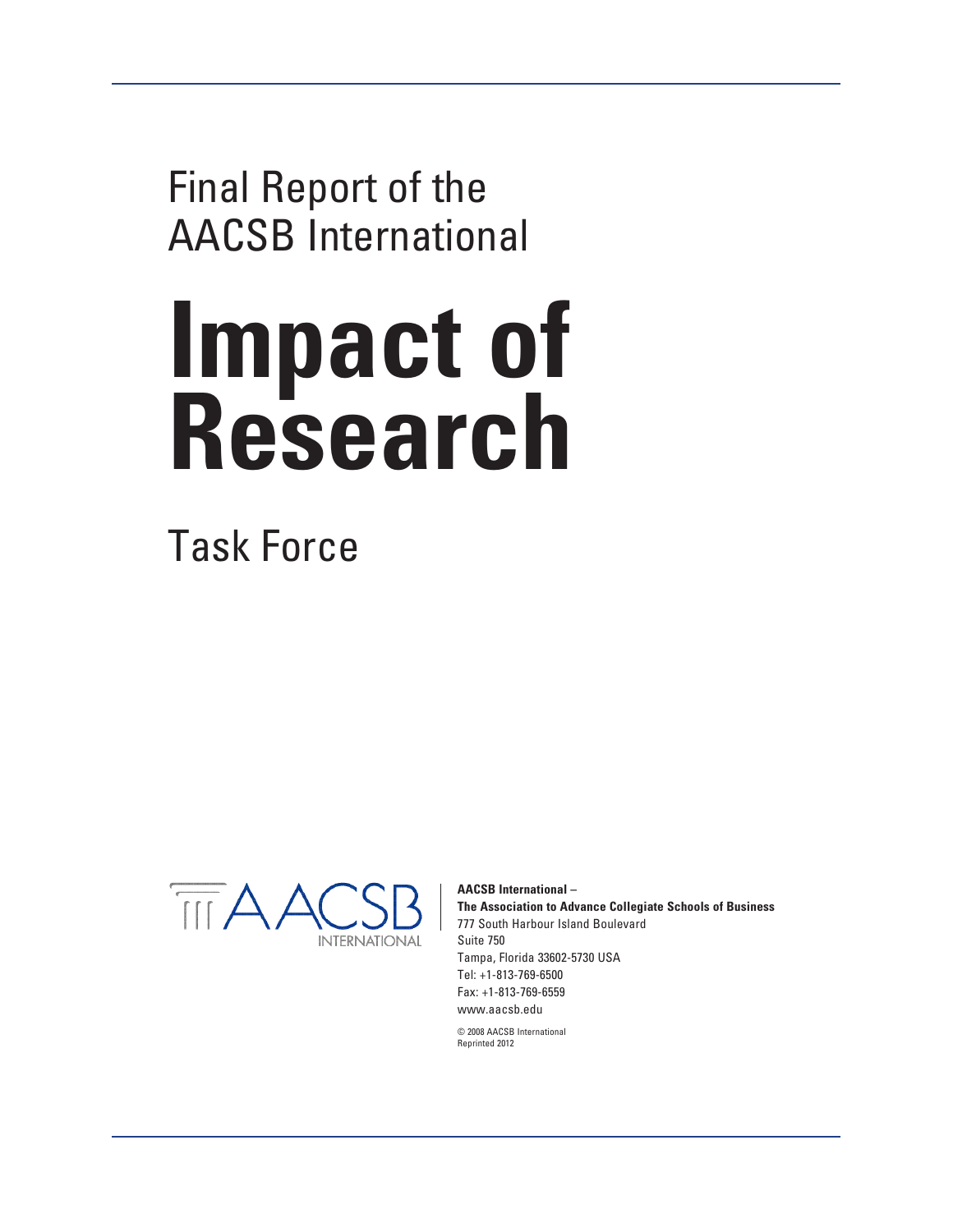Final Report of the AACSB International

# Impact of Research

Task Force

**AACSB International –**
**The Association to Advance Collegiate Schools of Business**
777 South Harbour Island Boulevard
Suite 750
Tampa, Florida 33602-5730 USA
Tel: +1-813-769-6500
Fax: +1-813-769-6559
www.aacsb.edu

© 2008 AACSB International
Reprinted 2012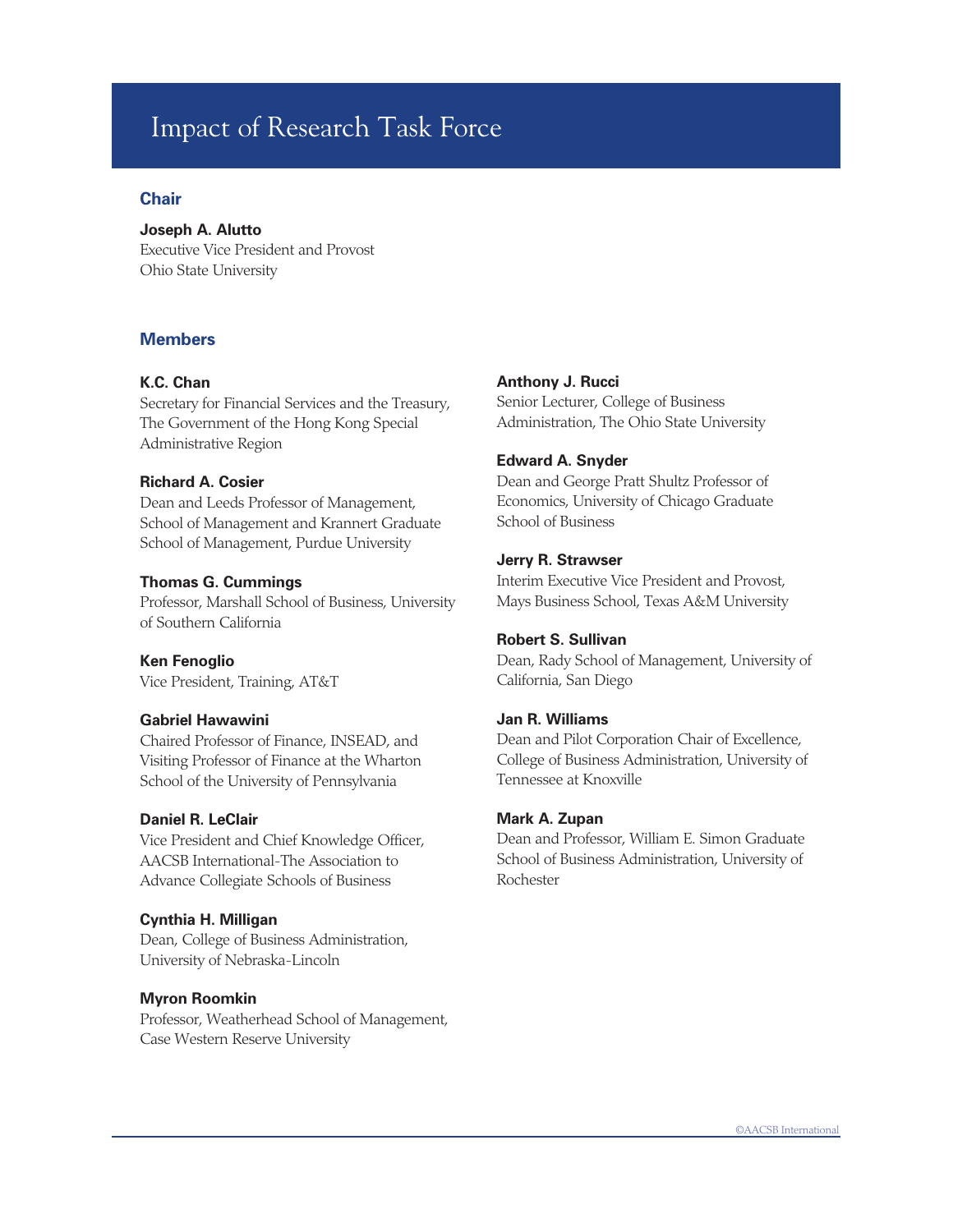# Impact of Research Task Force

## Chair

**Joseph A. Alutto**
Executive Vice President and Provost
Ohio State University

## Members

**K.C. Chan**
Secretary for Financial Services and the Treasury, The Government of the Hong Kong Special Administrative Region

**Richard A. Cosier**
Dean and Leeds Professor of Management, School of Management and Krannert Graduate School of Management, Purdue University

**Thomas G. Cummings**
Professor, Marshall School of Business, University of Southern California

**Ken Fenoglio**
Vice President, Training, AT&T

**Gabriel Hawawini**
Chaired Professor of Finance, INSEAD, and Visiting Professor of Finance at the Wharton School of the University of Pennsylvania

**Daniel R. LeClair**
Vice President and Chief Knowledge Officer, AACSB International-The Association to Advance Collegiate Schools of Business

**Cynthia H. Milligan**
Dean, College of Business Administration, University of Nebraska-Lincoln

**Myron Roomkin**
Professor, Weatherhead School of Management, Case Western Reserve University

**Anthony J. Rucci**
Senior Lecturer, College of Business Administration, The Ohio State University

**Edward A. Snyder**
Dean and George Pratt Shultz Professor of Economics, University of Chicago Graduate School of Business

**Jerry R. Strawser**
Interim Executive Vice President and Provost, Mays Business School, Texas A&M University

**Robert S. Sullivan**
Dean, Rady School of Management, University of California, San Diego

**Jan R. Williams**
Dean and Pilot Corporation Chair of Excellence, College of Business Administration, University of Tennessee at Knoxville

**Mark A. Zupan**
Dean and Professor, William E. Simon Graduate School of Business Administration, University of Rochester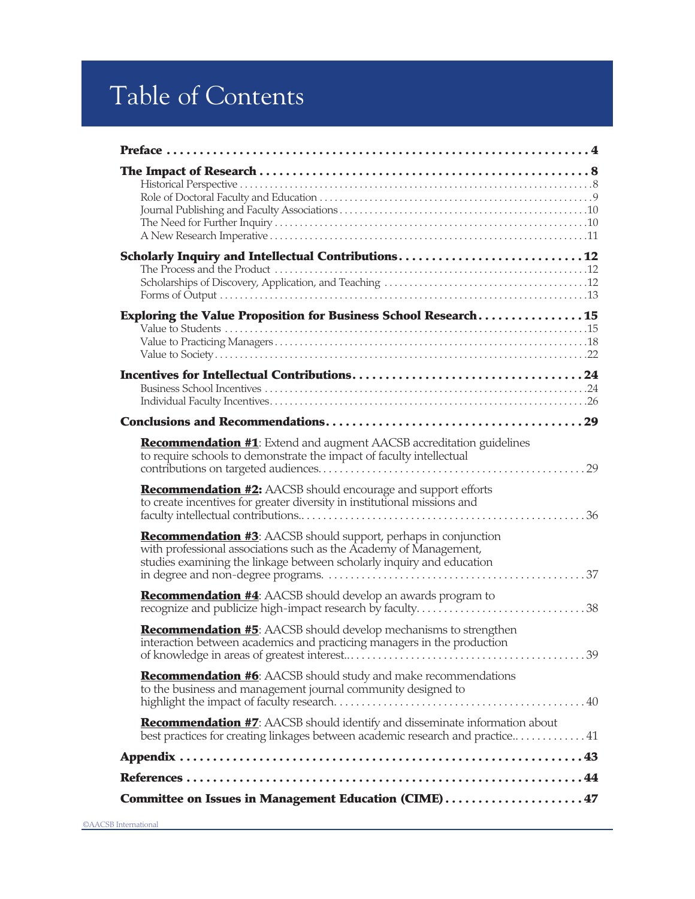# Table of Contents

**Preface** . . . . . . . . . . . . . . . . . . . . . . . . . . . . . . . . . . . . . . . . . . . . . . . . . . . . . . . . . . . . . . . . **4**

**The Impact of Research** . . . . . . . . . . . . . . . . . . . . . . . . . . . . . . . . . . . . . . . . . . . . . . . . . **8**
- Historical Perspective . . . . . . . . . . . . . . . . . . . . . . . . . . . . . . . . . . . . . . . . . . . . . . . . . . . . . . . . . . . . . .8
- Role of Doctoral Faculty and Education . . . . . . . . . . . . . . . . . . . . . . . . . . . . . . . . . . . . . . . . . . . . . . . . . .9
- Journal Publishing and Faculty Associations . . . . . . . . . . . . . . . . . . . . . . . . . . . . . . . . . . . . . . . . . . . . . .10
- The Need for Further Inquiry . . . . . . . . . . . . . . . . . . . . . . . . . . . . . . . . . . . . . . . . . . . . . . . . . . . . . . . . .10
- A New Research Imperative . . . . . . . . . . . . . . . . . . . . . . . . . . . . . . . . . . . . . . . . . . . . . . . . . . . . . . . . . .11

**Scholarly Inquiry and Intellectual Contributions** . . . . . . . . . . . . . . . . . . . . . . . . . . . **12**
- The Process and the Product . . . . . . . . . . . . . . . . . . . . . . . . . . . . . . . . . . . . . . . . . . . . . . . . . . . . . . . . .12
- Scholarships of Discovery, Application, and Teaching . . . . . . . . . . . . . . . . . . . . . . . . . . . . . . . . . . . . . .12
- Forms of Output . . . . . . . . . . . . . . . . . . . . . . . . . . . . . . . . . . . . . . . . . . . . . . . . . . . . . . . . . . . . . . . . . . .13

**Exploring the Value Proposition for Business School Research** . . . . . . . . . . . . . . . . **15**
- Value to Students . . . . . . . . . . . . . . . . . . . . . . . . . . . . . . . . . . . . . . . . . . . . . . . . . . . . . . . . . . . . . . . . .15
- Value to Practicing Managers . . . . . . . . . . . . . . . . . . . . . . . . . . . . . . . . . . . . . . . . . . . . . . . . . . . . . . . . .18
- Value to Society . . . . . . . . . . . . . . . . . . . . . . . . . . . . . . . . . . . . . . . . . . . . . . . . . . . . . . . . . . . . . . . . . . .22

**Incentives for Intellectual Contributions** . . . . . . . . . . . . . . . . . . . . . . . . . . . . . . . . . . . **24**
- Business School Incentives . . . . . . . . . . . . . . . . . . . . . . . . . . . . . . . . . . . . . . . . . . . . . . . . . . . . . . . . . . .24
- Individual Faculty Incentives . . . . . . . . . . . . . . . . . . . . . . . . . . . . . . . . . . . . . . . . . . . . . . . . . . . . . . . . . .26

**Conclusions and Recommendations** . . . . . . . . . . . . . . . . . . . . . . . . . . . . . . . . . . . . . . . **29**
- **Recommendation #1**: Extend and augment AACSB accreditation guidelines to require schools to demonstrate the impact of faculty intellectual contributions on targeted audiences. . . . . . . . . . . . . . . . . . . . . . . . . . . . . . . . . . . . . . . . . . . . . . . . .29
- **Recommendation #2:** AACSB should encourage and support efforts to create incentives for greater diversity in institutional missions and faculty intellectual contributions.. . . . . . . . . . . . . . . . . . . . . . . . . . . . . . . . . . . . . . . . . . . . . . . . . . .36
- **Recommendation #3**: AACSB should support, perhaps in conjunction with professional associations such as the Academy of Management, studies examining the linkage between scholarly inquiry and education in degree and non-degree programs. . . . . . . . . . . . . . . . . . . . . . . . . . . . . . . . . . . . . . . . . . . . . . .37
- **Recommendation #4**: AACSB should develop an awards program to recognize and publicize high-impact research by faculty. . . . . . . . . . . . . . . . . . . . . . . . . . . . . . .38
- **Recommendation #5**: AACSB should develop mechanisms to strengthen interaction between academics and practicing managers in the production of knowledge in areas of greatest interest.. . . . . . . . . . . . . . . . . . . . . . . . . . . . . . . . . . . . . . . . . .39
- **Recommendation #6**: AACSB should study and make recommendations to the business and management journal community designed to highlight the impact of faculty research. . . . . . . . . . . . . . . . . . . . . . . . . . . . . . . . . . . . . . . . . . . . .40
- **Recommendation #7**: AACSB should identify and disseminate information about best practices for creating linkages between academic research and practice.. . . . . . . . . . . . . .41

**Appendix** . . . . . . . . . . . . . . . . . . . . . . . . . . . . . . . . . . . . . . . . . . . . . . . . . . . . . . . . . . . . . . . . **43**

**References** . . . . . . . . . . . . . . . . . . . . . . . . . . . . . . . . . . . . . . . . . . . . . . . . . . . . . . . . . . . . . . . **44**

**Committee on Issues in Management Education (CIME)** . . . . . . . . . . . . . . . . . . . . . . **47**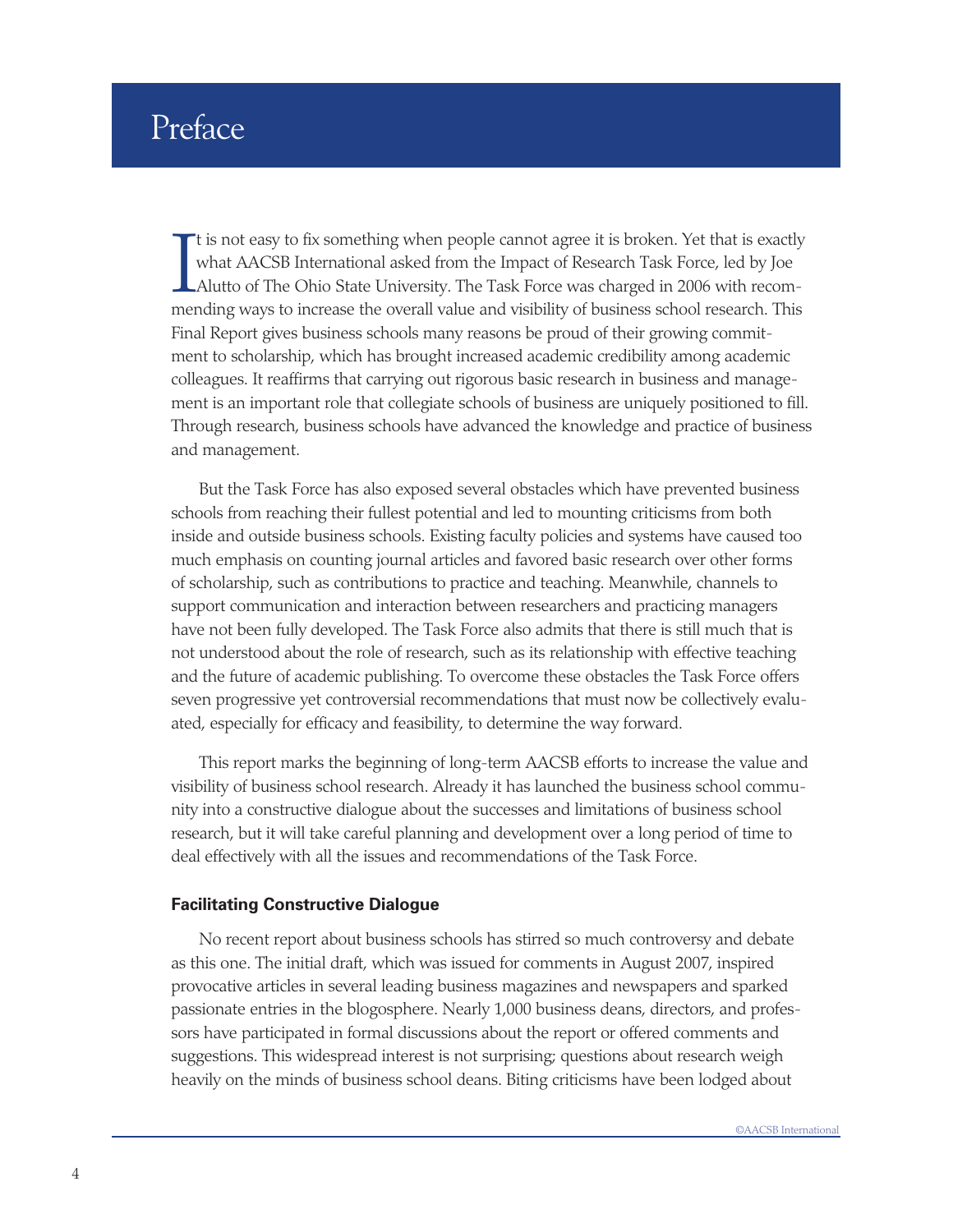# Preface

It is not easy to fix something when people cannot agree it is broken. Yet that is exactly what AACSB International asked from the Impact of Research Task Force, led by Joe Alutto of The Ohio State University. The Task Force was charged in 2006 with recommending ways to increase the overall value and visibility of business school research. This Final Report gives business schools many reasons be proud of their growing commitment to scholarship, which has brought increased academic credibility among academic colleagues. It reaffirms that carrying out rigorous basic research in business and management is an important role that collegiate schools of business are uniquely positioned to fill. Through research, business schools have advanced the knowledge and practice of business and management.

But the Task Force has also exposed several obstacles which have prevented business schools from reaching their fullest potential and led to mounting criticisms from both inside and outside business schools. Existing faculty policies and systems have caused too much emphasis on counting journal articles and favored basic research over other forms of scholarship, such as contributions to practice and teaching. Meanwhile, channels to support communication and interaction between researchers and practicing managers have not been fully developed. The Task Force also admits that there is still much that is not understood about the role of research, such as its relationship with effective teaching and the future of academic publishing. To overcome these obstacles the Task Force offers seven progressive yet controversial recommendations that must now be collectively evaluated, especially for efficacy and feasibility, to determine the way forward.

This report marks the beginning of long-term AACSB efforts to increase the value and visibility of business school research. Already it has launched the business school community into a constructive dialogue about the successes and limitations of business school research, but it will take careful planning and development over a long period of time to deal effectively with all the issues and recommendations of the Task Force.

### Facilitating Constructive Dialogue

No recent report about business schools has stirred so much controversy and debate as this one. The initial draft, which was issued for comments in August 2007, inspired provocative articles in several leading business magazines and newspapers and sparked passionate entries in the blogosphere. Nearly 1,000 business deans, directors, and professors have participated in formal discussions about the report or offered comments and suggestions. This widespread interest is not surprising; questions about research weigh heavily on the minds of business school deans. Biting criticisms have been lodged about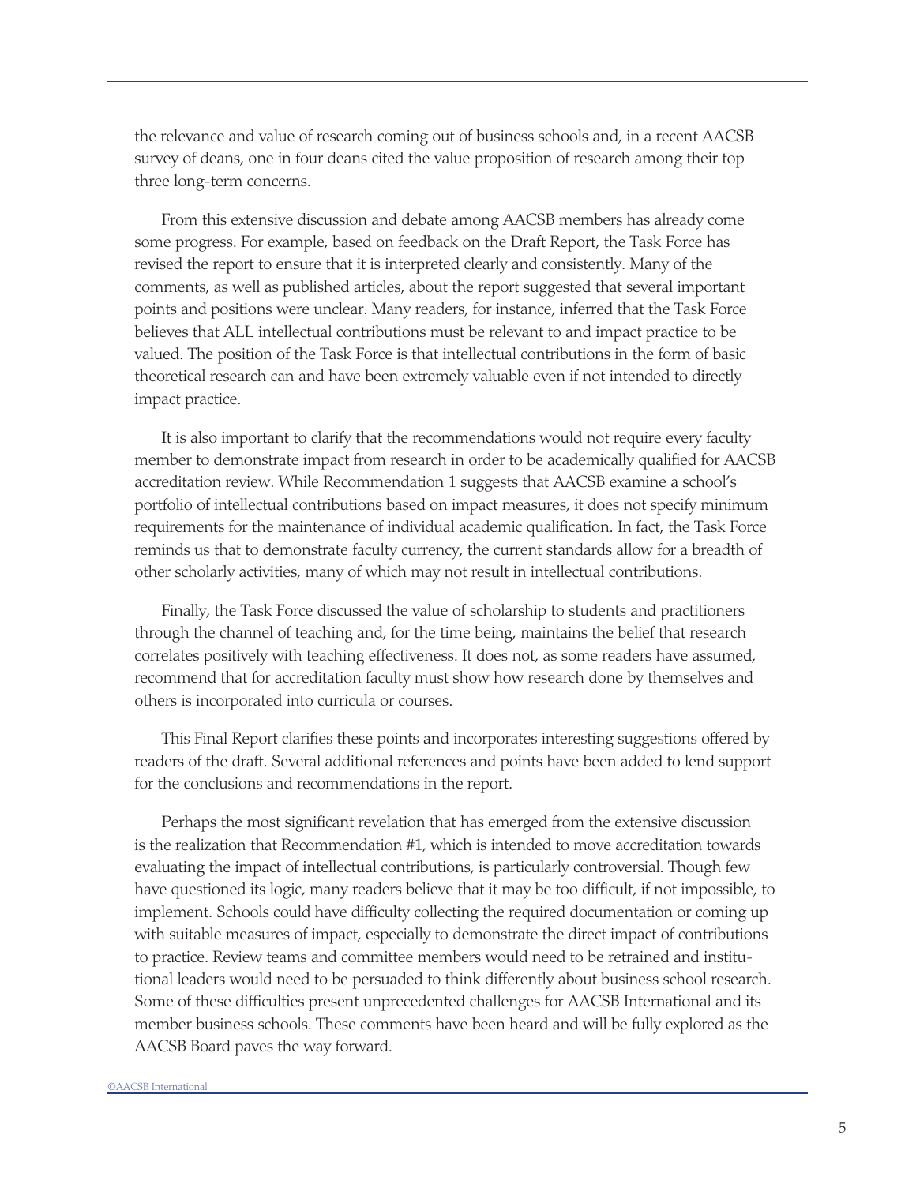the relevance and value of research coming out of business schools and, in a recent AACSB survey of deans, one in four deans cited the value proposition of research among their top three long-term concerns.

From this extensive discussion and debate among AACSB members has already come some progress. For example, based on feedback on the Draft Report, the Task Force has revised the report to ensure that it is interpreted clearly and consistently. Many of the comments, as well as published articles, about the report suggested that several important points and positions were unclear. Many readers, for instance, inferred that the Task Force believes that ALL intellectual contributions must be relevant to and impact practice to be valued. The position of the Task Force is that intellectual contributions in the form of basic theoretical research can and have been extremely valuable even if not intended to directly impact practice.

It is also important to clarify that the recommendations would not require every faculty member to demonstrate impact from research in order to be academically qualified for AACSB accreditation review. While Recommendation 1 suggests that AACSB examine a school's portfolio of intellectual contributions based on impact measures, it does not specify minimum requirements for the maintenance of individual academic qualification. In fact, the Task Force reminds us that to demonstrate faculty currency, the current standards allow for a breadth of other scholarly activities, many of which may not result in intellectual contributions.

Finally, the Task Force discussed the value of scholarship to students and practitioners through the channel of teaching and, for the time being, maintains the belief that research correlates positively with teaching effectiveness. It does not, as some readers have assumed, recommend that for accreditation faculty must show how research done by themselves and others is incorporated into curricula or courses.

This Final Report clarifies these points and incorporates interesting suggestions offered by readers of the draft. Several additional references and points have been added to lend support for the conclusions and recommendations in the report.

Perhaps the most significant revelation that has emerged from the extensive discussion is the realization that Recommendation #1, which is intended to move accreditation towards evaluating the impact of intellectual contributions, is particularly controversial. Though few have questioned its logic, many readers believe that it may be too difficult, if not impossible, to implement. Schools could have difficulty collecting the required documentation or coming up with suitable measures of impact, especially to demonstrate the direct impact of contributions to practice. Review teams and committee members would need to be retrained and institutional leaders would need to be persuaded to think differently about business school research. Some of these difficulties present unprecedented challenges for AACSB International and its member business schools. These comments have been heard and will be fully explored as the AACSB Board paves the way forward.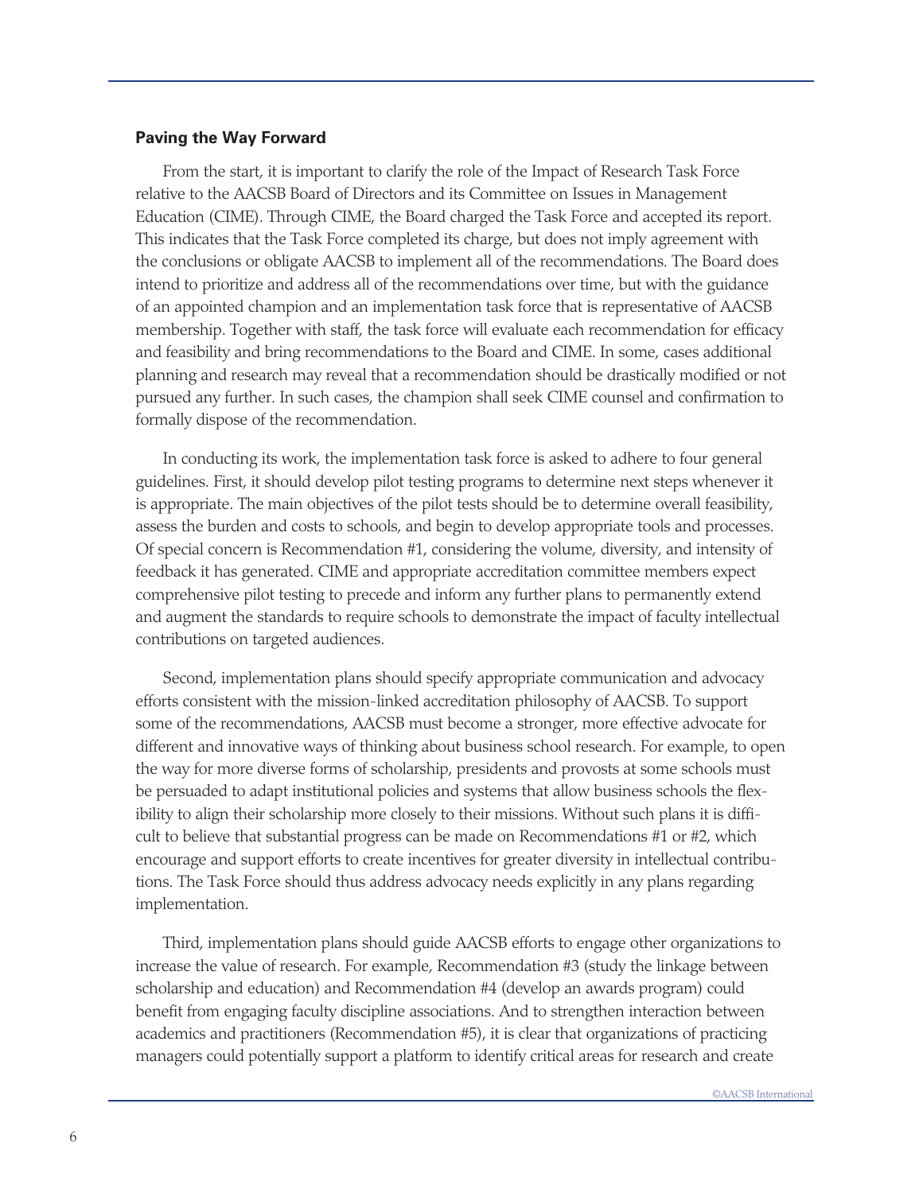### Paving the Way Forward

From the start, it is important to clarify the role of the Impact of Research Task Force relative to the AACSB Board of Directors and its Committee on Issues in Management Education (CIME). Through CIME, the Board charged the Task Force and accepted its report. This indicates that the Task Force completed its charge, but does not imply agreement with the conclusions or obligate AACSB to implement all of the recommendations. The Board does intend to prioritize and address all of the recommendations over time, but with the guidance of an appointed champion and an implementation task force that is representative of AACSB membership. Together with staff, the task force will evaluate each recommendation for efficacy and feasibility and bring recommendations to the Board and CIME. In some, cases additional planning and research may reveal that a recommendation should be drastically modified or not pursued any further. In such cases, the champion shall seek CIME counsel and confirmation to formally dispose of the recommendation.

In conducting its work, the implementation task force is asked to adhere to four general guidelines. First, it should develop pilot testing programs to determine next steps whenever it is appropriate. The main objectives of the pilot tests should be to determine overall feasibility, assess the burden and costs to schools, and begin to develop appropriate tools and processes. Of special concern is Recommendation #1, considering the volume, diversity, and intensity of feedback it has generated. CIME and appropriate accreditation committee members expect comprehensive pilot testing to precede and inform any further plans to permanently extend and augment the standards to require schools to demonstrate the impact of faculty intellectual contributions on targeted audiences.

Second, implementation plans should specify appropriate communication and advocacy efforts consistent with the mission-linked accreditation philosophy of AACSB. To support some of the recommendations, AACSB must become a stronger, more effective advocate for different and innovative ways of thinking about business school research. For example, to open the way for more diverse forms of scholarship, presidents and provosts at some schools must be persuaded to adapt institutional policies and systems that allow business schools the flexibility to align their scholarship more closely to their missions. Without such plans it is difficult to believe that substantial progress can be made on Recommendations #1 or #2, which encourage and support efforts to create incentives for greater diversity in intellectual contributions. The Task Force should thus address advocacy needs explicitly in any plans regarding implementation.

Third, implementation plans should guide AACSB efforts to engage other organizations to increase the value of research. For example, Recommendation #3 (study the linkage between scholarship and education) and Recommendation #4 (develop an awards program) could benefit from engaging faculty discipline associations. And to strengthen interaction between academics and practitioners (Recommendation #5), it is clear that organizations of practicing managers could potentially support a platform to identify critical areas for research and create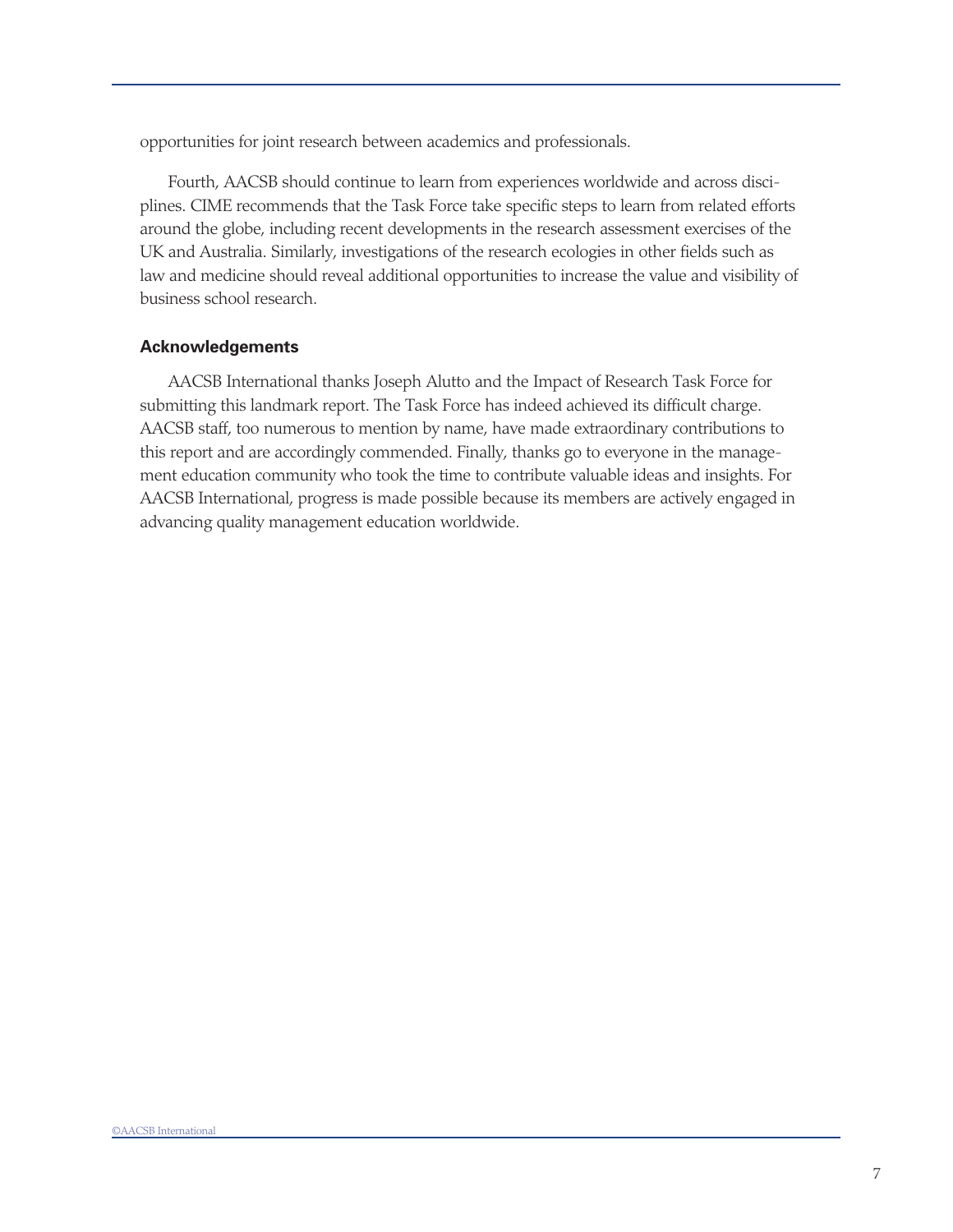opportunities for joint research between academics and professionals.

Fourth, AACSB should continue to learn from experiences worldwide and across disciplines. CIME recommends that the Task Force take specific steps to learn from related efforts around the globe, including recent developments in the research assessment exercises of the UK and Australia. Similarly, investigations of the research ecologies in other fields such as law and medicine should reveal additional opportunities to increase the value and visibility of business school research.

### Acknowledgements

AACSB International thanks Joseph Alutto and the Impact of Research Task Force for submitting this landmark report. The Task Force has indeed achieved its difficult charge. AACSB staff, too numerous to mention by name, have made extraordinary contributions to this report and are accordingly commended. Finally, thanks go to everyone in the management education community who took the time to contribute valuable ideas and insights. For AACSB International, progress is made possible because its members are actively engaged in advancing quality management education worldwide.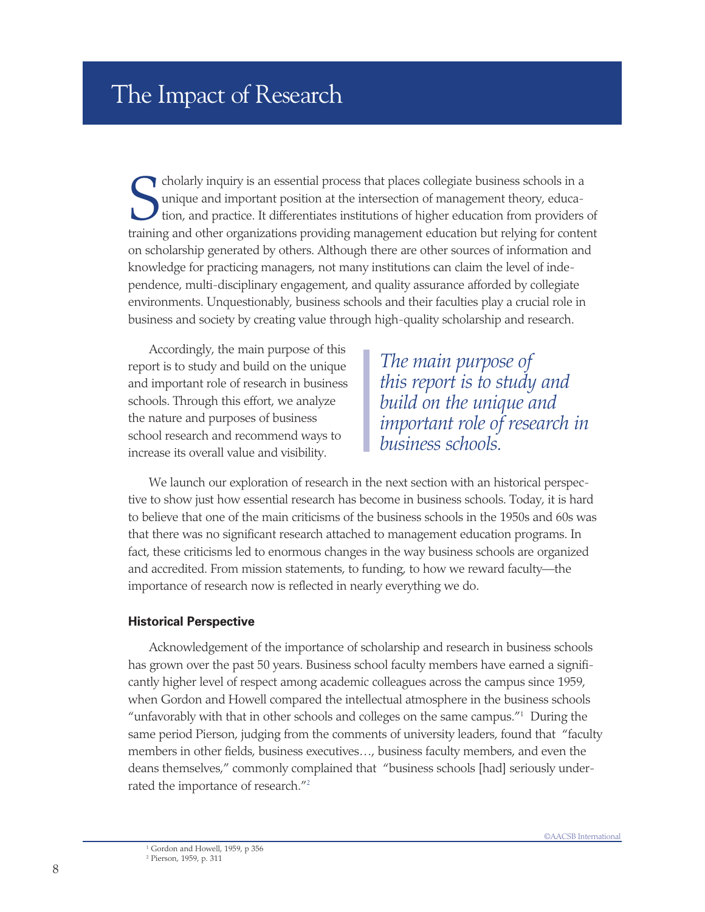# The Impact of Research

Scholarly inquiry is an essential process that places collegiate business schools in a unique and important position at the intersection of management theory, education, and practice. It differentiates institutions of higher education from providers of training and other organizations providing management education but relying for content on scholarship generated by others. Although there are other sources of information and knowledge for practicing managers, not many institutions can claim the level of independence, multi-disciplinary engagement, and quality assurance afforded by collegiate environments. Unquestionably, business schools and their faculties play a crucial role in business and society by creating value through high-quality scholarship and research.

Accordingly, the main purpose of this report is to study and build on the unique and important role of research in business schools. Through this effort, we analyze the nature and purposes of business school research and recommend ways to increase its overall value and visibility.

> *The main purpose of this report is to study and build on the unique and important role of research in business schools.*

We launch our exploration of research in the next section with an historical perspective to show just how essential research has become in business schools. Today, it is hard to believe that one of the main criticisms of the business schools in the 1950s and 60s was that there was no significant research attached to management education programs. In fact, these criticisms led to enormous changes in the way business schools are organized and accredited. From mission statements, to funding, to how we reward faculty—the importance of research now is reflected in nearly everything we do.

**Historical Perspective**

Acknowledgement of the importance of scholarship and research in business schools has grown over the past 50 years. Business school faculty members have earned a significantly higher level of respect among academic colleagues across the campus since 1959, when Gordon and Howell compared the intellectual atmosphere in the business schools "unfavorably with that in other schools and colleges on the same campus."[1] During the same period Pierson, judging from the comments of university leaders, found that "faculty members in other fields, business executives…, business faculty members, and even the deans themselves," commonly complained that "business schools [had] seriously underrated the importance of research."[2]

[1] Gordon and Howell, 1959, p 356
[2] Pierson, 1959, p. 311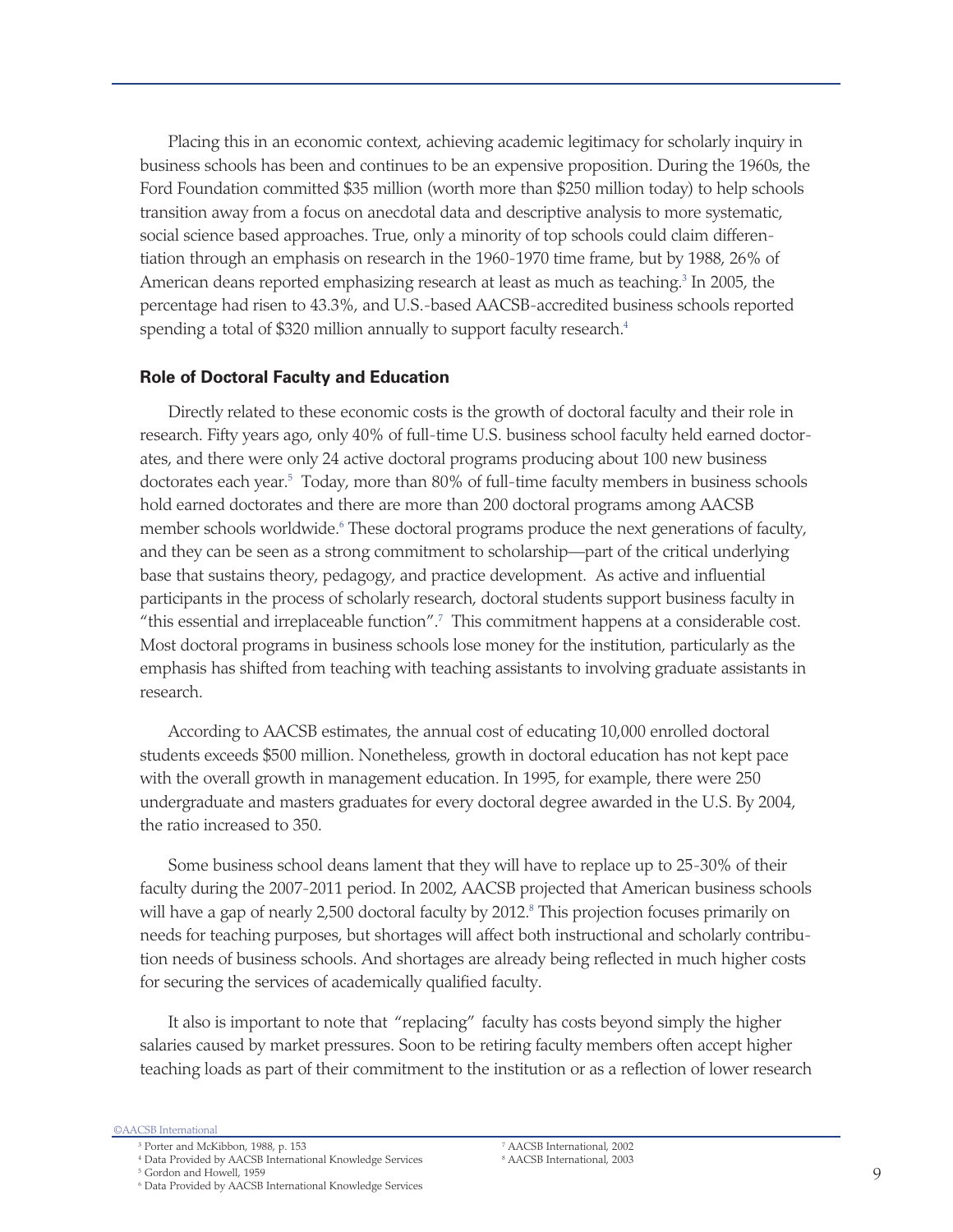Placing this in an economic context, achieving academic legitimacy for scholarly inquiry in business schools has been and continues to be an expensive proposition. During the 1960s, the Ford Foundation committed $35 million (worth more than $250 million today) to help schools transition away from a focus on anecdotal data and descriptive analysis to more systematic, social science based approaches. True, only a minority of top schools could claim differentiation through an emphasis on research in the 1960-1970 time frame, but by 1988, 26% of American deans reported emphasizing research at least as much as teaching.[3] In 2005, the percentage had risen to 43.3%, and U.S.-based AACSB-accredited business schools reported spending a total of $320 million annually to support faculty research.[4]

### Role of Doctoral Faculty and Education

Directly related to these economic costs is the growth of doctoral faculty and their role in research. Fifty years ago, only 40% of full-time U.S. business school faculty held earned doctorates, and there were only 24 active doctoral programs producing about 100 new business doctorates each year.[5] Today, more than 80% of full-time faculty members in business schools hold earned doctorates and there are more than 200 doctoral programs among AACSB member schools worldwide.[6] These doctoral programs produce the next generations of faculty, and they can be seen as a strong commitment to scholarship—part of the critical underlying base that sustains theory, pedagogy, and practice development. As active and influential participants in the process of scholarly research, doctoral students support business faculty in "this essential and irreplaceable function".[7] This commitment happens at a considerable cost. Most doctoral programs in business schools lose money for the institution, particularly as the emphasis has shifted from teaching with teaching assistants to involving graduate assistants in research.

According to AACSB estimates, the annual cost of educating 10,000 enrolled doctoral students exceeds $500 million. Nonetheless, growth in doctoral education has not kept pace with the overall growth in management education. In 1995, for example, there were 250 undergraduate and masters graduates for every doctoral degree awarded in the U.S. By 2004, the ratio increased to 350.

Some business school deans lament that they will have to replace up to 25-30% of their faculty during the 2007-2011 period. In 2002, AACSB projected that American business schools will have a gap of nearly 2,500 doctoral faculty by 2012.[8] This projection focuses primarily on needs for teaching purposes, but shortages will affect both instructional and scholarly contribution needs of business schools. And shortages are already being reflected in much higher costs for securing the services of academically qualified faculty.

It also is important to note that "replacing" faculty has costs beyond simply the higher salaries caused by market pressures. Soon to be retiring faculty members often accept higher teaching loads as part of their commitment to the institution or as a reflection of lower research

[3] Porter and McKibbon, 1988, p. 153

[4] Data Provided by AACSB International Knowledge Services

[5] Gordon and Howell, 1959

[6] Data Provided by AACSB International Knowledge Services

[7] AACSB International, 2002

[8] AACSB International, 2003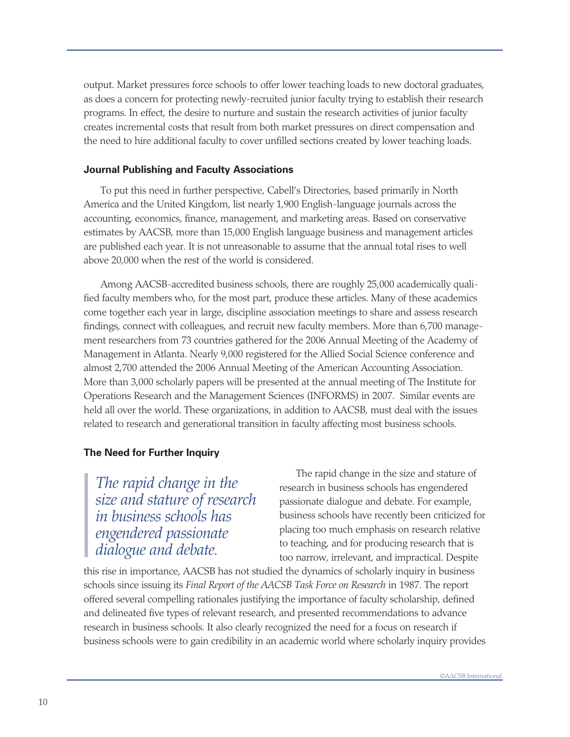output. Market pressures force schools to offer lower teaching loads to new doctoral graduates, as does a concern for protecting newly-recruited junior faculty trying to establish their research programs. In effect, the desire to nurture and sustain the research activities of junior faculty creates incremental costs that result from both market pressures on direct compensation and the need to hire additional faculty to cover unfilled sections created by lower teaching loads.

### Journal Publishing and Faculty Associations

To put this need in further perspective, Cabell's Directories, based primarily in North America and the United Kingdom, list nearly 1,900 English-language journals across the accounting, economics, finance, management, and marketing areas. Based on conservative estimates by AACSB, more than 15,000 English language business and management articles are published each year. It is not unreasonable to assume that the annual total rises to well above 20,000 when the rest of the world is considered.

Among AACSB-accredited business schools, there are roughly 25,000 academically qualified faculty members who, for the most part, produce these articles. Many of these academics come together each year in large, discipline association meetings to share and assess research findings, connect with colleagues, and recruit new faculty members. More than 6,700 management researchers from 73 countries gathered for the 2006 Annual Meeting of the Academy of Management in Atlanta. Nearly 9,000 registered for the Allied Social Science conference and almost 2,700 attended the 2006 Annual Meeting of the American Accounting Association. More than 3,000 scholarly papers will be presented at the annual meeting of The Institute for Operations Research and the Management Sciences (INFORMS) in 2007. Similar events are held all over the world. These organizations, in addition to AACSB, must deal with the issues related to research and generational transition in faculty affecting most business schools.

### The Need for Further Inquiry

> *The rapid change in the size and stature of research in business schools has engendered passionate dialogue and debate.*

The rapid change in the size and stature of research in business schools has engendered passionate dialogue and debate. For example, business schools have recently been criticized for placing too much emphasis on research relative to teaching, and for producing research that is too narrow, irrelevant, and impractical. Despite this rise in importance, AACSB has not studied the dynamics of scholarly inquiry in business schools since issuing its *Final Report of the AACSB Task Force on Research* in 1987. The report offered several compelling rationales justifying the importance of faculty scholarship, defined and delineated five types of relevant research, and presented recommendations to advance research in business schools. It also clearly recognized the need for a focus on research if business schools were to gain credibility in an academic world where scholarly inquiry provides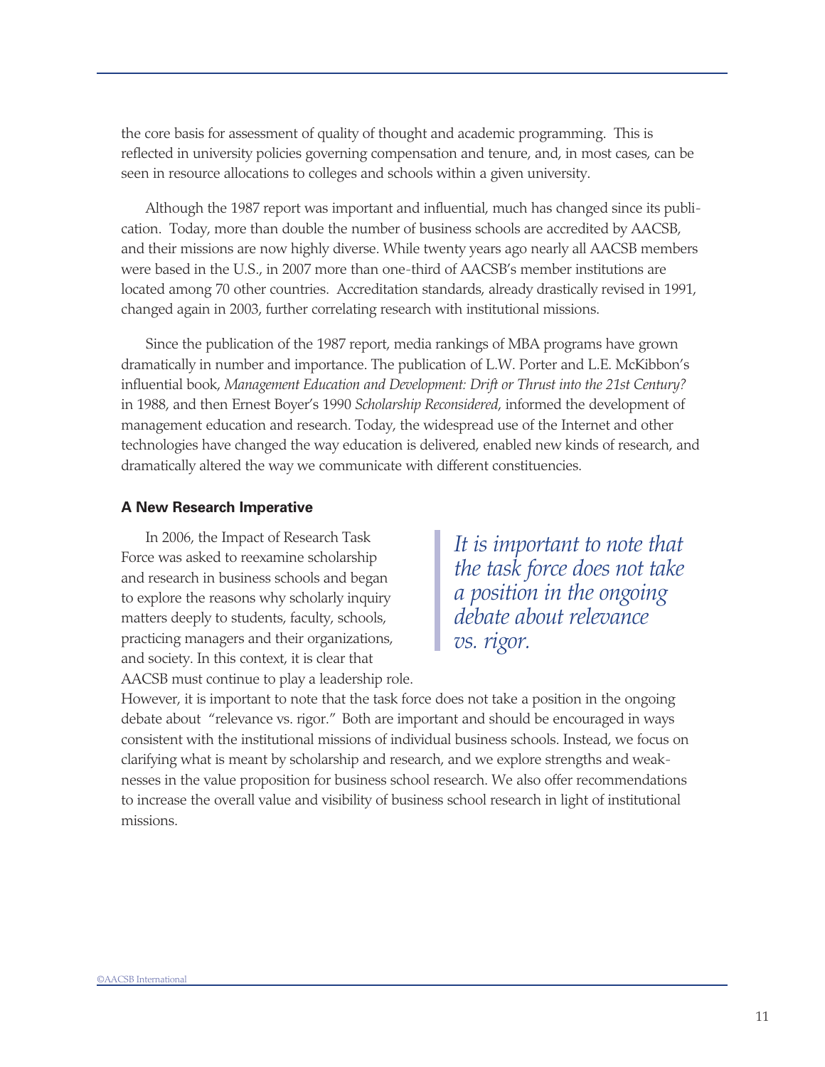the core basis for assessment of quality of thought and academic programming. This is reflected in university policies governing compensation and tenure, and, in most cases, can be seen in resource allocations to colleges and schools within a given university.

Although the 1987 report was important and influential, much has changed since its publication. Today, more than double the number of business schools are accredited by AACSB, and their missions are now highly diverse. While twenty years ago nearly all AACSB members were based in the U.S., in 2007 more than one-third of AACSB's member institutions are located among 70 other countries. Accreditation standards, already drastically revised in 1991, changed again in 2003, further correlating research with institutional missions.

Since the publication of the 1987 report, media rankings of MBA programs have grown dramatically in number and importance. The publication of L.W. Porter and L.E. McKibbon's influential book, *Management Education and Development: Drift or Thrust into the 21st Century?* in 1988, and then Ernest Boyer's 1990 *Scholarship Reconsidered*, informed the development of management education and research. Today, the widespread use of the Internet and other technologies have changed the way education is delivered, enabled new kinds of research, and dramatically altered the way we communicate with different constituencies.

### A New Research Imperative

In 2006, the Impact of Research Task Force was asked to reexamine scholarship and research in business schools and began to explore the reasons why scholarly inquiry matters deeply to students, faculty, schools, practicing managers and their organizations, and society. In this context, it is clear that AACSB must continue to play a leadership role. However, it is important to note that the task force does not take a position in the ongoing debate about "relevance vs. rigor." Both are important and should be encouraged in ways consistent with the institutional missions of individual business schools. Instead, we focus on clarifying what is meant by scholarship and research, and we explore strengths and weaknesses in the value proposition for business school research. We also offer recommendations to increase the overall value and visibility of business school research in light of institutional missions.

> *It is important to note that the task force does not take a position in the ongoing debate about relevance vs. rigor.*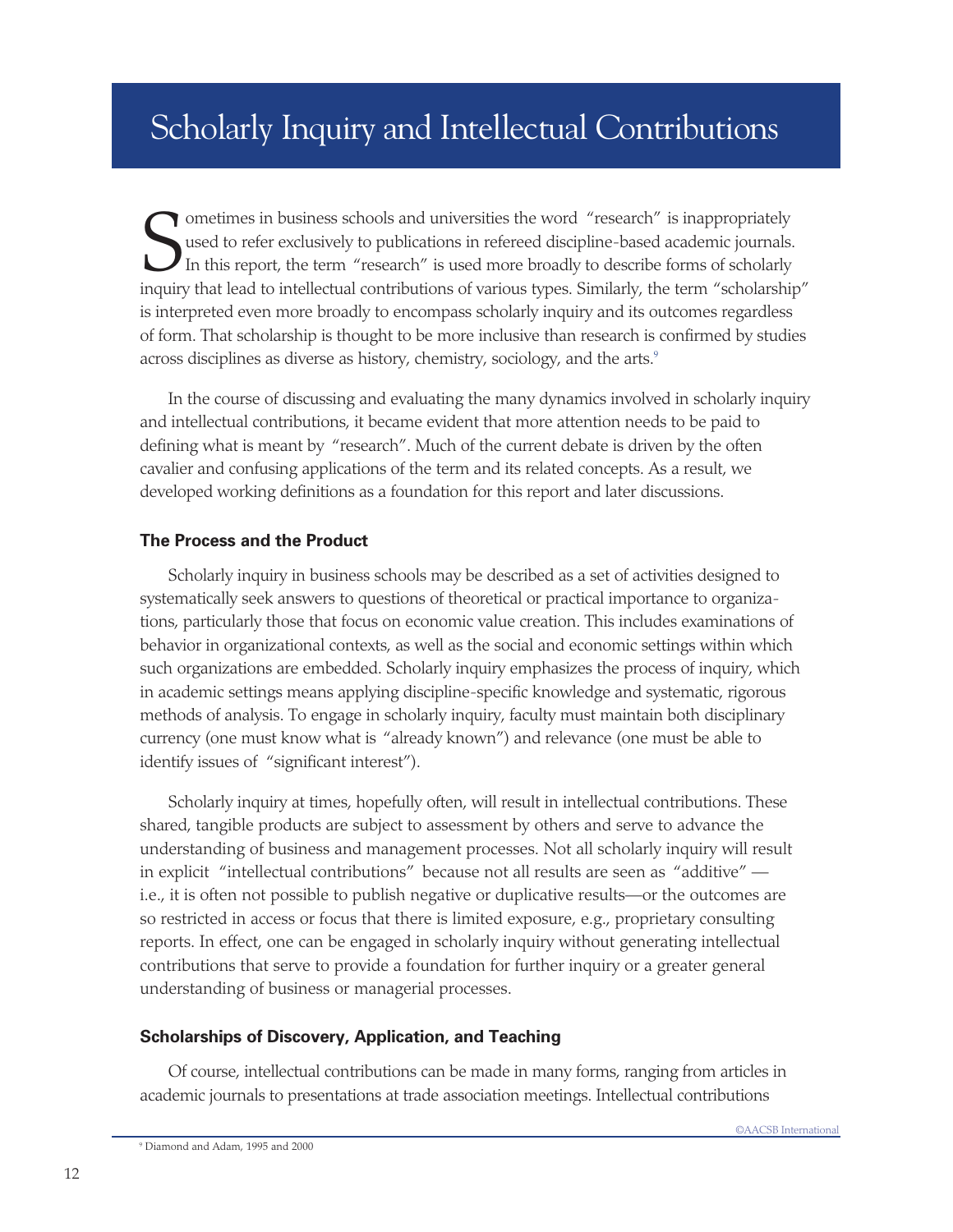# Scholarly Inquiry and Intellectual Contributions

Sometimes in business schools and universities the word "research" is inappropriately used to refer exclusively to publications in refereed discipline-based academic journals. In this report, the term "research" is used more broadly to describe forms of scholarly inquiry that lead to intellectual contributions of various types. Similarly, the term "scholarship" is interpreted even more broadly to encompass scholarly inquiry and its outcomes regardless of form. That scholarship is thought to be more inclusive than research is confirmed by studies across disciplines as diverse as history, chemistry, sociology, and the arts.[9]

In the course of discussing and evaluating the many dynamics involved in scholarly inquiry and intellectual contributions, it became evident that more attention needs to be paid to defining what is meant by "research". Much of the current debate is driven by the often cavalier and confusing applications of the term and its related concepts. As a result, we developed working definitions as a foundation for this report and later discussions.

### The Process and the Product

Scholarly inquiry in business schools may be described as a set of activities designed to systematically seek answers to questions of theoretical or practical importance to organizations, particularly those that focus on economic value creation. This includes examinations of behavior in organizational contexts, as well as the social and economic settings within which such organizations are embedded. Scholarly inquiry emphasizes the process of inquiry, which in academic settings means applying discipline-specific knowledge and systematic, rigorous methods of analysis. To engage in scholarly inquiry, faculty must maintain both disciplinary currency (one must know what is "already known") and relevance (one must be able to identify issues of "significant interest").

Scholarly inquiry at times, hopefully often, will result in intellectual contributions. These shared, tangible products are subject to assessment by others and serve to advance the understanding of business and management processes. Not all scholarly inquiry will result in explicit "intellectual contributions" because not all results are seen as "additive" — i.e., it is often not possible to publish negative or duplicative results—or the outcomes are so restricted in access or focus that there is limited exposure, e.g., proprietary consulting reports. In effect, one can be engaged in scholarly inquiry without generating intellectual contributions that serve to provide a foundation for further inquiry or a greater general understanding of business or managerial processes.

### Scholarships of Discovery, Application, and Teaching

Of course, intellectual contributions can be made in many forms, ranging from articles in academic journals to presentations at trade association meetings. Intellectual contributions

[9] Diamond and Adam, 1995 and 2000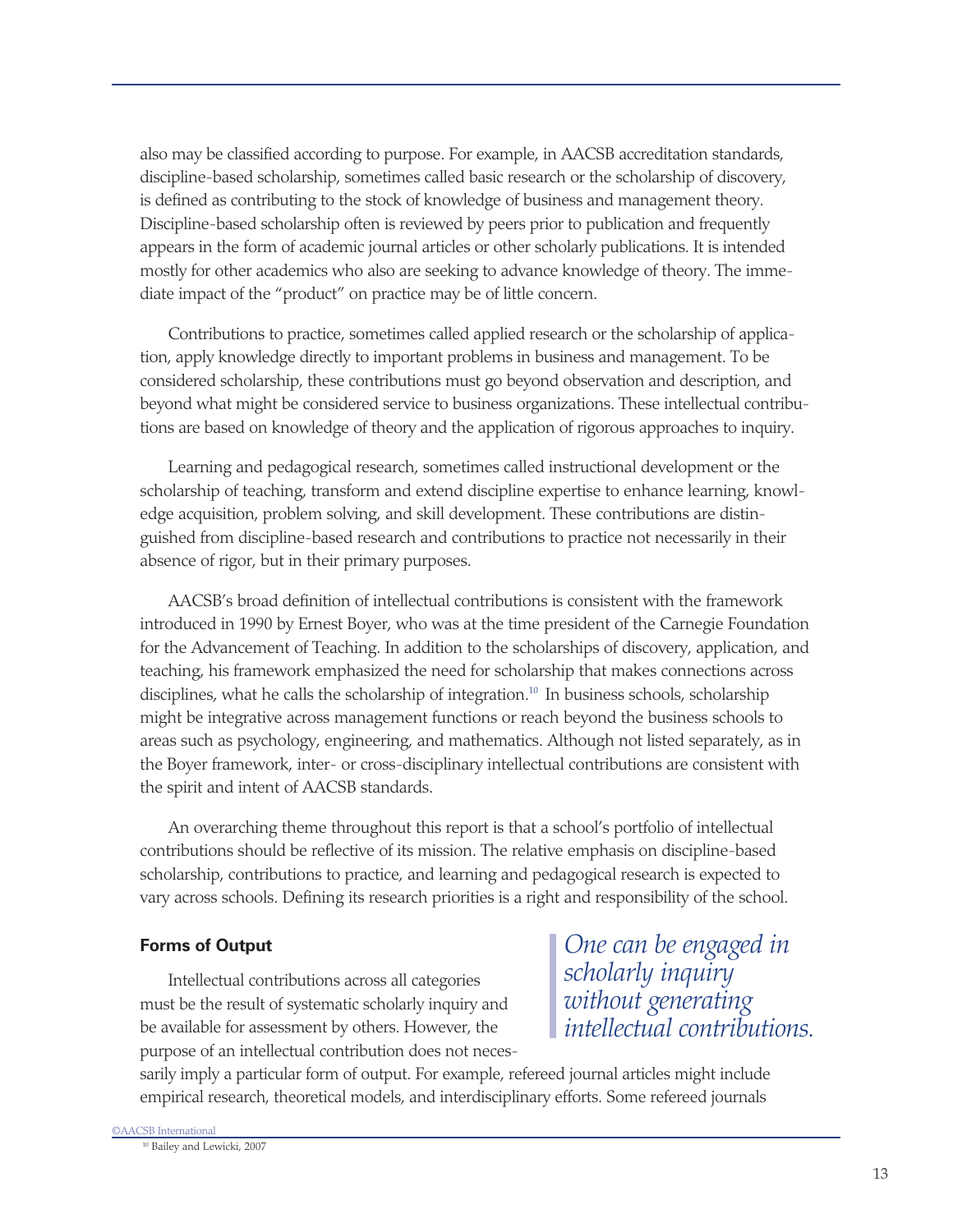also may be classified according to purpose. For example, in AACSB accreditation standards, discipline-based scholarship, sometimes called basic research or the scholarship of discovery, is defined as contributing to the stock of knowledge of business and management theory. Discipline-based scholarship often is reviewed by peers prior to publication and frequently appears in the form of academic journal articles or other scholarly publications. It is intended mostly for other academics who also are seeking to advance knowledge of theory. The immediate impact of the "product" on practice may be of little concern.

Contributions to practice, sometimes called applied research or the scholarship of application, apply knowledge directly to important problems in business and management. To be considered scholarship, these contributions must go beyond observation and description, and beyond what might be considered service to business organizations. These intellectual contributions are based on knowledge of theory and the application of rigorous approaches to inquiry.

Learning and pedagogical research, sometimes called instructional development or the scholarship of teaching, transform and extend discipline expertise to enhance learning, knowledge acquisition, problem solving, and skill development. These contributions are distinguished from discipline-based research and contributions to practice not necessarily in their absence of rigor, but in their primary purposes.

AACSB's broad definition of intellectual contributions is consistent with the framework introduced in 1990 by Ernest Boyer, who was at the time president of the Carnegie Foundation for the Advancement of Teaching. In addition to the scholarships of discovery, application, and teaching, his framework emphasized the need for scholarship that makes connections across disciplines, what he calls the scholarship of integration.[10] In business schools, scholarship might be integrative across management functions or reach beyond the business schools to areas such as psychology, engineering, and mathematics. Although not listed separately, as in the Boyer framework, inter- or cross-disciplinary intellectual contributions are consistent with the spirit and intent of AACSB standards.

An overarching theme throughout this report is that a school's portfolio of intellectual contributions should be reflective of its mission. The relative emphasis on discipline-based scholarship, contributions to practice, and learning and pedagogical research is expected to vary across schools. Defining its research priorities is a right and responsibility of the school.

### Forms of Output

> *One can be engaged in scholarly inquiry without generating intellectual contributions.*

Intellectual contributions across all categories must be the result of systematic scholarly inquiry and be available for assessment by others. However, the purpose of an intellectual contribution does not necessarily imply a particular form of output. For example, refereed journal articles might include empirical research, theoretical models, and interdisciplinary efforts. Some refereed journals

[10] Bailey and Lewicki, 2007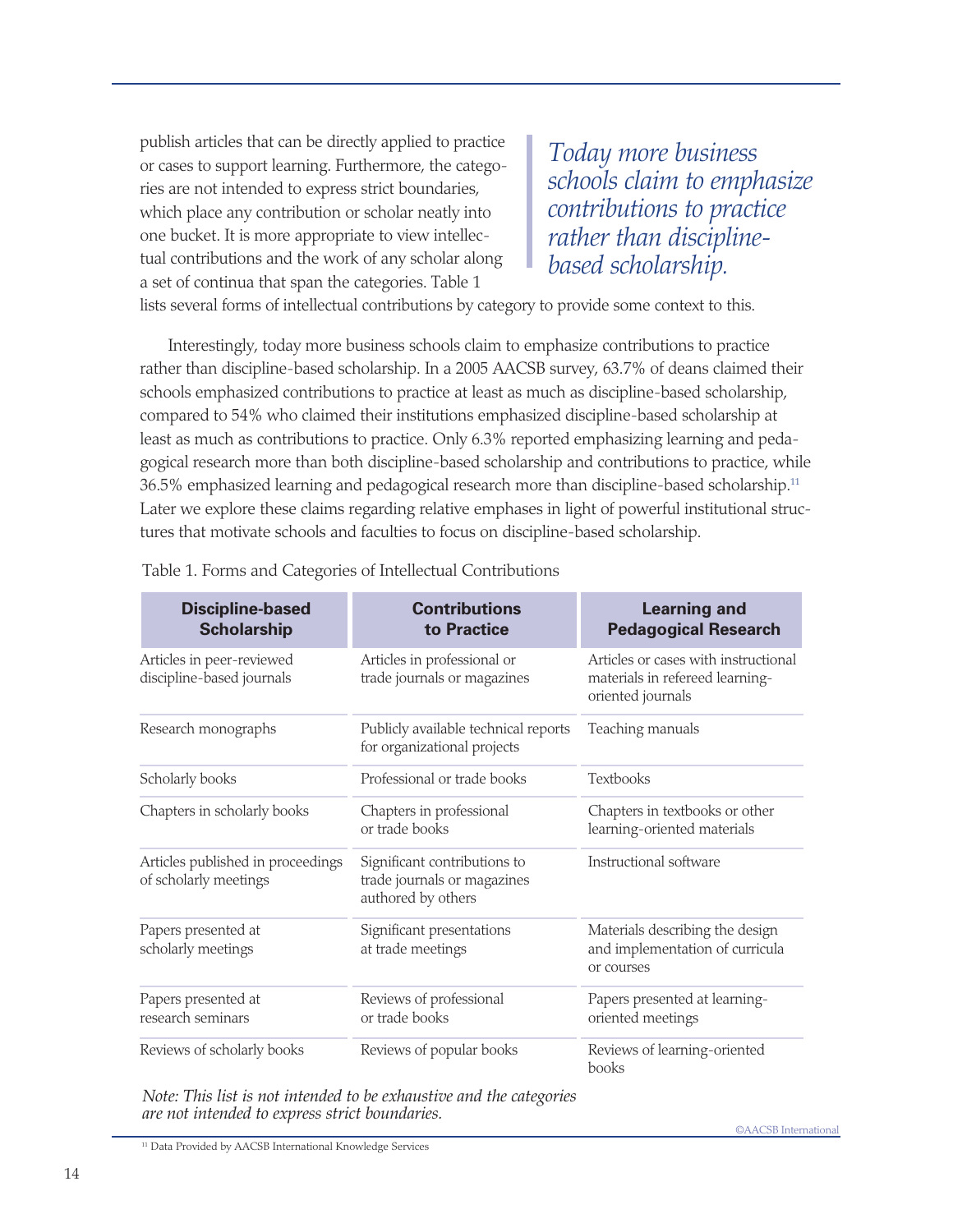publish articles that can be directly applied to practice or cases to support learning. Furthermore, the categories are not intended to express strict boundaries, which place any contribution or scholar neatly into one bucket. It is more appropriate to view intellectual contributions and the work of any scholar along a set of continua that span the categories. Table 1 lists several forms of intellectual contributions by category to provide some context to this.

> *Today more business schools claim to emphasize contributions to practice rather than discipline-based scholarship.*

Interestingly, today more business schools claim to emphasize contributions to practice rather than discipline-based scholarship. In a 2005 AACSB survey, 63.7% of deans claimed their schools emphasized contributions to practice at least as much as discipline-based scholarship, compared to 54% who claimed their institutions emphasized discipline-based scholarship at least as much as contributions to practice. Only 6.3% reported emphasizing learning and pedagogical research more than both discipline-based scholarship and contributions to practice, while 36.5% emphasized learning and pedagogical research more than discipline-based scholarship.[11] Later we explore these claims regarding relative emphases in light of powerful institutional structures that motivate schools and faculties to focus on discipline-based scholarship.

Table 1. Forms and Categories of Intellectual Contributions

| Discipline-based Scholarship | Contributions to Practice | Learning and Pedagogical Research |
|---|---|---|
| Articles in peer-reviewed discipline-based journals | Articles in professional or trade journals or magazines | Articles or cases with instructional materials in refereed learning-oriented journals |
| Research monographs | Publicly available technical reports for organizational projects | Teaching manuals |
| Scholarly books | Professional or trade books | Textbooks |
| Chapters in scholarly books | Chapters in professional or trade books | Chapters in textbooks or other learning-oriented materials |
| Articles published in proceedings of scholarly meetings | Significant contributions to trade journals or magazines authored by others | Instructional software |
| Papers presented at scholarly meetings | Significant presentations at trade meetings | Materials describing the design and implementation of curricula or courses |
| Papers presented at research seminars | Reviews of professional or trade books | Papers presented at learning-oriented meetings |
| Reviews of scholarly books | Reviews of popular books | Reviews of learning-oriented books |

*Note: This list is not intended to be exhaustive and the categories are not intended to express strict boundaries.*

[11] Data Provided by AACSB International Knowledge Services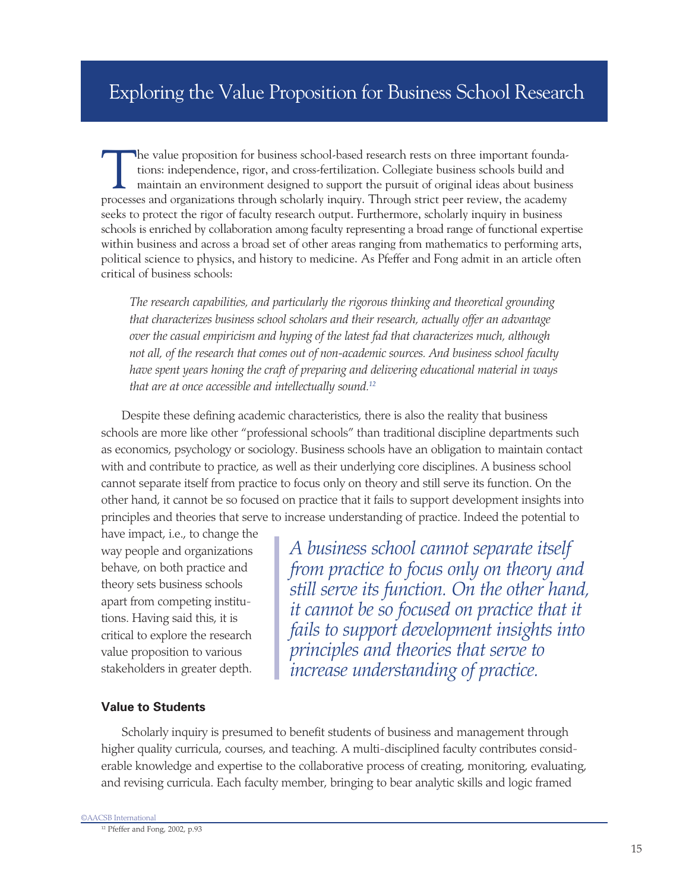## Exploring the Value Proposition for Business School Research

The value proposition for business school-based research rests on three important foundations: independence, rigor, and cross-fertilization. Collegiate business schools build and maintain an environment designed to support the pursuit of original ideas about business processes and organizations through scholarly inquiry. Through strict peer review, the academy seeks to protect the rigor of faculty research output. Furthermore, scholarly inquiry in business schools is enriched by collaboration among faculty representing a broad range of functional expertise within business and across a broad set of other areas ranging from mathematics to performing arts, political science to physics, and history to medicine. As Pfeffer and Fong admit in an article often critical of business schools:

> *The research capabilities, and particularly the rigorous thinking and theoretical grounding that characterizes business school scholars and their research, actually offer an advantage over the casual empiricism and hyping of the latest fad that characterizes much, although not all, of the research that comes out of non-academic sources. And business school faculty have spent years honing the craft of preparing and delivering educational material in ways that are at once accessible and intellectually sound.*[12]

Despite these defining academic characteristics, there is also the reality that business schools are more like other "professional schools" than traditional discipline departments such as economics, psychology or sociology. Business schools have an obligation to maintain contact with and contribute to practice, as well as their underlying core disciplines. A business school cannot separate itself from practice to focus only on theory and still serve its function. On the other hand, it cannot be so focused on practice that it fails to support development insights into principles and theories that serve to increase understanding of practice. Indeed the potential to have impact, i.e., to change the way people and organizations behave, on both practice and theory sets business schools apart from competing institutions. Having said this, it is critical to explore the research value proposition to various stakeholders in greater depth.

> *A business school cannot separate itself from practice to focus only on theory and still serve its function. On the other hand, it cannot be so focused on practice that it fails to support development insights into principles and theories that serve to increase understanding of practice.*

### Value to Students

Scholarly inquiry is presumed to benefit students of business and management through higher quality curricula, courses, and teaching. A multi-disciplined faculty contributes considerable knowledge and expertise to the collaborative process of creating, monitoring, evaluating, and revising curricula. Each faculty member, bringing to bear analytic skills and logic framed

[12] Pfeffer and Fong, 2002, p.93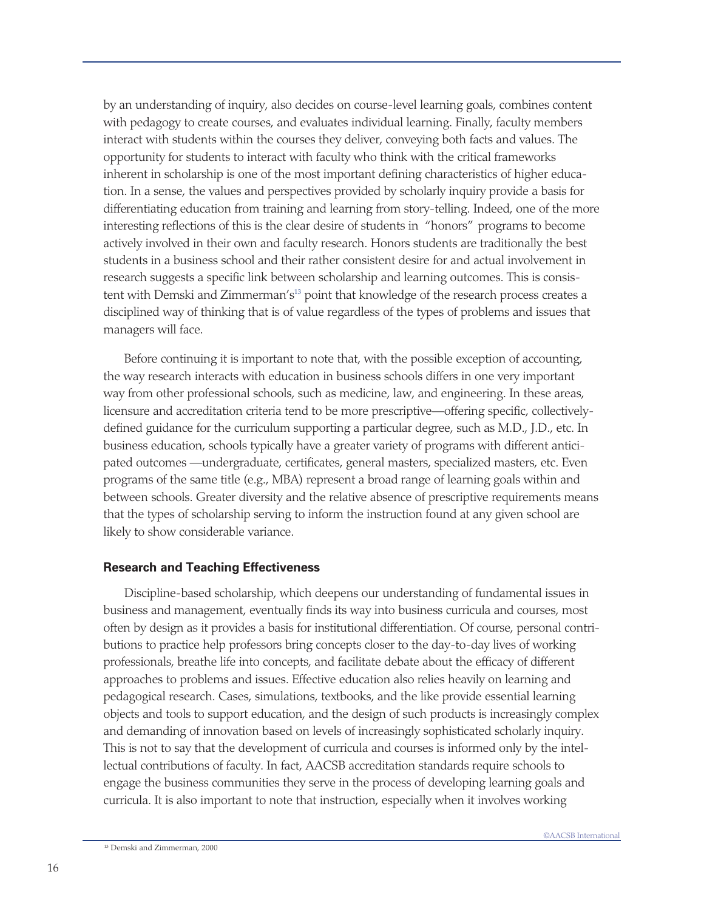by an understanding of inquiry, also decides on course-level learning goals, combines content with pedagogy to create courses, and evaluates individual learning. Finally, faculty members interact with students within the courses they deliver, conveying both facts and values. The opportunity for students to interact with faculty who think with the critical frameworks inherent in scholarship is one of the most important defining characteristics of higher education. In a sense, the values and perspectives provided by scholarly inquiry provide a basis for differentiating education from training and learning from story-telling. Indeed, one of the more interesting reflections of this is the clear desire of students in "honors" programs to become actively involved in their own and faculty research. Honors students are traditionally the best students in a business school and their rather consistent desire for and actual involvement in research suggests a specific link between scholarship and learning outcomes. This is consistent with Demski and Zimmerman's[13] point that knowledge of the research process creates a disciplined way of thinking that is of value regardless of the types of problems and issues that managers will face.

Before continuing it is important to note that, with the possible exception of accounting, the way research interacts with education in business schools differs in one very important way from other professional schools, such as medicine, law, and engineering. In these areas, licensure and accreditation criteria tend to be more prescriptive—offering specific, collectively-defined guidance for the curriculum supporting a particular degree, such as M.D., J.D., etc. In business education, schools typically have a greater variety of programs with different anticipated outcomes —undergraduate, certificates, general masters, specialized masters, etc. Even programs of the same title (e.g., MBA) represent a broad range of learning goals within and between schools. Greater diversity and the relative absence of prescriptive requirements means that the types of scholarship serving to inform the instruction found at any given school are likely to show considerable variance.

### Research and Teaching Effectiveness

Discipline-based scholarship, which deepens our understanding of fundamental issues in business and management, eventually finds its way into business curricula and courses, most often by design as it provides a basis for institutional differentiation. Of course, personal contributions to practice help professors bring concepts closer to the day-to-day lives of working professionals, breathe life into concepts, and facilitate debate about the efficacy of different approaches to problems and issues. Effective education also relies heavily on learning and pedagogical research. Cases, simulations, textbooks, and the like provide essential learning objects and tools to support education, and the design of such products is increasingly complex and demanding of innovation based on levels of increasingly sophisticated scholarly inquiry. This is not to say that the development of curricula and courses is informed only by the intellectual contributions of faculty. In fact, AACSB accreditation standards require schools to engage the business communities they serve in the process of developing learning goals and curricula. It is also important to note that instruction, especially when it involves working

[13] Demski and Zimmerman, 2000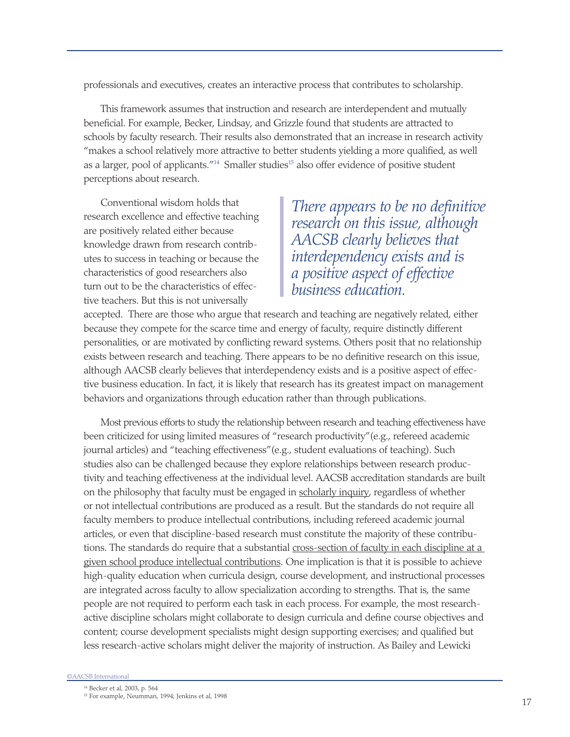professionals and executives, creates an interactive process that contributes to scholarship.

This framework assumes that instruction and research are interdependent and mutually beneficial. For example, Becker, Lindsay, and Grizzle found that students are attracted to schools by faculty research. Their results also demonstrated that an increase in research activity "makes a school relatively more attractive to better students yielding a more qualified, as well as a larger, pool of applicants."[14] Smaller studies[15] also offer evidence of positive student perceptions about research.

> *There appears to be no definitive research on this issue, although AACSB clearly believes that interdependency exists and is a positive aspect of effective business education.*

Conventional wisdom holds that research excellence and effective teaching are positively related either because knowledge drawn from research contributes to success in teaching or because the characteristics of good researchers also turn out to be the characteristics of effective teachers. But this is not universally accepted. There are those who argue that research and teaching are negatively related, either because they compete for the scarce time and energy of faculty, require distinctly different personalities, or are motivated by conflicting reward systems. Others posit that no relationship exists between research and teaching. There appears to be no definitive research on this issue, although AACSB clearly believes that interdependency exists and is a positive aspect of effective business education. In fact, it is likely that research has its greatest impact on management behaviors and organizations through education rather than through publications.

Most previous efforts to study the relationship between research and teaching effectiveness have been criticized for using limited measures of "research productivity"(e.g., refereed academic journal articles) and "teaching effectiveness"(e.g., student evaluations of teaching). Such studies also can be challenged because they explore relationships between research productivity and teaching effectiveness at the individual level. AACSB accreditation standards are built on the philosophy that faculty must be engaged in <u>scholarly inquiry</u>, regardless of whether or not intellectual contributions are produced as a result. But the standards do not require all faculty members to produce intellectual contributions, including refereed academic journal articles, or even that discipline-based research must constitute the majority of these contributions. The standards do require that a substantial <u>cross-section of faculty in each discipline at a given school produce intellectual contributions</u>. One implication is that it is possible to achieve high-quality education when curricula design, course development, and instructional processes are integrated across faculty to allow specialization according to strengths. That is, the same people are not required to perform each task in each process. For example, the most research-active discipline scholars might collaborate to design curricula and define course objectives and content; course development specialists might design supporting exercises; and qualified but less research-active scholars might deliver the majority of instruction. As Bailey and Lewicki

[14] Becker et al, 2003, p. 564

[15] For example, Neumman, 1994; Jenkins et al, 1998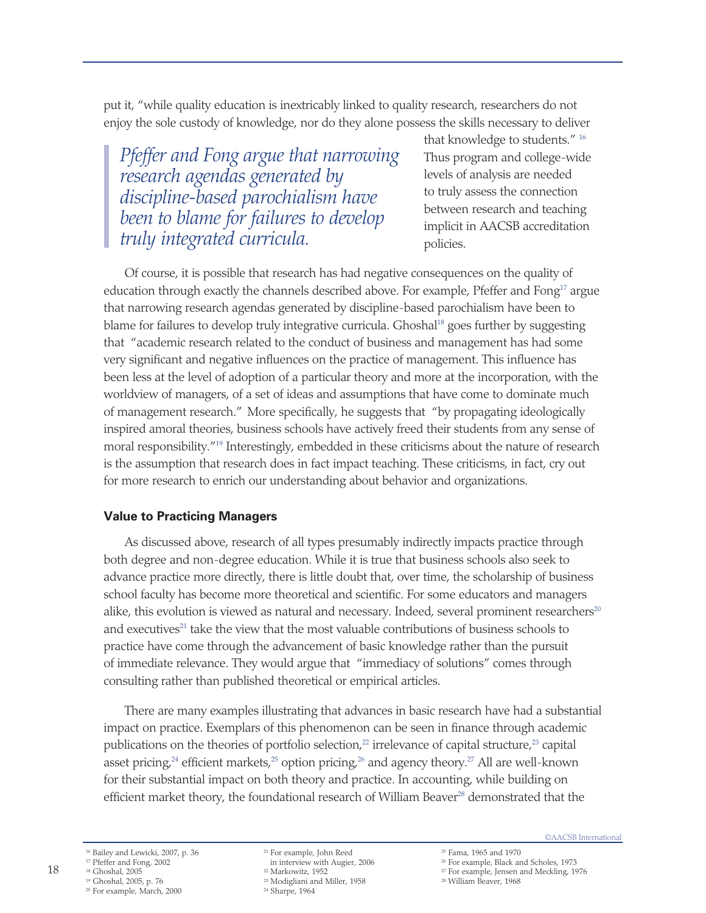put it, "while quality education is inextricably linked to quality research, researchers do not enjoy the sole custody of knowledge, nor do they alone possess the skills necessary to deliver that knowledge to students." [16] Thus program and college-wide levels of analysis are needed to truly assess the connection between research and teaching implicit in AACSB accreditation policies.

> *Pfeffer and Fong argue that narrowing research agendas generated by discipline-based parochialism have been to blame for failures to develop truly integrated curricula.*

Of course, it is possible that research has had negative consequences on the quality of education through exactly the channels described above. For example, Pfeffer and Fong[17] argue that narrowing research agendas generated by discipline-based parochialism have been to blame for failures to develop truly integrative curricula. Ghoshal[18] goes further by suggesting that "academic research related to the conduct of business and management has had some very significant and negative influences on the practice of management. This influence has been less at the level of adoption of a particular theory and more at the incorporation, with the worldview of managers, of a set of ideas and assumptions that have come to dominate much of management research." More specifically, he suggests that "by propagating ideologically inspired amoral theories, business schools have actively freed their students from any sense of moral responsibility."[19] Interestingly, embedded in these criticisms about the nature of research is the assumption that research does in fact impact teaching. These criticisms, in fact, cry out for more research to enrich our understanding about behavior and organizations.

### Value to Practicing Managers

As discussed above, research of all types presumably indirectly impacts practice through both degree and non-degree education. While it is true that business schools also seek to advance practice more directly, there is little doubt that, over time, the scholarship of business school faculty has become more theoretical and scientific. For some educators and managers alike, this evolution is viewed as natural and necessary. Indeed, several prominent researchers[20] and executives[21] take the view that the most valuable contributions of business schools to practice have come through the advancement of basic knowledge rather than the pursuit of immediate relevance. They would argue that "immediacy of solutions" comes through consulting rather than published theoretical or empirical articles.

There are many examples illustrating that advances in basic research have had a substantial impact on practice. Exemplars of this phenomenon can be seen in finance through academic publications on the theories of portfolio selection,[22] irrelevance of capital structure,[23] capital asset pricing,[24] efficient markets,[25] option pricing,[26] and agency theory.[27] All are well-known for their substantial impact on both theory and practice. In accounting, while building on efficient market theory, the foundational research of William Beaver[28] demonstrated that the

[16] Bailey and Lewicki, 2007, p. 36
[17] Pfeffer and Fong, 2002
[18] Ghoshal, 2005
[19] Ghoshal, 2005, p. 76
[20] For example, March, 2000
[21] For example, John Reed in interview with Augier, 2006
[22] Markowitz, 1952
[23] Modigliani and Miller, 1958
[24] Sharpe, 1964
[25] Fama, 1965 and 1970
[26] For example, Black and Scholes, 1973
[27] For example, Jensen and Meckling, 1976
[28] William Beaver, 1968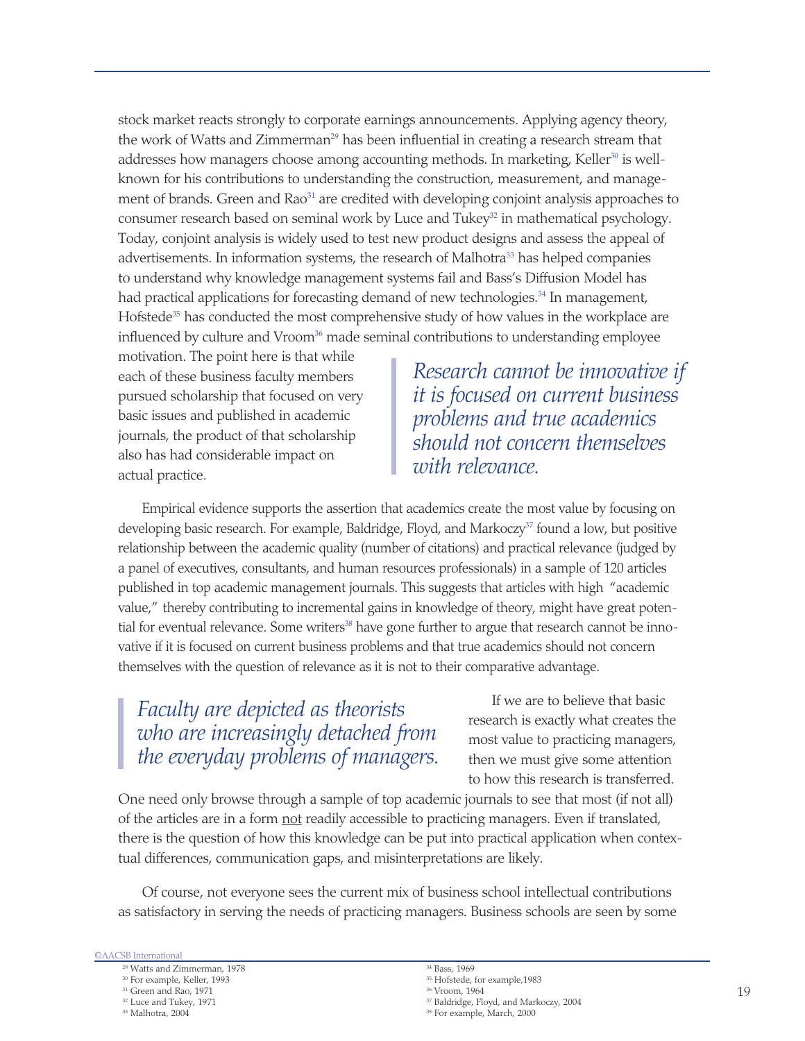stock market reacts strongly to corporate earnings announcements. Applying agency theory, the work of Watts and Zimmerman[29] has been influential in creating a research stream that addresses how managers choose among accounting methods. In marketing, Keller[30] is well-known for his contributions to understanding the construction, measurement, and management of brands. Green and Rao[31] are credited with developing conjoint analysis approaches to consumer research based on seminal work by Luce and Tukey[32] in mathematical psychology. Today, conjoint analysis is widely used to test new product designs and assess the appeal of advertisements. In information systems, the research of Malhotra[33] has helped companies to understand why knowledge management systems fail and Bass's Diffusion Model has had practical applications for forecasting demand of new technologies.[34] In management, Hofstede[35] has conducted the most comprehensive study of how values in the workplace are influenced by culture and Vroom[36] made seminal contributions to understanding employee motivation. The point here is that while each of these business faculty members pursued scholarship that focused on very basic issues and published in academic journals, the product of that scholarship also has had considerable impact on actual practice.

> *Research cannot be innovative if it is focused on current business problems and true academics should not concern themselves with relevance.*

Empirical evidence supports the assertion that academics create the most value by focusing on developing basic research. For example, Baldridge, Floyd, and Markoczy[37] found a low, but positive relationship between the academic quality (number of citations) and practical relevance (judged by a panel of executives, consultants, and human resources professionals) in a sample of 120 articles published in top academic management journals. This suggests that articles with high "academic value," thereby contributing to incremental gains in knowledge of theory, might have great potential for eventual relevance. Some writers[38] have gone further to argue that research cannot be innovative if it is focused on current business problems and that true academics should not concern themselves with the question of relevance as it is not to their comparative advantage.

> *Faculty are depicted as theorists who are increasingly detached from the everyday problems of managers.*

If we are to believe that basic research is exactly what creates the most value to practicing managers, then we must give some attention to how this research is transferred. One need only browse through a sample of top academic journals to see that most (if not all) of the articles are in a form not readily accessible to practicing managers. Even if translated, there is the question of how this knowledge can be put into practical application when contextual differences, communication gaps, and misinterpretations are likely.

Of course, not everyone sees the current mix of business school intellectual contributions as satisfactory in serving the needs of practicing managers. Business schools are seen by some

[29] Watts and Zimmerman, 1978
[30] For example, Keller, 1993
[31] Green and Rao, 1971
[32] Luce and Tukey, 1971
[33] Malhotra, 2004
[34] Bass, 1969
[35] Hofstede, for example,1983
[36] Vroom, 1964
[37] Baldridge, Floyd, and Markoczy, 2004
[38] For example, March, 2000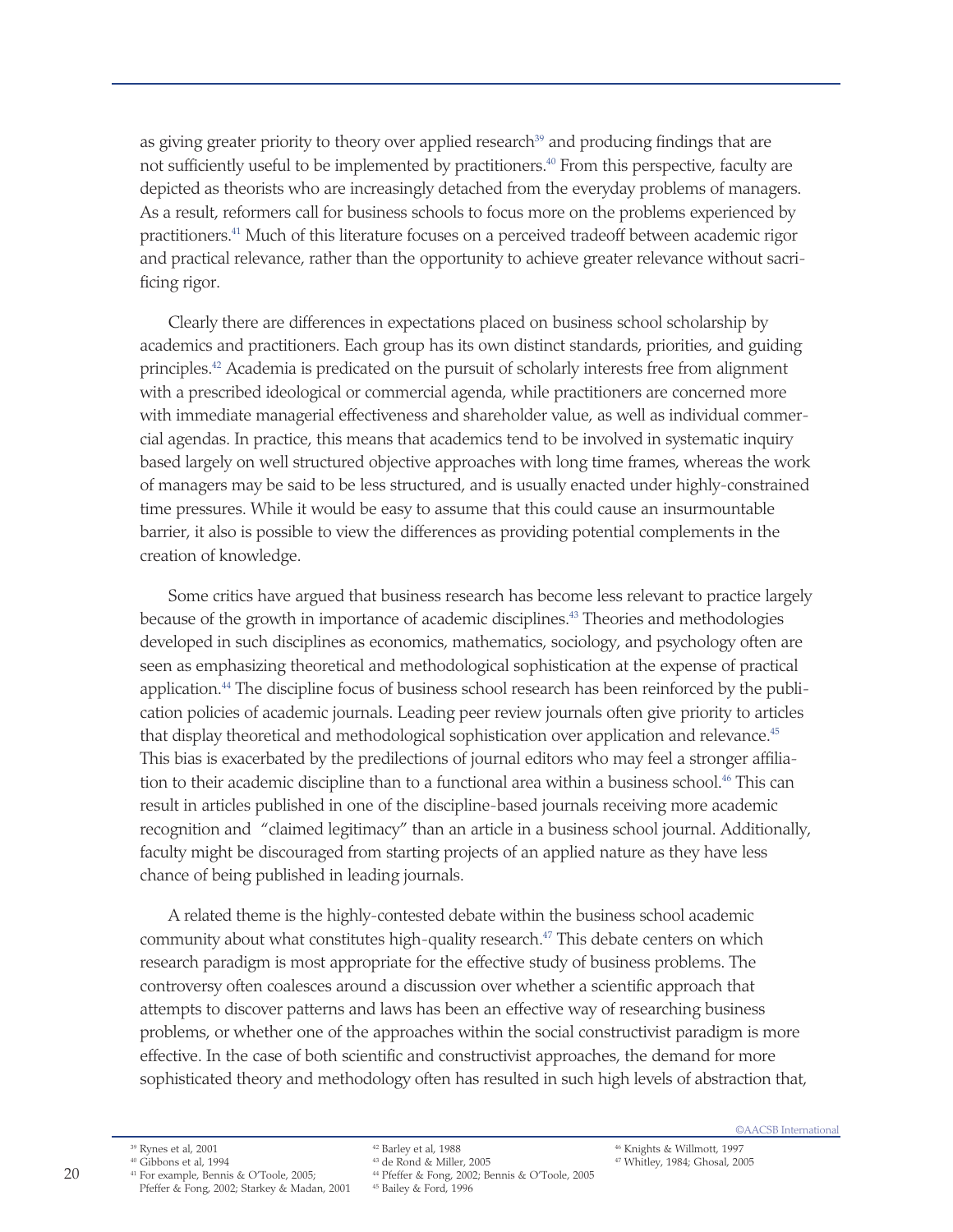as giving greater priority to theory over applied research[39] and producing findings that are not sufficiently useful to be implemented by practitioners.[40] From this perspective, faculty are depicted as theorists who are increasingly detached from the everyday problems of managers. As a result, reformers call for business schools to focus more on the problems experienced by practitioners.[41] Much of this literature focuses on a perceived tradeoff between academic rigor and practical relevance, rather than the opportunity to achieve greater relevance without sacrificing rigor.

Clearly there are differences in expectations placed on business school scholarship by academics and practitioners. Each group has its own distinct standards, priorities, and guiding principles.[42] Academia is predicated on the pursuit of scholarly interests free from alignment with a prescribed ideological or commercial agenda, while practitioners are concerned more with immediate managerial effectiveness and shareholder value, as well as individual commercial agendas. In practice, this means that academics tend to be involved in systematic inquiry based largely on well structured objective approaches with long time frames, whereas the work of managers may be said to be less structured, and is usually enacted under highly-constrained time pressures. While it would be easy to assume that this could cause an insurmountable barrier, it also is possible to view the differences as providing potential complements in the creation of knowledge.

Some critics have argued that business research has become less relevant to practice largely because of the growth in importance of academic disciplines.[43] Theories and methodologies developed in such disciplines as economics, mathematics, sociology, and psychology often are seen as emphasizing theoretical and methodological sophistication at the expense of practical application.[44] The discipline focus of business school research has been reinforced by the publication policies of academic journals. Leading peer review journals often give priority to articles that display theoretical and methodological sophistication over application and relevance.[45] This bias is exacerbated by the predilections of journal editors who may feel a stronger affiliation to their academic discipline than to a functional area within a business school.[46] This can result in articles published in one of the discipline-based journals receiving more academic recognition and "claimed legitimacy" than an article in a business school journal. Additionally, faculty might be discouraged from starting projects of an applied nature as they have less chance of being published in leading journals.

A related theme is the highly-contested debate within the business school academic community about what constitutes high-quality research.[47] This debate centers on which research paradigm is most appropriate for the effective study of business problems. The controversy often coalesces around a discussion over whether a scientific approach that attempts to discover patterns and laws has been an effective way of researching business problems, or whether one of the approaches within the social constructivist paradigm is more effective. In the case of both scientific and constructivist approaches, the demand for more sophisticated theory and methodology often has resulted in such high levels of abstraction that,

---

[39] Rynes et al, 2001
[40] Gibbons et al, 1994
[41] For example, Bennis & O'Toole, 2005; Pfeffer & Fong, 2002; Starkey & Madan, 2001
[42] Barley et al, 1988
[43] de Rond & Miller, 2005
[44] Pfeffer & Fong, 2002; Bennis & O'Toole, 2005
[45] Bailey & Ford, 1996
[46] Knights & Willmott, 1997
[47] Whitley, 1984; Ghosal, 2005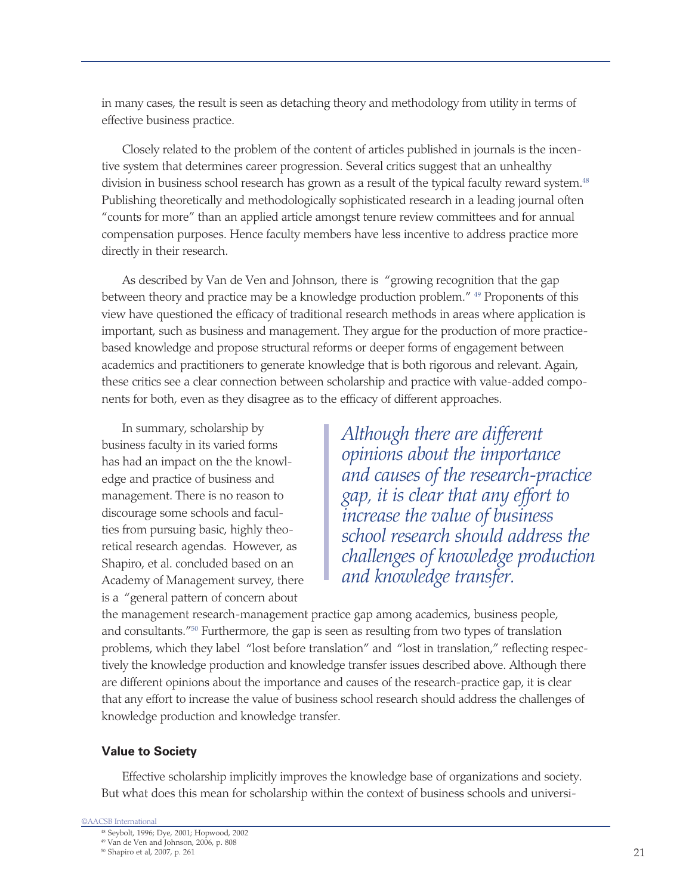in many cases, the result is seen as detaching theory and methodology from utility in terms of effective business practice.

Closely related to the problem of the content of articles published in journals is the incentive system that determines career progression. Several critics suggest that an unhealthy division in business school research has grown as a result of the typical faculty reward system.[48] Publishing theoretically and methodologically sophisticated research in a leading journal often "counts for more" than an applied article amongst tenure review committees and for annual compensation purposes. Hence faculty members have less incentive to address practice more directly in their research.

As described by Van de Ven and Johnson, there is "growing recognition that the gap between theory and practice may be a knowledge production problem." [49] Proponents of this view have questioned the efficacy of traditional research methods in areas where application is important, such as business and management. They argue for the production of more practice-based knowledge and propose structural reforms or deeper forms of engagement between academics and practitioners to generate knowledge that is both rigorous and relevant. Again, these critics see a clear connection between scholarship and practice with value-added components for both, even as they disagree as to the efficacy of different approaches.

> *Although there are different opinions about the importance and causes of the research-practice gap, it is clear that any effort to increase the value of business school research should address the challenges of knowledge production and knowledge transfer.*

In summary, scholarship by business faculty in its varied forms has had an impact on the the knowledge and practice of business and management. There is no reason to discourage some schools and faculties from pursuing basic, highly theoretical research agendas. However, as Shapiro, et al. concluded based on an Academy of Management survey, there is a "general pattern of concern about the management research-management practice gap among academics, business people, and consultants."[50] Furthermore, the gap is seen as resulting from two types of translation problems, which they label "lost before translation" and "lost in translation," reflecting respectively the knowledge production and knowledge transfer issues described above. Although there are different opinions about the importance and causes of the research-practice gap, it is clear that any effort to increase the value of business school research should address the challenges of knowledge production and knowledge transfer.

### Value to Society

Effective scholarship implicitly improves the knowledge base of organizations and society. But what does this mean for scholarship within the context of business schools and universi-

[48] Seybolt, 1996; Dye, 2001; Hopwood, 2002
[49] Van de Ven and Johnson, 2006, p. 808
[50] Shapiro et al, 2007, p. 261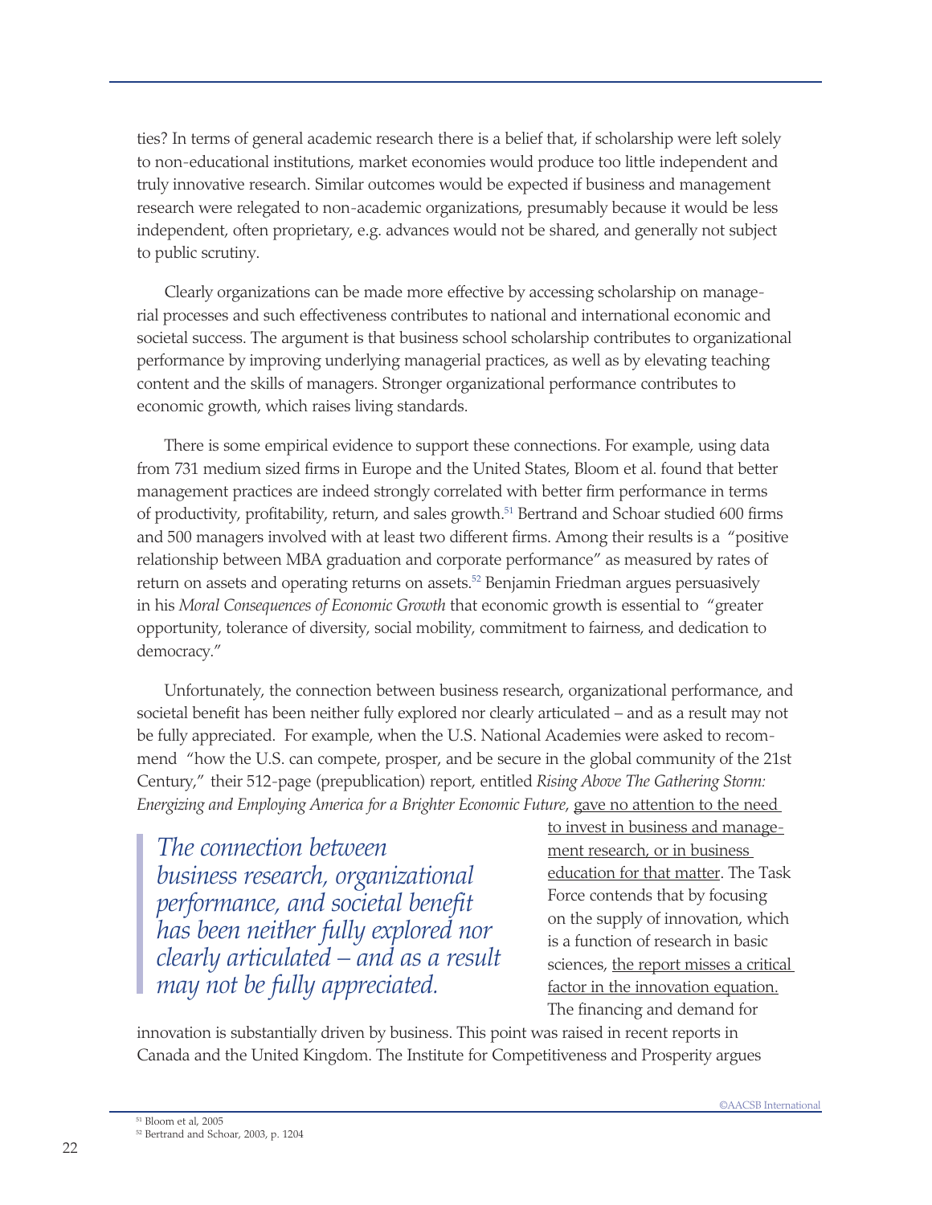ties? In terms of general academic research there is a belief that, if scholarship were left solely to non-educational institutions, market economies would produce too little independent and truly innovative research. Similar outcomes would be expected if business and management research were relegated to non-academic organizations, presumably because it would be less independent, often proprietary, e.g. advances would not be shared, and generally not subject to public scrutiny.

Clearly organizations can be made more effective by accessing scholarship on managerial processes and such effectiveness contributes to national and international economic and societal success. The argument is that business school scholarship contributes to organizational performance by improving underlying managerial practices, as well as by elevating teaching content and the skills of managers. Stronger organizational performance contributes to economic growth, which raises living standards.

There is some empirical evidence to support these connections. For example, using data from 731 medium sized firms in Europe and the United States, Bloom et al. found that better management practices are indeed strongly correlated with better firm performance in terms of productivity, profitability, return, and sales growth.[51] Bertrand and Schoar studied 600 firms and 500 managers involved with at least two different firms. Among their results is a "positive relationship between MBA graduation and corporate performance" as measured by rates of return on assets and operating returns on assets.[52] Benjamin Friedman argues persuasively in his *Moral Consequences of Economic Growth* that economic growth is essential to "greater opportunity, tolerance of diversity, social mobility, commitment to fairness, and dedication to democracy."

Unfortunately, the connection between business research, organizational performance, and societal benefit has been neither fully explored nor clearly articulated – and as a result may not be fully appreciated. For example, when the U.S. National Academies were asked to recommend "how the U.S. can compete, prosper, and be secure in the global community of the 21st Century," their 512-page (prepublication) report, entitled *Rising Above The Gathering Storm: Energizing and Employing America for a Brighter Economic Future,* <u>gave no attention to the need to invest in business and management research, or in business education for that matter</u>. The Task Force contends that by focusing on the supply of innovation, which is a function of research in basic sciences, <u>the report misses a critical factor in the innovation equation.</u> The financing and demand for innovation is substantially driven by business. This point was raised in recent reports in Canada and the United Kingdom. The Institute for Competitiveness and Prosperity argues

> *The connection between business research, organizational performance, and societal benefit has been neither fully explored nor clearly articulated – and as a result may not be fully appreciated.*

[51] Bloom et al, 2005

[52] Bertrand and Schoar, 2003, p. 1204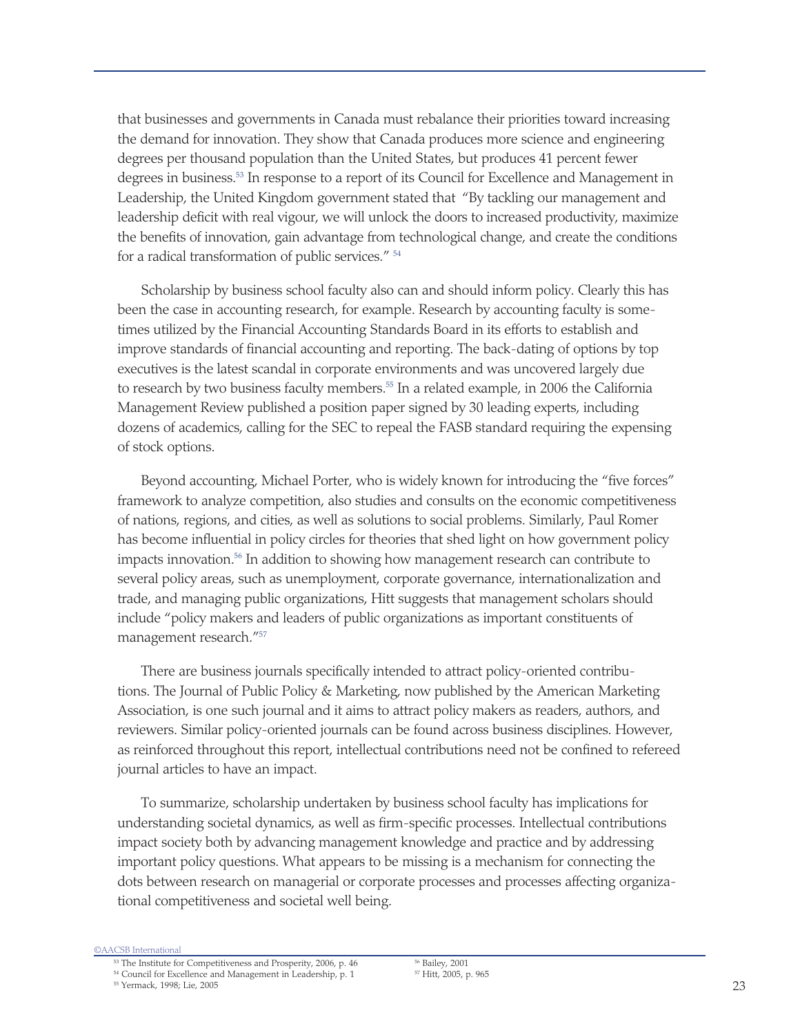that businesses and governments in Canada must rebalance their priorities toward increasing the demand for innovation. They show that Canada produces more science and engineering degrees per thousand population than the United States, but produces 41 percent fewer degrees in business.[53] In response to a report of its Council for Excellence and Management in Leadership, the United Kingdom government stated that "By tackling our management and leadership deficit with real vigour, we will unlock the doors to increased productivity, maximize the benefits of innovation, gain advantage from technological change, and create the conditions for a radical transformation of public services." [54]

Scholarship by business school faculty also can and should inform policy. Clearly this has been the case in accounting research, for example. Research by accounting faculty is sometimes utilized by the Financial Accounting Standards Board in its efforts to establish and improve standards of financial accounting and reporting. The back-dating of options by top executives is the latest scandal in corporate environments and was uncovered largely due to research by two business faculty members.[55] In a related example, in 2006 the California Management Review published a position paper signed by 30 leading experts, including dozens of academics, calling for the SEC to repeal the FASB standard requiring the expensing of stock options.

Beyond accounting, Michael Porter, who is widely known for introducing the "five forces" framework to analyze competition, also studies and consults on the economic competitiveness of nations, regions, and cities, as well as solutions to social problems. Similarly, Paul Romer has become influential in policy circles for theories that shed light on how government policy impacts innovation.[56] In addition to showing how management research can contribute to several policy areas, such as unemployment, corporate governance, internationalization and trade, and managing public organizations, Hitt suggests that management scholars should include "policy makers and leaders of public organizations as important constituents of management research."[57]

There are business journals specifically intended to attract policy-oriented contributions. The Journal of Public Policy & Marketing, now published by the American Marketing Association, is one such journal and it aims to attract policy makers as readers, authors, and reviewers. Similar policy-oriented journals can be found across business disciplines. However, as reinforced throughout this report, intellectual contributions need not be confined to refereed journal articles to have an impact.

To summarize, scholarship undertaken by business school faculty has implications for understanding societal dynamics, as well as firm-specific processes. Intellectual contributions impact society both by advancing management knowledge and practice and by addressing important policy questions. What appears to be missing is a mechanism for connecting the dots between research on managerial or corporate processes and processes affecting organizational competitiveness and societal well being.

[53] The Institute for Competitiveness and Prosperity, 2006, p. 46

[54] Council for Excellence and Management in Leadership, p. 1

[55] Yermack, 1998; Lie, 2005

[56] Bailey, 2001

[57] Hitt, 2005, p. 965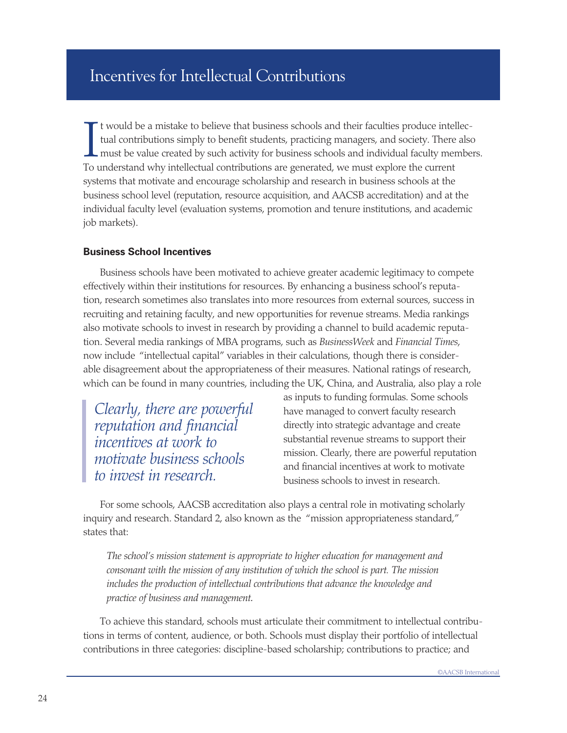# Incentives for Intellectual Contributions

It would be a mistake to believe that business schools and their faculties produce intellectual contributions simply to benefit students, practicing managers, and society. There also must be value created by such activity for business schools and individual faculty members. To understand why intellectual contributions are generated, we must explore the current systems that motivate and encourage scholarship and research in business schools at the business school level (reputation, resource acquisition, and AACSB accreditation) and at the individual faculty level (evaluation systems, promotion and tenure institutions, and academic job markets).

### Business School Incentives

Business schools have been motivated to achieve greater academic legitimacy to compete effectively within their institutions for resources. By enhancing a business school's reputation, research sometimes also translates into more resources from external sources, success in recruiting and retaining faculty, and new opportunities for revenue streams. Media rankings also motivate schools to invest in research by providing a channel to build academic reputation. Several media rankings of MBA programs, such as *BusinessWeek* and *Financial Times*, now include "intellectual capital" variables in their calculations, though there is considerable disagreement about the appropriateness of their measures. National ratings of research, which can be found in many countries, including the UK, China, and Australia, also play a role as inputs to funding formulas. Some schools have managed to convert faculty research directly into strategic advantage and create substantial revenue streams to support their mission. Clearly, there are powerful reputation and financial incentives at work to motivate business schools to invest in research.

> *Clearly, there are powerful reputation and financial incentives at work to motivate business schools to invest in research.*

For some schools, AACSB accreditation also plays a central role in motivating scholarly inquiry and research. Standard 2, also known as the "mission appropriateness standard," states that:

> *The school's mission statement is appropriate to higher education for management and consonant with the mission of any institution of which the school is part. The mission includes the production of intellectual contributions that advance the knowledge and practice of business and management.*

To achieve this standard, schools must articulate their commitment to intellectual contributions in terms of content, audience, or both. Schools must display their portfolio of intellectual contributions in three categories: discipline-based scholarship; contributions to practice; and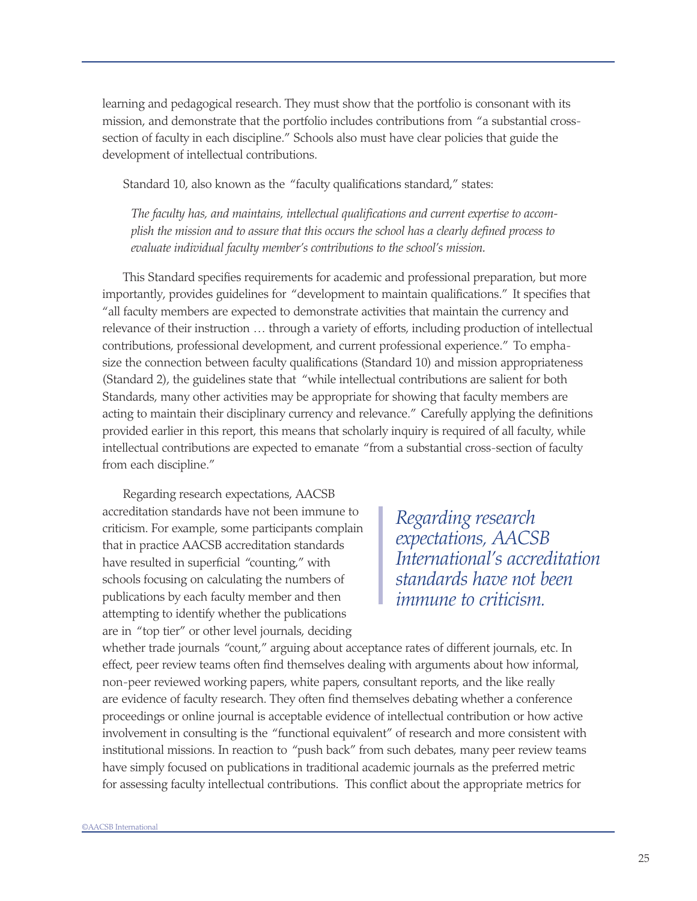learning and pedagogical research. They must show that the portfolio is consonant with its mission, and demonstrate that the portfolio includes contributions from "a substantial cross-section of faculty in each discipline." Schools also must have clear policies that guide the development of intellectual contributions.

Standard 10, also known as the "faculty qualifications standard," states:

> *The faculty has, and maintains, intellectual qualifications and current expertise to accomplish the mission and to assure that this occurs the school has a clearly defined process to evaluate individual faculty member's contributions to the school's mission.*

This Standard specifies requirements for academic and professional preparation, but more importantly, provides guidelines for "development to maintain qualifications." It specifies that "all faculty members are expected to demonstrate activities that maintain the currency and relevance of their instruction … through a variety of efforts, including production of intellectual contributions, professional development, and current professional experience." To emphasize the connection between faculty qualifications (Standard 10) and mission appropriateness (Standard 2), the guidelines state that "while intellectual contributions are salient for both Standards, many other activities may be appropriate for showing that faculty members are acting to maintain their disciplinary currency and relevance." Carefully applying the definitions provided earlier in this report, this means that scholarly inquiry is required of all faculty, while intellectual contributions are expected to emanate "from a substantial cross-section of faculty from each discipline."

> *Regarding research expectations, AACSB International's accreditation standards have not been immune to criticism.*

Regarding research expectations, AACSB accreditation standards have not been immune to criticism. For example, some participants complain that in practice AACSB accreditation standards have resulted in superficial "counting," with schools focusing on calculating the numbers of publications by each faculty member and then attempting to identify whether the publications are in "top tier" or other level journals, deciding whether trade journals "count," arguing about acceptance rates of different journals, etc. In effect, peer review teams often find themselves dealing with arguments about how informal, non-peer reviewed working papers, white papers, consultant reports, and the like really are evidence of faculty research. They often find themselves debating whether a conference proceedings or online journal is acceptable evidence of intellectual contribution or how active involvement in consulting is the "functional equivalent" of research and more consistent with institutional missions. In reaction to "push back" from such debates, many peer review teams have simply focused on publications in traditional academic journals as the preferred metric for assessing faculty intellectual contributions. This conflict about the appropriate metrics for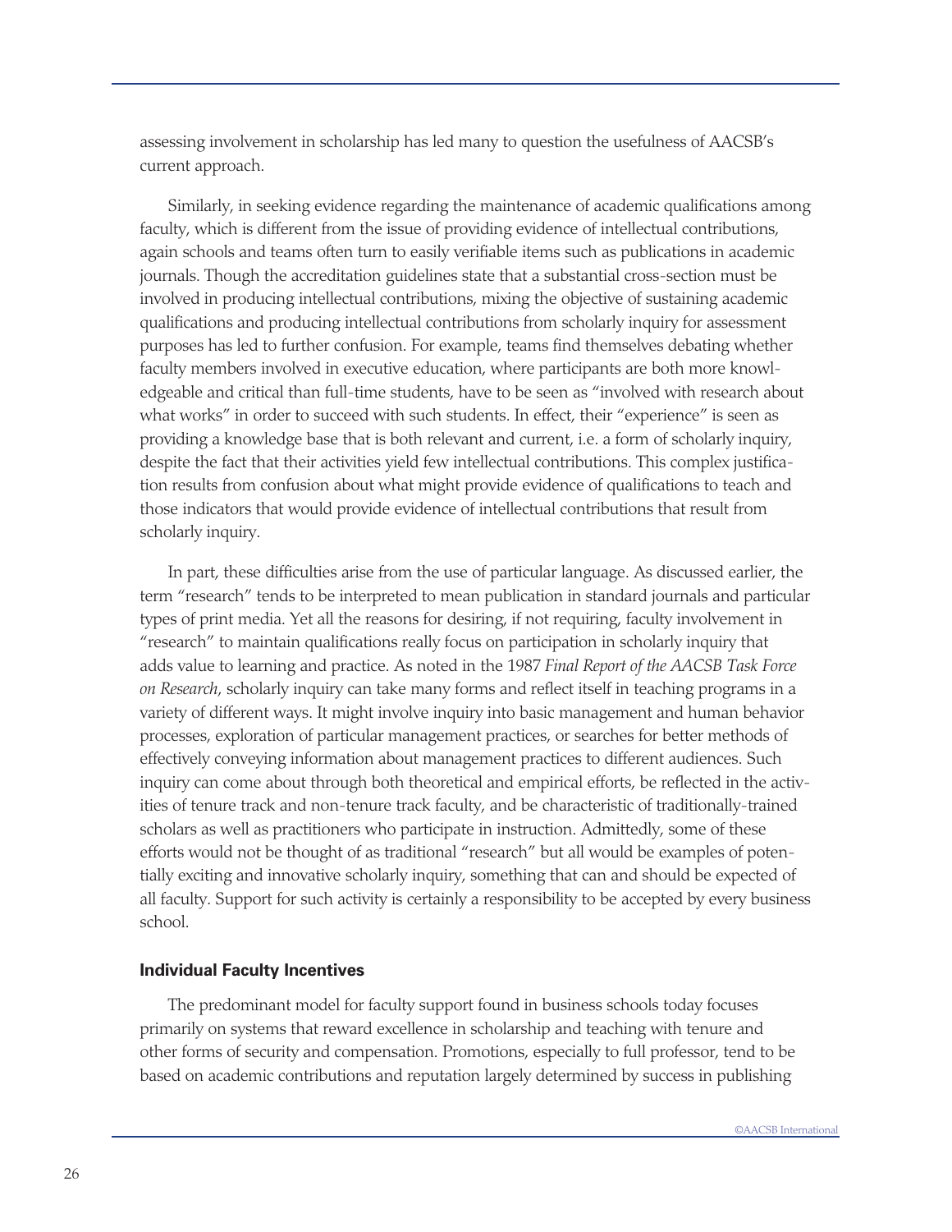assessing involvement in scholarship has led many to question the usefulness of AACSB's current approach.

Similarly, in seeking evidence regarding the maintenance of academic qualifications among faculty, which is different from the issue of providing evidence of intellectual contributions, again schools and teams often turn to easily verifiable items such as publications in academic journals. Though the accreditation guidelines state that a substantial cross-section must be involved in producing intellectual contributions, mixing the objective of sustaining academic qualifications and producing intellectual contributions from scholarly inquiry for assessment purposes has led to further confusion. For example, teams find themselves debating whether faculty members involved in executive education, where participants are both more knowledgeable and critical than full-time students, have to be seen as "involved with research about what works" in order to succeed with such students. In effect, their "experience" is seen as providing a knowledge base that is both relevant and current, i.e. a form of scholarly inquiry, despite the fact that their activities yield few intellectual contributions. This complex justification results from confusion about what might provide evidence of qualifications to teach and those indicators that would provide evidence of intellectual contributions that result from scholarly inquiry.

In part, these difficulties arise from the use of particular language. As discussed earlier, the term "research" tends to be interpreted to mean publication in standard journals and particular types of print media. Yet all the reasons for desiring, if not requiring, faculty involvement in "research" to maintain qualifications really focus on participation in scholarly inquiry that adds value to learning and practice. As noted in the 1987 *Final Report of the AACSB Task Force on Research*, scholarly inquiry can take many forms and reflect itself in teaching programs in a variety of different ways. It might involve inquiry into basic management and human behavior processes, exploration of particular management practices, or searches for better methods of effectively conveying information about management practices to different audiences. Such inquiry can come about through both theoretical and empirical efforts, be reflected in the activities of tenure track and non-tenure track faculty, and be characteristic of traditionally-trained scholars as well as practitioners who participate in instruction. Admittedly, some of these efforts would not be thought of as traditional "research" but all would be examples of potentially exciting and innovative scholarly inquiry, something that can and should be expected of all faculty. Support for such activity is certainly a responsibility to be accepted by every business school.

### Individual Faculty Incentives

The predominant model for faculty support found in business schools today focuses primarily on systems that reward excellence in scholarship and teaching with tenure and other forms of security and compensation. Promotions, especially to full professor, tend to be based on academic contributions and reputation largely determined by success in publishing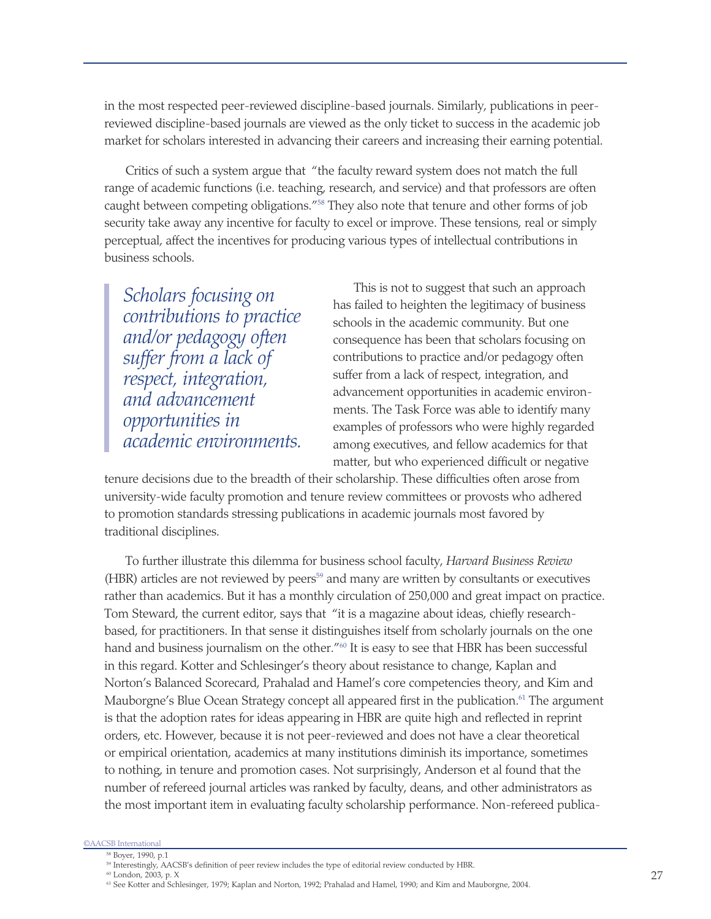in the most respected peer-reviewed discipline-based journals. Similarly, publications in peer-reviewed discipline-based journals are viewed as the only ticket to success in the academic job market for scholars interested in advancing their careers and increasing their earning potential.

Critics of such a system argue that "the faculty reward system does not match the full range of academic functions (i.e. teaching, research, and service) and that professors are often caught between competing obligations."[58] They also note that tenure and other forms of job security take away any incentive for faculty to excel or improve. These tensions, real or simply perceptual, affect the incentives for producing various types of intellectual contributions in business schools.

> *Scholars focusing on contributions to practice and/or pedagogy often suffer from a lack of respect, integration, and advancement opportunities in academic environments.*

This is not to suggest that such an approach has failed to heighten the legitimacy of business schools in the academic community. But one consequence has been that scholars focusing on contributions to practice and/or pedagogy often suffer from a lack of respect, integration, and advancement opportunities in academic environments. The Task Force was able to identify many examples of professors who were highly regarded among executives, and fellow academics for that matter, but who experienced difficult or negative tenure decisions due to the breadth of their scholarship. These difficulties often arose from university-wide faculty promotion and tenure review committees or provosts who adhered to promotion standards stressing publications in academic journals most favored by traditional disciplines.

To further illustrate this dilemma for business school faculty, *Harvard Business Review* (HBR) articles are not reviewed by peers[59] and many are written by consultants or executives rather than academics. But it has a monthly circulation of 250,000 and great impact on practice. Tom Steward, the current editor, says that "it is a magazine about ideas, chiefly research-based, for practitioners. In that sense it distinguishes itself from scholarly journals on the one hand and business journalism on the other."[60] It is easy to see that HBR has been successful in this regard. Kotter and Schlesinger's theory about resistance to change, Kaplan and Norton's Balanced Scorecard, Prahalad and Hamel's core competencies theory, and Kim and Mauborgne's Blue Ocean Strategy concept all appeared first in the publication.[61] The argument is that the adoption rates for ideas appearing in HBR are quite high and reflected in reprint orders, etc. However, because it is not peer-reviewed and does not have a clear theoretical or empirical orientation, academics at many institutions diminish its importance, sometimes to nothing, in tenure and promotion cases. Not surprisingly, Anderson et al found that the number of refereed journal articles was ranked by faculty, deans, and other administrators as the most important item in evaluating faculty scholarship performance. Non-refereed publica-

[58] Boyer, 1990, p.1

[59] Interestingly, AACSB's definition of peer review includes the type of editorial review conducted by HBR.

[60] London, 2003, p. X

[61] See Kotter and Schlesinger, 1979; Kaplan and Norton, 1992; Prahalad and Hamel, 1990; and Kim and Mauborgne, 2004.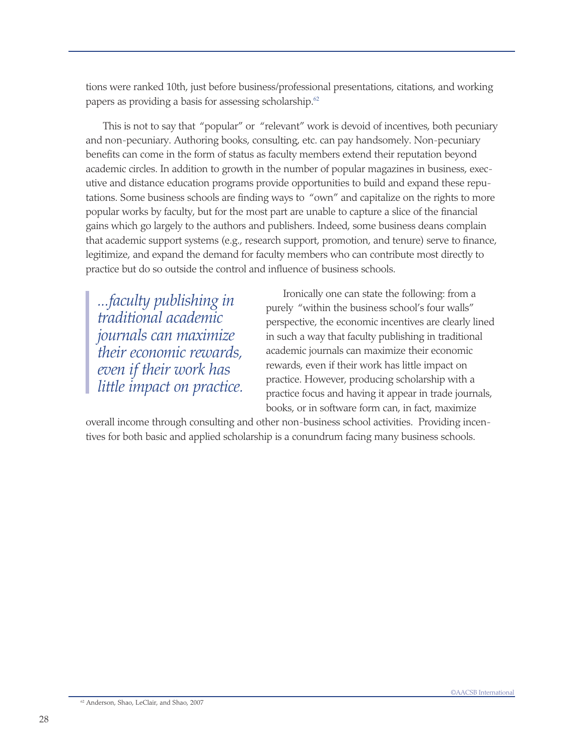tions were ranked 10th, just before business/professional presentations, citations, and working papers as providing a basis for assessing scholarship.[62]

This is not to say that "popular" or "relevant" work is devoid of incentives, both pecuniary and non-pecuniary. Authoring books, consulting, etc. can pay handsomely. Non-pecuniary benefits can come in the form of status as faculty members extend their reputation beyond academic circles. In addition to growth in the number of popular magazines in business, executive and distance education programs provide opportunities to build and expand these reputations. Some business schools are finding ways to "own" and capitalize on the rights to more popular works by faculty, but for the most part are unable to capture a slice of the financial gains which go largely to the authors and publishers. Indeed, some business deans complain that academic support systems (e.g., research support, promotion, and tenure) serve to finance, legitimize, and expand the demand for faculty members who can contribute most directly to practice but do so outside the control and influence of business schools.

> *...faculty publishing in traditional academic journals can maximize their economic rewards, even if their work has little impact on practice.*

Ironically one can state the following: from a purely "within the business school's four walls" perspective, the economic incentives are clearly lined in such a way that faculty publishing in traditional academic journals can maximize their economic rewards, even if their work has little impact on practice. However, producing scholarship with a practice focus and having it appear in trade journals, books, or in software form can, in fact, maximize overall income through consulting and other non-business school activities. Providing incentives for both basic and applied scholarship is a conundrum facing many business schools.

[62] Anderson, Shao, LeClair, and Shao, 2007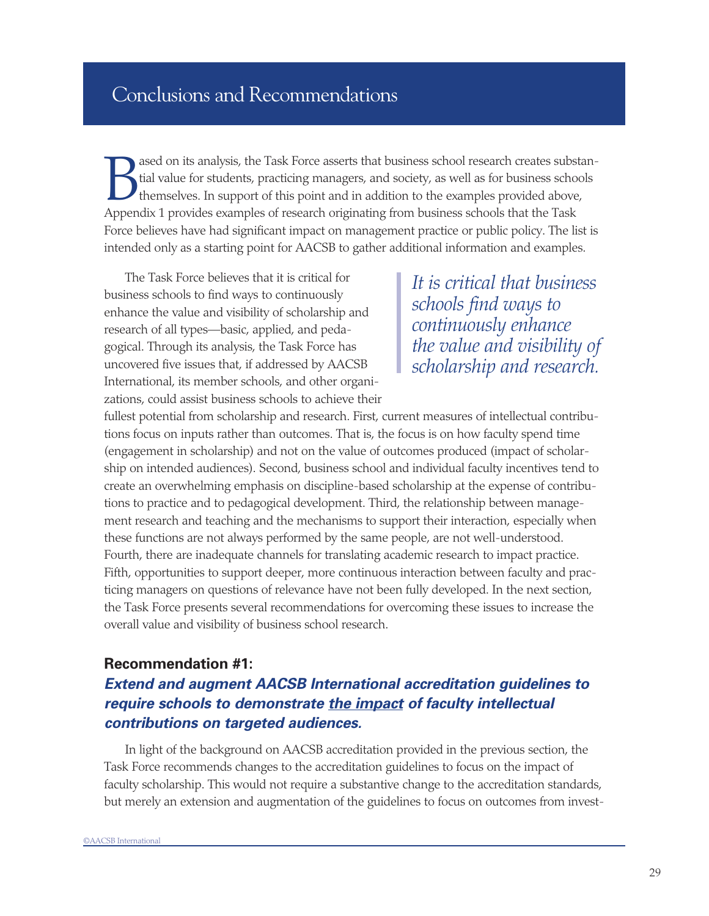## Conclusions and Recommendations

Based on its analysis, the Task Force asserts that business school research creates substantial value for students, practicing managers, and society, as well as for business schools themselves. In support of this point and in addition to the examples provided above, Appendix 1 provides examples of research originating from business schools that the Task Force believes have had significant impact on management practice or public policy. The list is intended only as a starting point for AACSB to gather additional information and examples.

> *It is critical that business schools find ways to continuously enhance the value and visibility of scholarship and research.*

The Task Force believes that it is critical for business schools to find ways to continuously enhance the value and visibility of scholarship and research of all types—basic, applied, and pedagogical. Through its analysis, the Task Force has uncovered five issues that, if addressed by AACSB International, its member schools, and other organizations, could assist business schools to achieve their fullest potential from scholarship and research. First, current measures of intellectual contributions focus on inputs rather than outcomes. That is, the focus is on how faculty spend time (engagement in scholarship) and not on the value of outcomes produced (impact of scholarship on intended audiences). Second, business school and individual faculty incentives tend to create an overwhelming emphasis on discipline-based scholarship at the expense of contributions to practice and to pedagogical development. Third, the relationship between management research and teaching and the mechanisms to support their interaction, especially when these functions are not always performed by the same people, are not well-understood. Fourth, there are inadequate channels for translating academic research to impact practice. Fifth, opportunities to support deeper, more continuous interaction between faculty and practicing managers on questions of relevance have not been fully developed. In the next section, the Task Force presents several recommendations for overcoming these issues to increase the overall value and visibility of business school research.

### Recommendation #1:
### *Extend and augment AACSB International accreditation guidelines to require schools to demonstrate the impact of faculty intellectual contributions on targeted audiences.*

In light of the background on AACSB accreditation provided in the previous section, the Task Force recommends changes to the accreditation guidelines to focus on the impact of faculty scholarship. This would not require a substantive change to the accreditation standards, but merely an extension and augmentation of the guidelines to focus on outcomes from invest-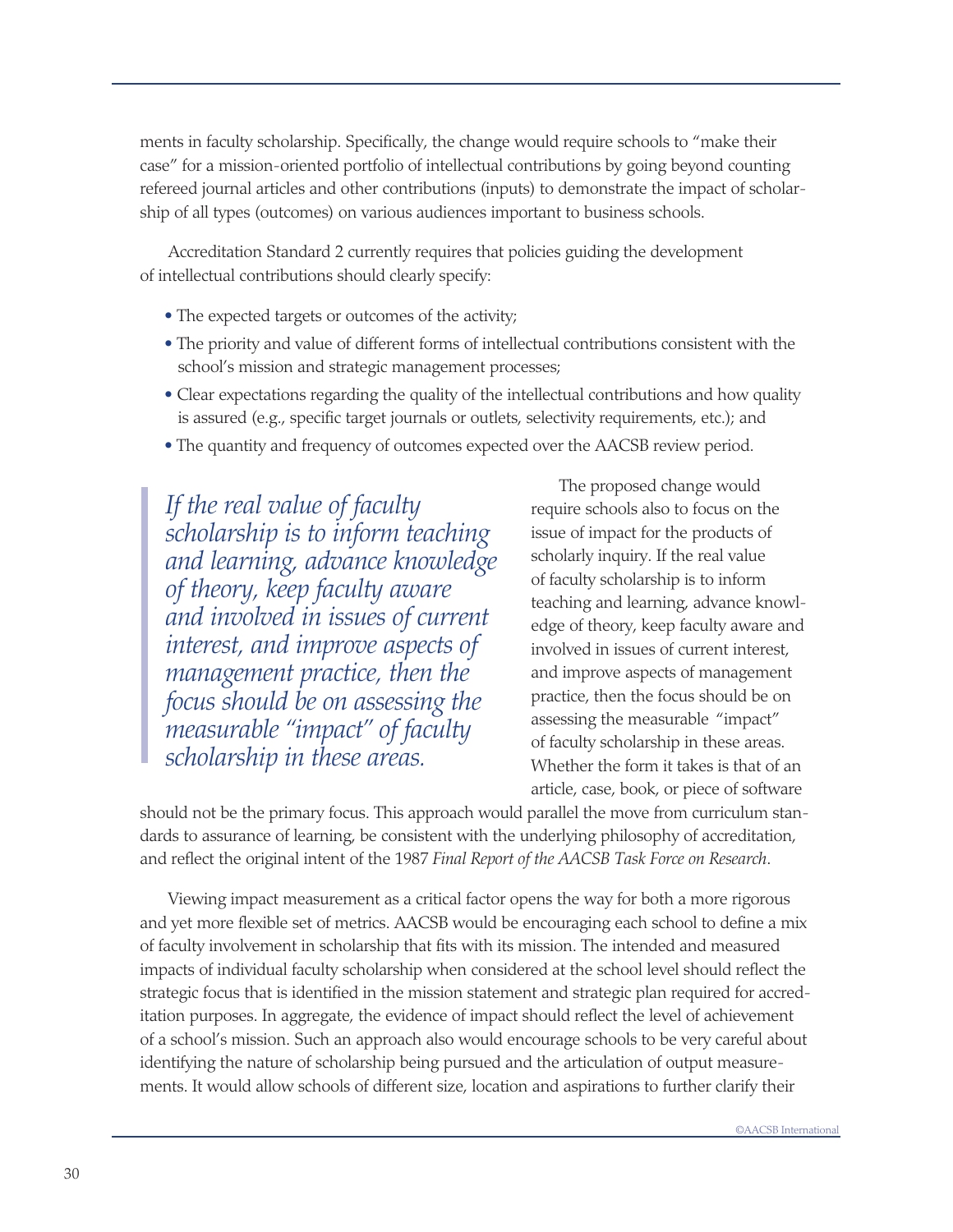ments in faculty scholarship. Specifically, the change would require schools to "make their case" for a mission-oriented portfolio of intellectual contributions by going beyond counting refereed journal articles and other contributions (inputs) to demonstrate the impact of scholarship of all types (outcomes) on various audiences important to business schools.

Accreditation Standard 2 currently requires that policies guiding the development of intellectual contributions should clearly specify:

- The expected targets or outcomes of the activity;
- The priority and value of different forms of intellectual contributions consistent with the school's mission and strategic management processes;
- Clear expectations regarding the quality of the intellectual contributions and how quality is assured (e.g., specific target journals or outlets, selectivity requirements, etc.); and
- The quantity and frequency of outcomes expected over the AACSB review period.

> *If the real value of faculty scholarship is to inform teaching and learning, advance knowledge of theory, keep faculty aware and involved in issues of current interest, and improve aspects of management practice, then the focus should be on assessing the measurable "impact" of faculty scholarship in these areas.*

The proposed change would require schools also to focus on the issue of impact for the products of scholarly inquiry. If the real value of faculty scholarship is to inform teaching and learning, advance knowledge of theory, keep faculty aware and involved in issues of current interest, and improve aspects of management practice, then the focus should be on assessing the measurable "impact" of faculty scholarship in these areas. Whether the form it takes is that of an article, case, book, or piece of software should not be the primary focus. This approach would parallel the move from curriculum standards to assurance of learning, be consistent with the underlying philosophy of accreditation, and reflect the original intent of the 1987 *Final Report of the AACSB Task Force on Research*.

Viewing impact measurement as a critical factor opens the way for both a more rigorous and yet more flexible set of metrics. AACSB would be encouraging each school to define a mix of faculty involvement in scholarship that fits with its mission. The intended and measured impacts of individual faculty scholarship when considered at the school level should reflect the strategic focus that is identified in the mission statement and strategic plan required for accreditation purposes. In aggregate, the evidence of impact should reflect the level of achievement of a school's mission. Such an approach also would encourage schools to be very careful about identifying the nature of scholarship being pursued and the articulation of output measurements. It would allow schools of different size, location and aspirations to further clarify their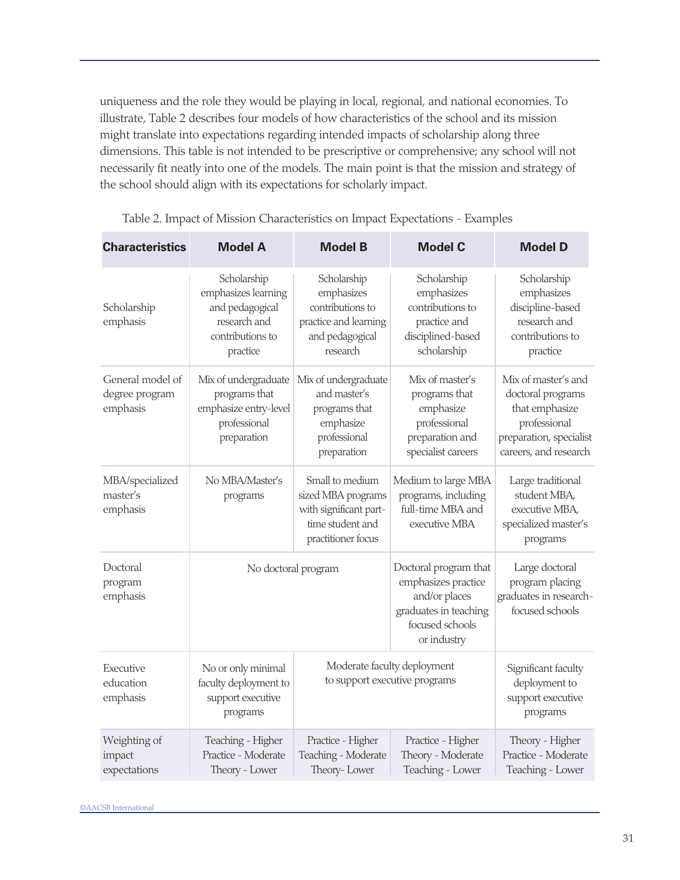uniqueness and the role they would be playing in local, regional, and national economies. To illustrate, Table 2 describes four models of how characteristics of the school and its mission might translate into expectations regarding intended impacts of scholarship along three dimensions. This table is not intended to be prescriptive or comprehensive; any school will not necessarily fit neatly into one of the models. The main point is that the mission and strategy of the school should align with its expectations for scholarly impact.

Table 2. Impact of Mission Characteristics on Impact Expectations - Examples

| Characteristics | Model A | Model B | Model C | Model D |
|---|---|---|---|---|
| Scholarship emphasis | Scholarship emphasizes learning and pedagogical research and contributions to practice | Scholarship emphasizes contributions to practice and learning and pedagogical research | Scholarship emphasizes contributions to practice and disciplined-based scholarship | Scholarship emphasizes discipline-based research and contributions to practice |
| General model of degree program emphasis | Mix of undergraduate programs that emphasize entry-level professional preparation | Mix of undergraduate and master's programs that emphasize professional preparation | Mix of master's programs that emphasize professional preparation and specialist careers | Mix of master's and doctoral programs that emphasize professional preparation, specialist careers, and research |
| MBA/specialized master's emphasis | No MBA/Master's programs | Small to medium sized MBA programs with significant part-time student and practitioner focus | Medium to large MBA programs, including full-time MBA and executive MBA | Large traditional student MBA, executive MBA, specialized master's programs |
| Doctoral program emphasis | No doctoral program | | Doctoral program that emphasizes practice and/or places graduates in teaching focused schools or industry | Large doctoral program placing graduates in research-focused schools |
| Executive education emphasis | No or only minimal faculty deployment to support executive programs | Moderate faculty deployment to support executive programs | | Significant faculty deployment to support executive programs |
| Weighting of impact expectations | Teaching - Higher<br>Practice - Moderate<br>Theory - Lower | Practice - Higher<br>Teaching - Moderate<br>Theory- Lower | Practice - Higher<br>Theory - Moderate<br>Teaching - Lower | Theory - Higher<br>Practice - Moderate<br>Teaching - Lower |

©AACSB International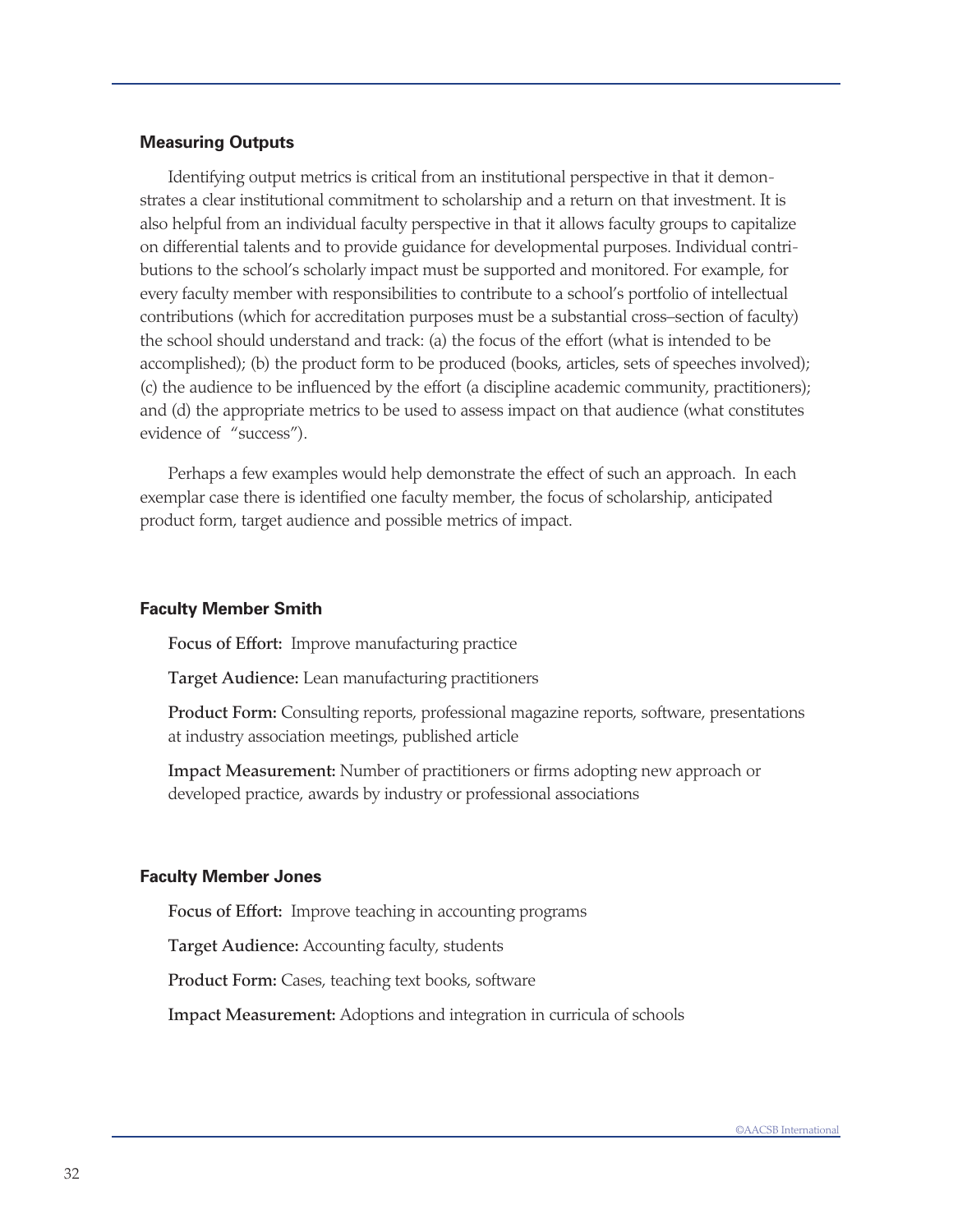## Measuring Outputs

Identifying output metrics is critical from an institutional perspective in that it demonstrates a clear institutional commitment to scholarship and a return on that investment. It is also helpful from an individual faculty perspective in that it allows faculty groups to capitalize on differential talents and to provide guidance for developmental purposes. Individual contributions to the school's scholarly impact must be supported and monitored. For example, for every faculty member with responsibilities to contribute to a school's portfolio of intellectual contributions (which for accreditation purposes must be a substantial cross–section of faculty) the school should understand and track: (a) the focus of the effort (what is intended to be accomplished); (b) the product form to be produced (books, articles, sets of speeches involved); (c) the audience to be influenced by the effort (a discipline academic community, practitioners); and (d) the appropriate metrics to be used to assess impact on that audience (what constitutes evidence of "success").

Perhaps a few examples would help demonstrate the effect of such an approach. In each exemplar case there is identified one faculty member, the focus of scholarship, anticipated product form, target audience and possible metrics of impact.

### Faculty Member Smith

**Focus of Effort:** Improve manufacturing practice

**Target Audience:** Lean manufacturing practitioners

**Product Form:** Consulting reports, professional magazine reports, software, presentations at industry association meetings, published article

**Impact Measurement:** Number of practitioners or firms adopting new approach or developed practice, awards by industry or professional associations

### Faculty Member Jones

**Focus of Effort:** Improve teaching in accounting programs

**Target Audience:** Accounting faculty, students

**Product Form:** Cases, teaching text books, software

**Impact Measurement:** Adoptions and integration in curricula of schools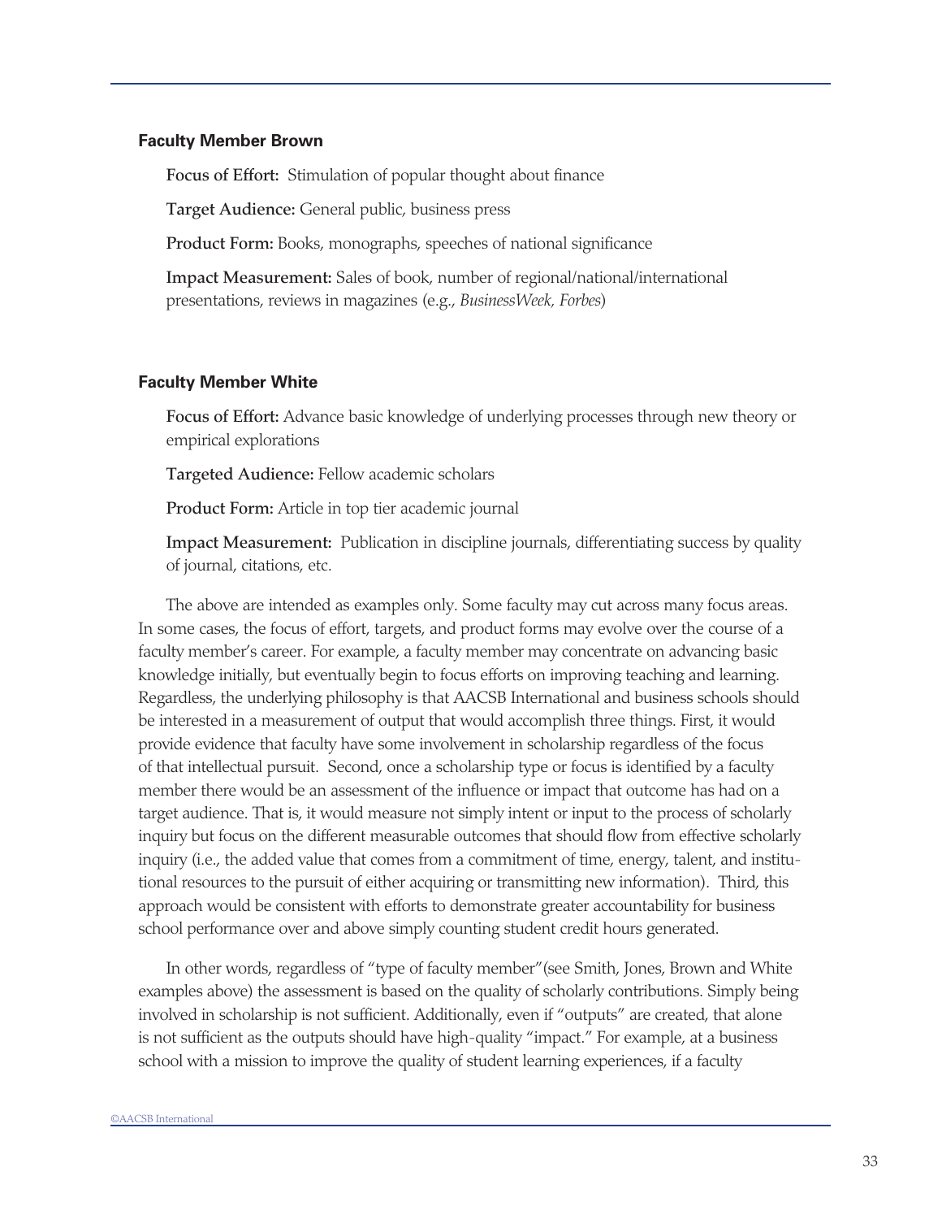### Faculty Member Brown

**Focus of Effort:** Stimulation of popular thought about finance

**Target Audience:** General public, business press

**Product Form:** Books, monographs, speeches of national significance

**Impact Measurement:** Sales of book, number of regional/national/international presentations, reviews in magazines (e.g., *BusinessWeek, Forbes*)

### Faculty Member White

**Focus of Effort:** Advance basic knowledge of underlying processes through new theory or empirical explorations

**Targeted Audience:** Fellow academic scholars

**Product Form:** Article in top tier academic journal

**Impact Measurement:** Publication in discipline journals, differentiating success by quality of journal, citations, etc.

The above are intended as examples only. Some faculty may cut across many focus areas. In some cases, the focus of effort, targets, and product forms may evolve over the course of a faculty member's career. For example, a faculty member may concentrate on advancing basic knowledge initially, but eventually begin to focus efforts on improving teaching and learning. Regardless, the underlying philosophy is that AACSB International and business schools should be interested in a measurement of output that would accomplish three things. First, it would provide evidence that faculty have some involvement in scholarship regardless of the focus of that intellectual pursuit. Second, once a scholarship type or focus is identified by a faculty member there would be an assessment of the influence or impact that outcome has had on a target audience. That is, it would measure not simply intent or input to the process of scholarly inquiry but focus on the different measurable outcomes that should flow from effective scholarly inquiry (i.e., the added value that comes from a commitment of time, energy, talent, and institutional resources to the pursuit of either acquiring or transmitting new information). Third, this approach would be consistent with efforts to demonstrate greater accountability for business school performance over and above simply counting student credit hours generated.

In other words, regardless of "type of faculty member"(see Smith, Jones, Brown and White examples above) the assessment is based on the quality of scholarly contributions. Simply being involved in scholarship is not sufficient. Additionally, even if "outputs" are created, that alone is not sufficient as the outputs should have high-quality "impact." For example, at a business school with a mission to improve the quality of student learning experiences, if a faculty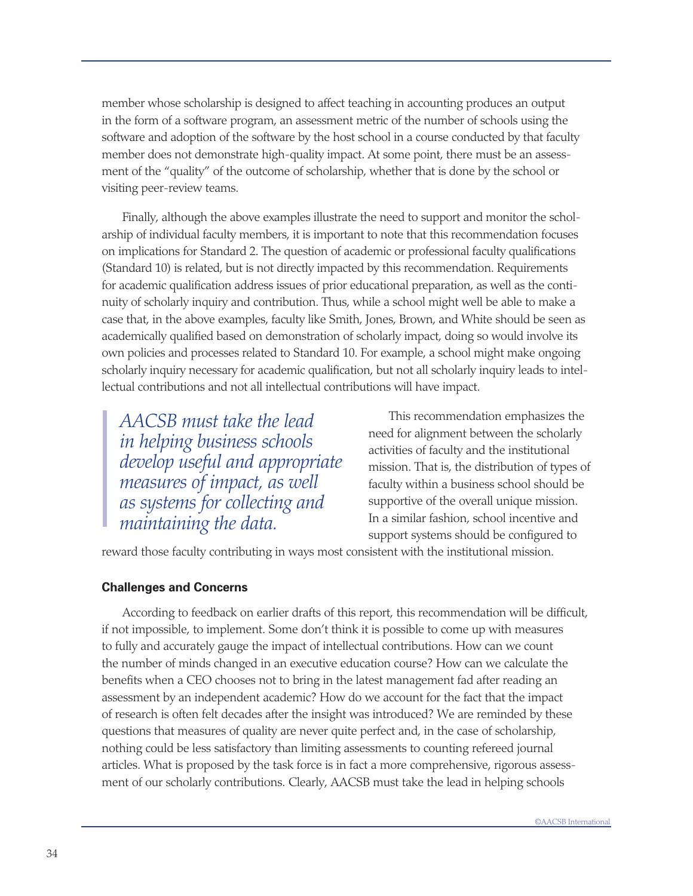member whose scholarship is designed to affect teaching in accounting produces an output in the form of a software program, an assessment metric of the number of schools using the software and adoption of the software by the host school in a course conducted by that faculty member does not demonstrate high-quality impact. At some point, there must be an assessment of the "quality" of the outcome of scholarship, whether that is done by the school or visiting peer-review teams.

Finally, although the above examples illustrate the need to support and monitor the scholarship of individual faculty members, it is important to note that this recommendation focuses on implications for Standard 2. The question of academic or professional faculty qualifications (Standard 10) is related, but is not directly impacted by this recommendation. Requirements for academic qualification address issues of prior educational preparation, as well as the continuity of scholarly inquiry and contribution. Thus, while a school might well be able to make a case that, in the above examples, faculty like Smith, Jones, Brown, and White should be seen as academically qualified based on demonstration of scholarly impact, doing so would involve its own policies and processes related to Standard 10. For example, a school might make ongoing scholarly inquiry necessary for academic qualification, but not all scholarly inquiry leads to intellectual contributions and not all intellectual contributions will have impact.

> *AACSB must take the lead in helping business schools develop useful and appropriate measures of impact, as well as systems for collecting and maintaining the data.*

This recommendation emphasizes the need for alignment between the scholarly activities of faculty and the institutional mission. That is, the distribution of types of faculty within a business school should be supportive of the overall unique mission. In a similar fashion, school incentive and support systems should be configured to reward those faculty contributing in ways most consistent with the institutional mission.

**Challenges and Concerns**

According to feedback on earlier drafts of this report, this recommendation will be difficult, if not impossible, to implement. Some don't think it is possible to come up with measures to fully and accurately gauge the impact of intellectual contributions. How can we count the number of minds changed in an executive education course? How can we calculate the benefits when a CEO chooses not to bring in the latest management fad after reading an assessment by an independent academic? How do we account for the fact that the impact of research is often felt decades after the insight was introduced? We are reminded by these questions that measures of quality are never quite perfect and, in the case of scholarship, nothing could be less satisfactory than limiting assessments to counting refereed journal articles. What is proposed by the task force is in fact a more comprehensive, rigorous assessment of our scholarly contributions. Clearly, AACSB must take the lead in helping schools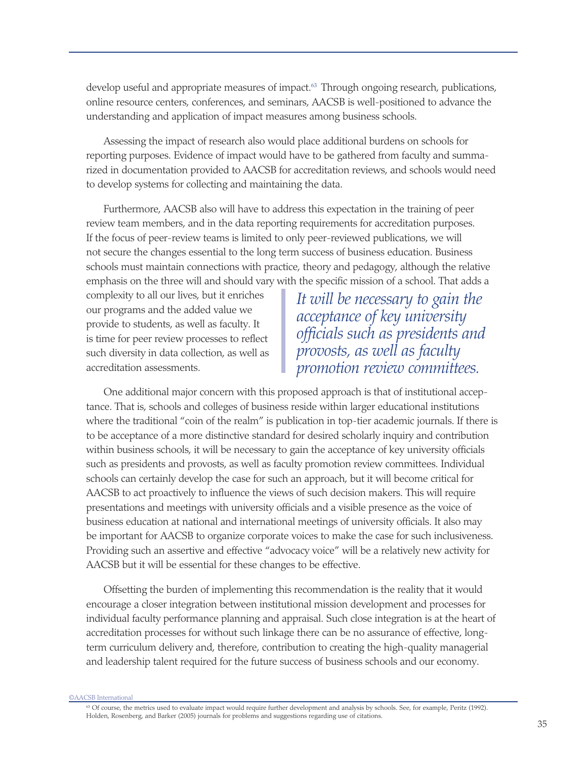develop useful and appropriate measures of impact.[63] Through ongoing research, publications, online resource centers, conferences, and seminars, AACSB is well-positioned to advance the understanding and application of impact measures among business schools.

Assessing the impact of research also would place additional burdens on schools for reporting purposes. Evidence of impact would have to be gathered from faculty and summarized in documentation provided to AACSB for accreditation reviews, and schools would need to develop systems for collecting and maintaining the data.

Furthermore, AACSB also will have to address this expectation in the training of peer review team members, and in the data reporting requirements for accreditation purposes. If the focus of peer-review teams is limited to only peer-reviewed publications, we will not secure the changes essential to the long term success of business education. Business schools must maintain connections with practice, theory and pedagogy, although the relative emphasis on the three will and should vary with the specific mission of a school. That adds a complexity to all our lives, but it enriches our programs and the added value we provide to students, as well as faculty. It is time for peer review processes to reflect such diversity in data collection, as well as accreditation assessments.

> *It will be necessary to gain the acceptance of key university officials such as presidents and provosts, as well as faculty promotion review committees.*

One additional major concern with this proposed approach is that of institutional acceptance. That is, schools and colleges of business reside within larger educational institutions where the traditional "coin of the realm" is publication in top-tier academic journals. If there is to be acceptance of a more distinctive standard for desired scholarly inquiry and contribution within business schools, it will be necessary to gain the acceptance of key university officials such as presidents and provosts, as well as faculty promotion review committees. Individual schools can certainly develop the case for such an approach, but it will become critical for AACSB to act proactively to influence the views of such decision makers. This will require presentations and meetings with university officials and a visible presence as the voice of business education at national and international meetings of university officials. It also may be important for AACSB to organize corporate voices to make the case for such inclusiveness. Providing such an assertive and effective "advocacy voice" will be a relatively new activity for AACSB but it will be essential for these changes to be effective.

Offsetting the burden of implementing this recommendation is the reality that it would encourage a closer integration between institutional mission development and processes for individual faculty performance planning and appraisal. Such close integration is at the heart of accreditation processes for without such linkage there can be no assurance of effective, long-term curriculum delivery and, therefore, contribution to creating the high-quality managerial and leadership talent required for the future success of business schools and our economy.

[63] Of course, the metrics used to evaluate impact would require further development and analysis by schools. See, for example, Peritz (1992). Holden, Rosenberg, and Barker (2005) journals for problems and suggestions regarding use of citations.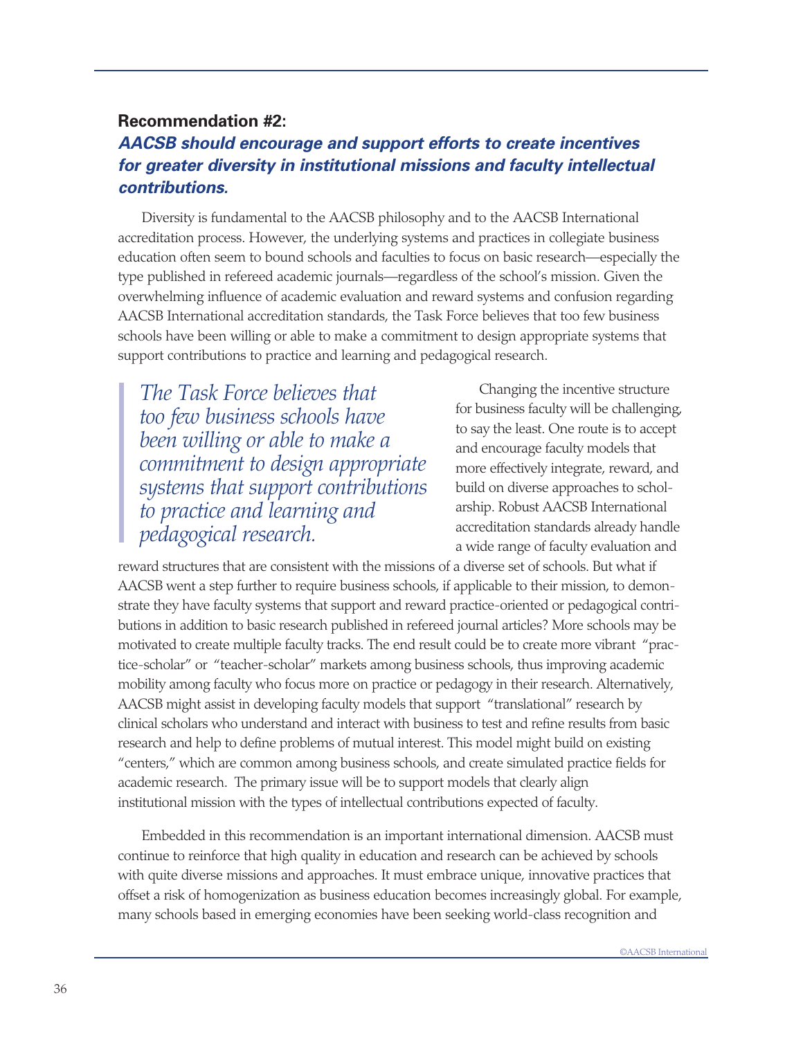### Recommendation #2:

***AACSB should encourage and support efforts to create incentives for greater diversity in institutional missions and faculty intellectual contributions.***

Diversity is fundamental to the AACSB philosophy and to the AACSB International accreditation process. However, the underlying systems and practices in collegiate business education often seem to bound schools and faculties to focus on basic research—especially the type published in refereed academic journals—regardless of the school's mission. Given the overwhelming influence of academic evaluation and reward systems and confusion regarding AACSB International accreditation standards, the Task Force believes that too few business schools have been willing or able to make a commitment to design appropriate systems that support contributions to practice and learning and pedagogical research.

> *The Task Force believes that too few business schools have been willing or able to make a commitment to design appropriate systems that support contributions to practice and learning and pedagogical research.*

Changing the incentive structure for business faculty will be challenging, to say the least. One route is to accept and encourage faculty models that more effectively integrate, reward, and build on diverse approaches to scholarship. Robust AACSB International accreditation standards already handle a wide range of faculty evaluation and reward structures that are consistent with the missions of a diverse set of schools. But what if AACSB went a step further to require business schools, if applicable to their mission, to demonstrate they have faculty systems that support and reward practice-oriented or pedagogical contributions in addition to basic research published in refereed journal articles? More schools may be motivated to create multiple faculty tracks. The end result could be to create more vibrant "practice-scholar" or "teacher-scholar" markets among business schools, thus improving academic mobility among faculty who focus more on practice or pedagogy in their research. Alternatively, AACSB might assist in developing faculty models that support "translational" research by clinical scholars who understand and interact with business to test and refine results from basic research and help to define problems of mutual interest. This model might build on existing "centers," which are common among business schools, and create simulated practice fields for academic research. The primary issue will be to support models that clearly align institutional mission with the types of intellectual contributions expected of faculty.

Embedded in this recommendation is an important international dimension. AACSB must continue to reinforce that high quality in education and research can be achieved by schools with quite diverse missions and approaches. It must embrace unique, innovative practices that offset a risk of homogenization as business education becomes increasingly global. For example, many schools based in emerging economies have been seeking world-class recognition and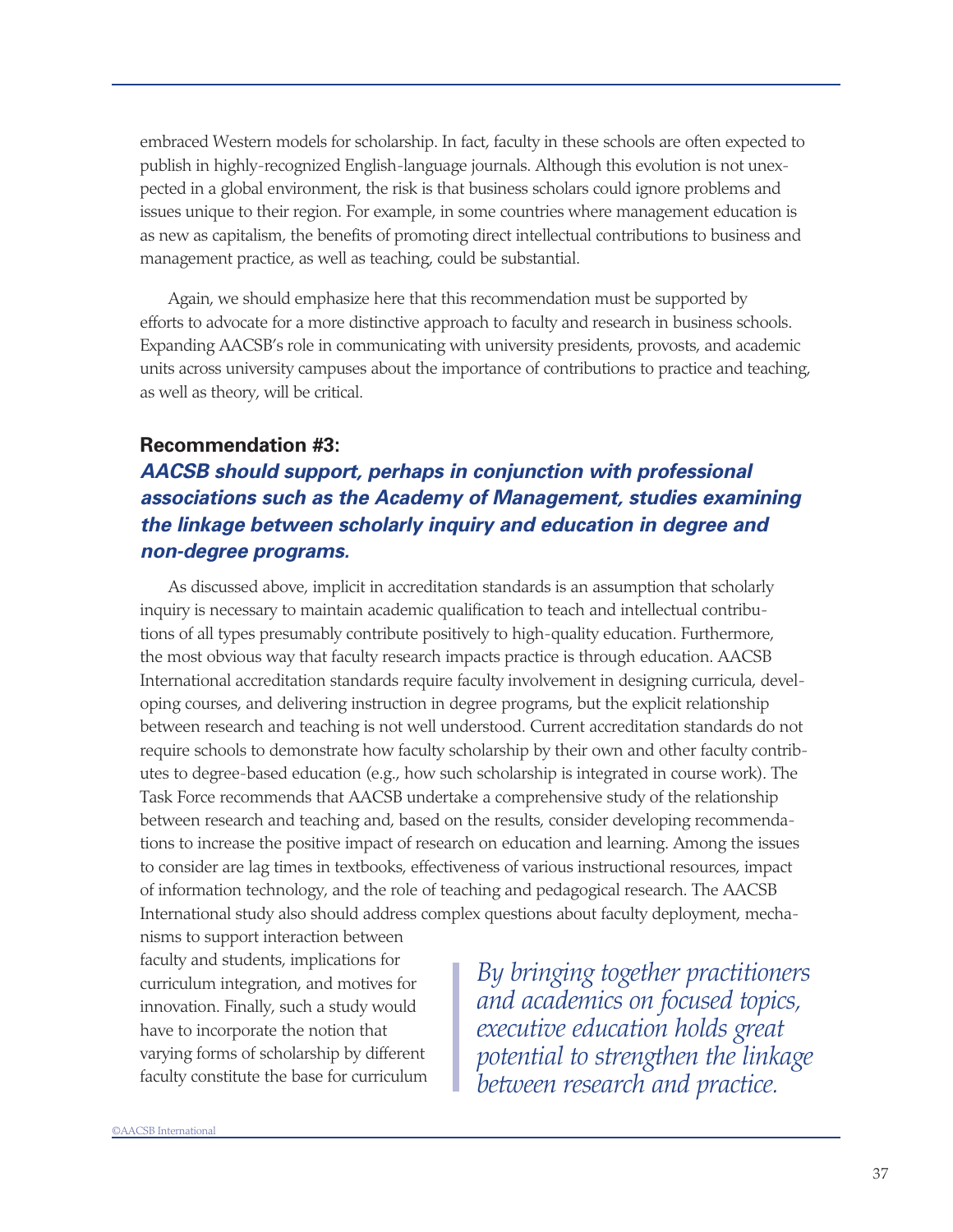embraced Western models for scholarship. In fact, faculty in these schools are often expected to publish in highly-recognized English-language journals. Although this evolution is not unexpected in a global environment, the risk is that business scholars could ignore problems and issues unique to their region. For example, in some countries where management education is as new as capitalism, the benefits of promoting direct intellectual contributions to business and management practice, as well as teaching, could be substantial.

Again, we should emphasize here that this recommendation must be supported by efforts to advocate for a more distinctive approach to faculty and research in business schools. Expanding AACSB's role in communicating with university presidents, provosts, and academic units across university campuses about the importance of contributions to practice and teaching, as well as theory, will be critical.

### Recommendation #3:

### *AACSB should support, perhaps in conjunction with professional associations such as the Academy of Management, studies examining the linkage between scholarly inquiry and education in degree and non-degree programs.*

As discussed above, implicit in accreditation standards is an assumption that scholarly inquiry is necessary to maintain academic qualification to teach and intellectual contributions of all types presumably contribute positively to high-quality education. Furthermore, the most obvious way that faculty research impacts practice is through education. AACSB International accreditation standards require faculty involvement in designing curricula, developing courses, and delivering instruction in degree programs, but the explicit relationship between research and teaching is not well understood. Current accreditation standards do not require schools to demonstrate how faculty scholarship by their own and other faculty contributes to degree-based education (e.g., how such scholarship is integrated in course work). The Task Force recommends that AACSB undertake a comprehensive study of the relationship between research and teaching and, based on the results, consider developing recommendations to increase the positive impact of research on education and learning. Among the issues to consider are lag times in textbooks, effectiveness of various instructional resources, impact of information technology, and the role of teaching and pedagogical research. The AACSB International study also should address complex questions about faculty deployment, mechanisms to support interaction between faculty and students, implications for curriculum integration, and motives for innovation. Finally, such a study would have to incorporate the notion that varying forms of scholarship by different faculty constitute the base for curriculum

> *By bringing together practitioners and academics on focused topics, executive education holds great potential to strengthen the linkage between research and practice.*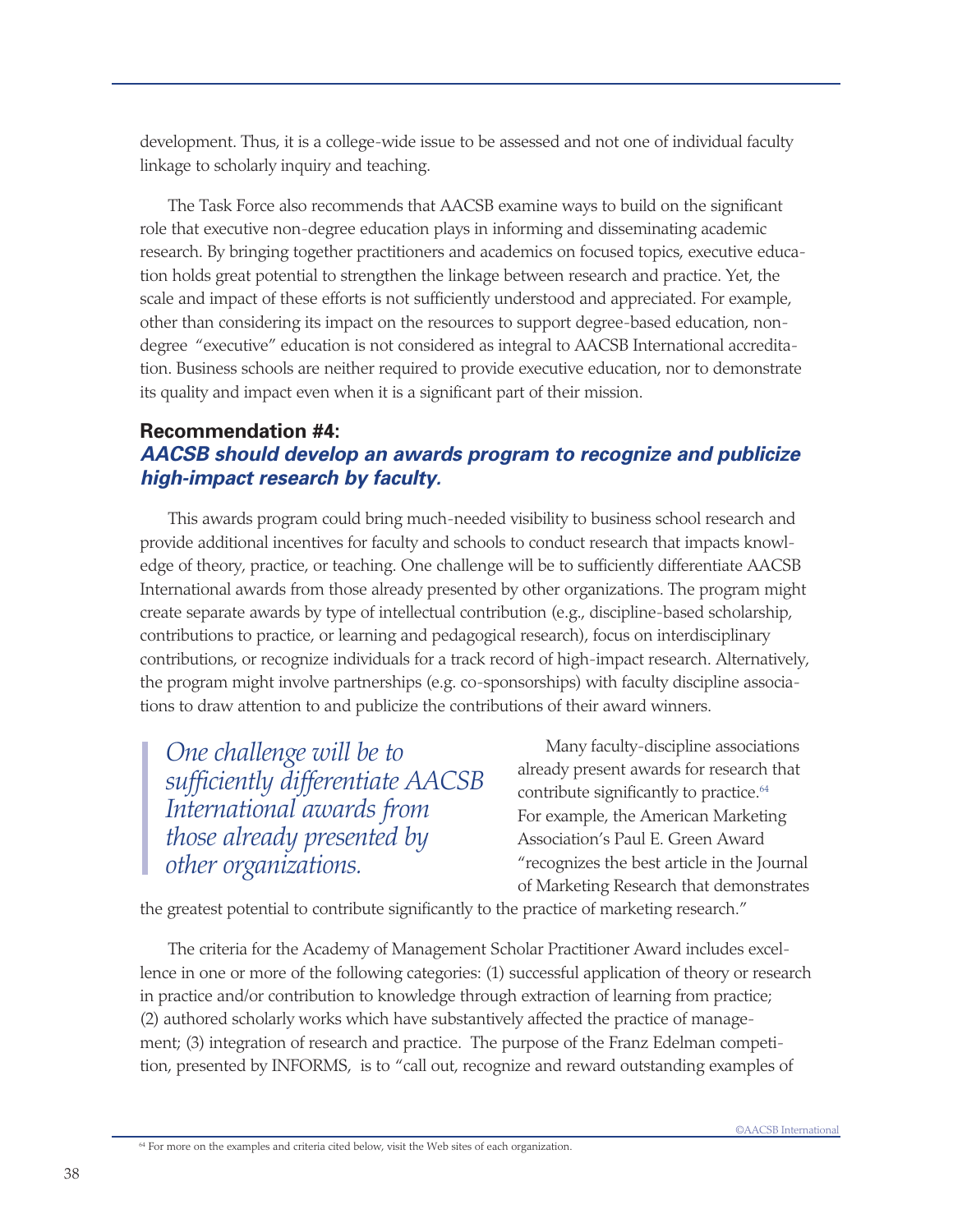development. Thus, it is a college-wide issue to be assessed and not one of individual faculty linkage to scholarly inquiry and teaching.

The Task Force also recommends that AACSB examine ways to build on the significant role that executive non-degree education plays in informing and disseminating academic research. By bringing together practitioners and academics on focused topics, executive education holds great potential to strengthen the linkage between research and practice. Yet, the scale and impact of these efforts is not sufficiently understood and appreciated. For example, other than considering its impact on the resources to support degree-based education, non-degree "executive" education is not considered as integral to AACSB International accreditation. Business schools are neither required to provide executive education, nor to demonstrate its quality and impact even when it is a significant part of their mission.

### Recommendation #4:
### *AACSB should develop an awards program to recognize and publicize high-impact research by faculty.*

This awards program could bring much-needed visibility to business school research and provide additional incentives for faculty and schools to conduct research that impacts knowledge of theory, practice, or teaching. One challenge will be to sufficiently differentiate AACSB International awards from those already presented by other organizations. The program might create separate awards by type of intellectual contribution (e.g., discipline-based scholarship, contributions to practice, or learning and pedagogical research), focus on interdisciplinary contributions, or recognize individuals for a track record of high-impact research. Alternatively, the program might involve partnerships (e.g. co-sponsorships) with faculty discipline associations to draw attention to and publicize the contributions of their award winners.

> *One challenge will be to sufficiently differentiate AACSB International awards from those already presented by other organizations.*

Many faculty-discipline associations already present awards for research that contribute significantly to practice.[64] For example, the American Marketing Association's Paul E. Green Award "recognizes the best article in the Journal of Marketing Research that demonstrates the greatest potential to contribute significantly to the practice of marketing research."

The criteria for the Academy of Management Scholar Practitioner Award includes excellence in one or more of the following categories: (1) successful application of theory or research in practice and/or contribution to knowledge through extraction of learning from practice; (2) authored scholarly works which have substantively affected the practice of management; (3) integration of research and practice. The purpose of the Franz Edelman competition, presented by INFORMS, is to "call out, recognize and reward outstanding examples of

[64] For more on the examples and criteria cited below, visit the Web sites of each organization.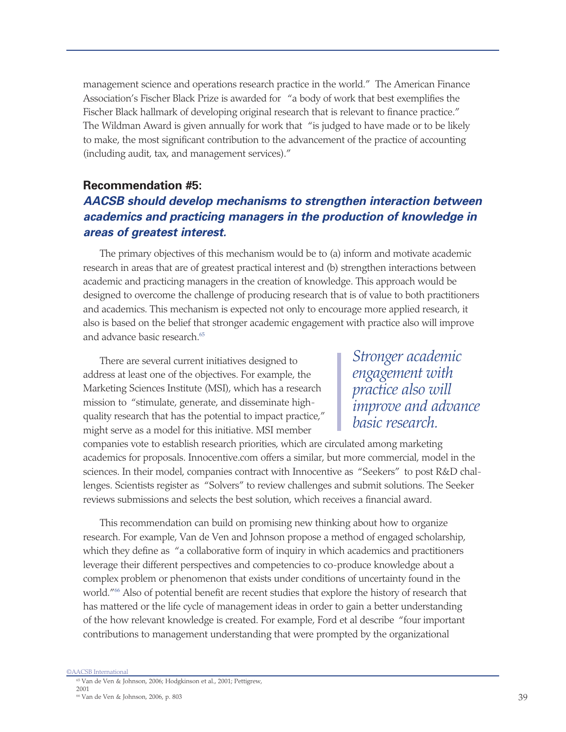management science and operations research practice in the world." The American Finance Association's Fischer Black Prize is awarded for "a body of work that best exemplifies the Fischer Black hallmark of developing original research that is relevant to finance practice." The Wildman Award is given annually for work that "is judged to have made or to be likely to make, the most significant contribution to the advancement of the practice of accounting (including audit, tax, and management services)."

### Recommendation #5:

### *AACSB should develop mechanisms to strengthen interaction between academics and practicing managers in the production of knowledge in areas of greatest interest.*

The primary objectives of this mechanism would be to (a) inform and motivate academic research in areas that are of greatest practical interest and (b) strengthen interactions between academic and practicing managers in the creation of knowledge. This approach would be designed to overcome the challenge of producing research that is of value to both practitioners and academics. This mechanism is expected not only to encourage more applied research, it also is based on the belief that stronger academic engagement with practice also will improve and advance basic research.[65]

> *Stronger academic engagement with practice also will improve and advance basic research.*

There are several current initiatives designed to address at least one of the objectives. For example, the Marketing Sciences Institute (MSI), which has a research mission to "stimulate, generate, and disseminate high-quality research that has the potential to impact practice," might serve as a model for this initiative. MSI member companies vote to establish research priorities, which are circulated among marketing academics for proposals. Innocentive.com offers a similar, but more commercial, model in the sciences. In their model, companies contract with Innocentive as "Seekers" to post R&D challenges. Scientists register as "Solvers" to review challenges and submit solutions. The Seeker reviews submissions and selects the best solution, which receives a financial award.

This recommendation can build on promising new thinking about how to organize research. For example, Van de Ven and Johnson propose a method of engaged scholarship, which they define as "a collaborative form of inquiry in which academics and practitioners leverage their different perspectives and competencies to co-produce knowledge about a complex problem or phenomenon that exists under conditions of uncertainty found in the world."[66] Also of potential benefit are recent studies that explore the history of research that has mattered or the life cycle of management ideas in order to gain a better understanding of the how relevant knowledge is created. For example, Ford et al describe "four important contributions to management understanding that were prompted by the organizational

[65] Van de Ven & Johnson, 2006; Hodgkinson et al., 2001; Pettigrew, 2001

[66] Van de Ven & Johnson, 2006, p. 803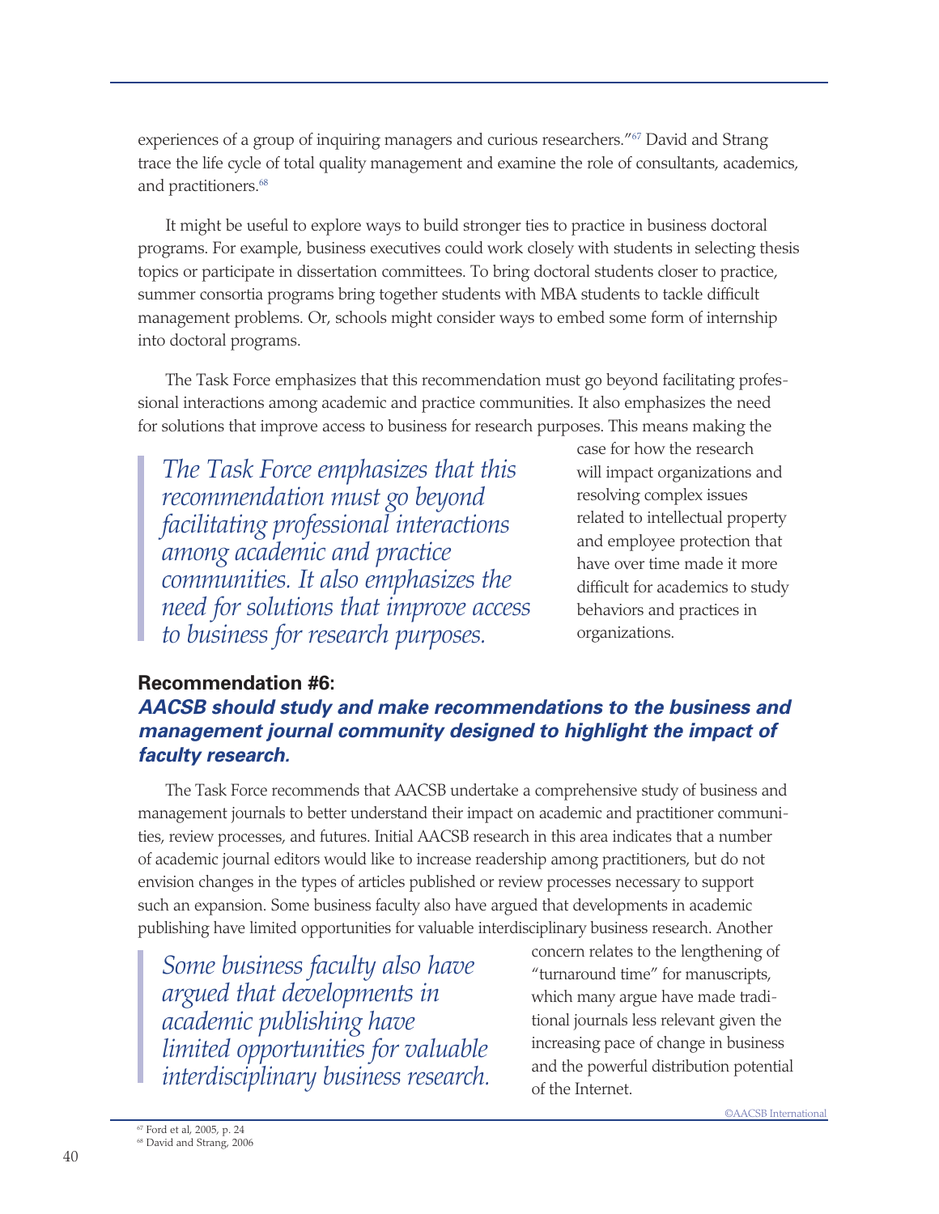experiences of a group of inquiring managers and curious researchers."[67] David and Strang trace the life cycle of total quality management and examine the role of consultants, academics, and practitioners.[68]

It might be useful to explore ways to build stronger ties to practice in business doctoral programs. For example, business executives could work closely with students in selecting thesis topics or participate in dissertation committees. To bring doctoral students closer to practice, summer consortia programs bring together students with MBA students to tackle difficult management problems. Or, schools might consider ways to embed some form of internship into doctoral programs.

The Task Force emphasizes that this recommendation must go beyond facilitating professional interactions among academic and practice communities. It also emphasizes the need for solutions that improve access to business for research purposes. This means making the case for how the research will impact organizations and resolving complex issues related to intellectual property and employee protection that have over time made it more difficult for academics to study behaviors and practices in organizations.

> *The Task Force emphasizes that this recommendation must go beyond facilitating professional interactions among academic and practice communities. It also emphasizes the need for solutions that improve access to business for research purposes.*

### Recommendation #6:
### *AACSB should study and make recommendations to the business and management journal community designed to highlight the impact of faculty research.*

The Task Force recommends that AACSB undertake a comprehensive study of business and management journals to better understand their impact on academic and practitioner communities, review processes, and futures. Initial AACSB research in this area indicates that a number of academic journal editors would like to increase readership among practitioners, but do not envision changes in the types of articles published or review processes necessary to support such an expansion. Some business faculty also have argued that developments in academic publishing have limited opportunities for valuable interdisciplinary business research. Another concern relates to the lengthening of "turnaround time" for manuscripts, which many argue have made traditional journals less relevant given the increasing pace of change in business and the powerful distribution potential of the Internet.

> *Some business faculty also have argued that developments in academic publishing have limited opportunities for valuable interdisciplinary business research.*

[67] Ford et al, 2005, p. 24
[68] David and Strang, 2006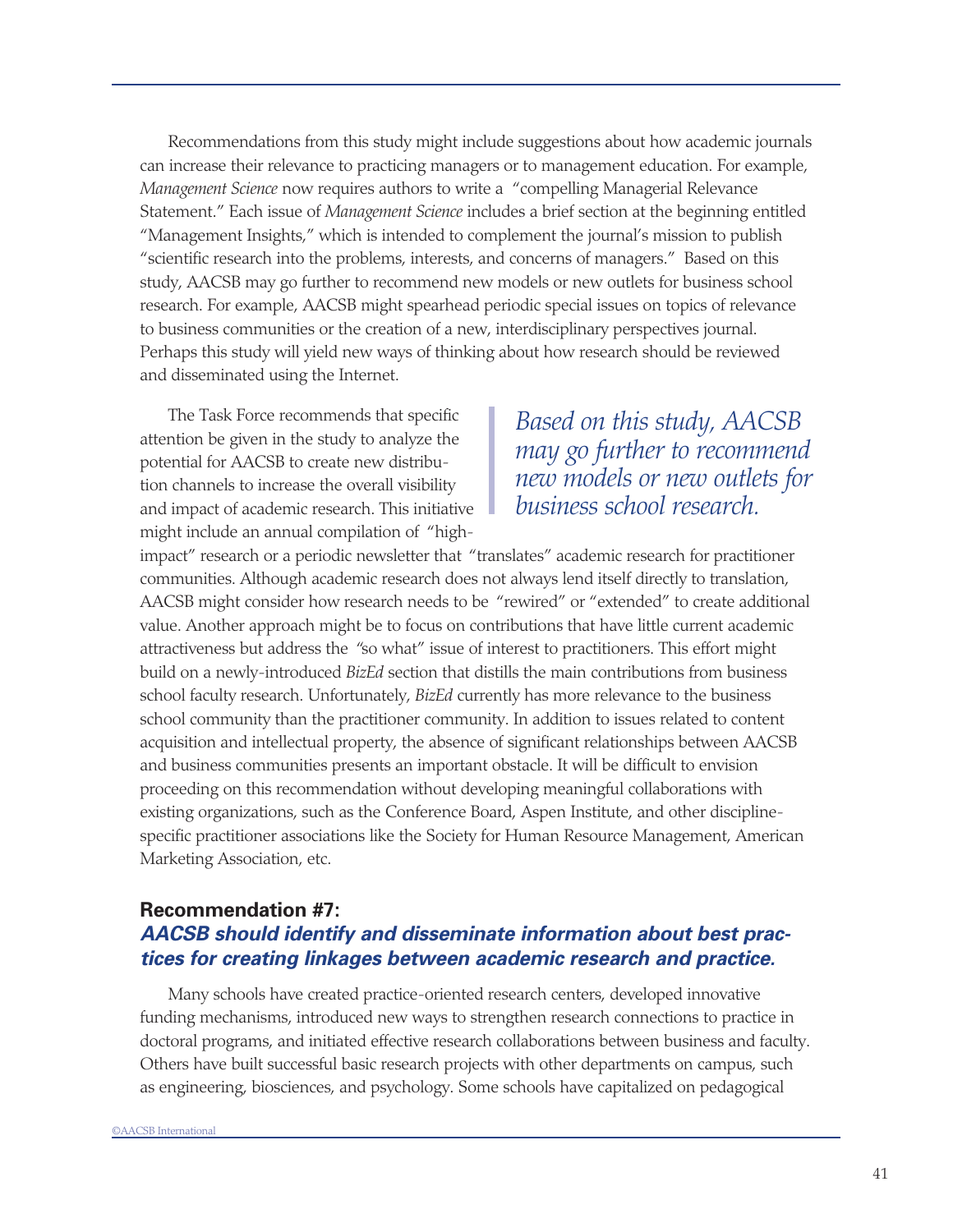Recommendations from this study might include suggestions about how academic journals can increase their relevance to practicing managers or to management education. For example, *Management Science* now requires authors to write a "compelling Managerial Relevance Statement." Each issue of *Management Science* includes a brief section at the beginning entitled "Management Insights," which is intended to complement the journal's mission to publish "scientific research into the problems, interests, and concerns of managers." Based on this study, AACSB may go further to recommend new models or new outlets for business school research. For example, AACSB might spearhead periodic special issues on topics of relevance to business communities or the creation of a new, interdisciplinary perspectives journal. Perhaps this study will yield new ways of thinking about how research should be reviewed and disseminated using the Internet.

> *Based on this study, AACSB may go further to recommend new models or new outlets for business school research.*

The Task Force recommends that specific attention be given in the study to analyze the potential for AACSB to create new distribution channels to increase the overall visibility and impact of academic research. This initiative might include an annual compilation of "high-impact" research or a periodic newsletter that "translates" academic research for practitioner communities. Although academic research does not always lend itself directly to translation, AACSB might consider how research needs to be "rewired" or "extended" to create additional value. Another approach might be to focus on contributions that have little current academic attractiveness but address the "so what" issue of interest to practitioners. This effort might build on a newly-introduced *BizEd* section that distills the main contributions from business school faculty research. Unfortunately, *BizEd* currently has more relevance to the business school community than the practitioner community. In addition to issues related to content acquisition and intellectual property, the absence of significant relationships between AACSB and business communities presents an important obstacle. It will be difficult to envision proceeding on this recommendation without developing meaningful collaborations with existing organizations, such as the Conference Board, Aspen Institute, and other discipline-specific practitioner associations like the Society for Human Resource Management, American Marketing Association, etc.

### Recommendation #7:
### *AACSB should identify and disseminate information about best practices for creating linkages between academic research and practice.*

Many schools have created practice-oriented research centers, developed innovative funding mechanisms, introduced new ways to strengthen research connections to practice in doctoral programs, and initiated effective research collaborations between business and faculty. Others have built successful basic research projects with other departments on campus, such as engineering, biosciences, and psychology. Some schools have capitalized on pedagogical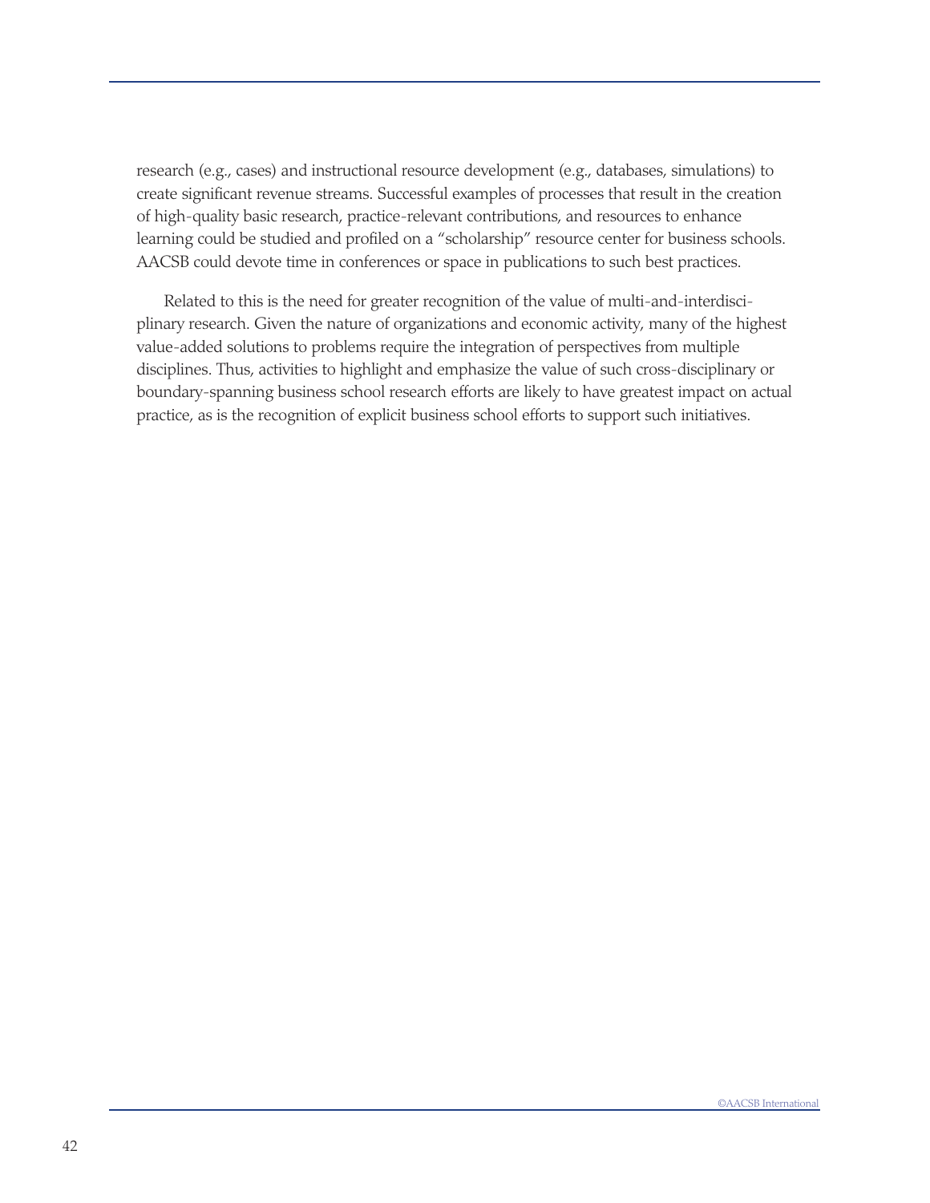research (e.g., cases) and instructional resource development (e.g., databases, simulations) to create significant revenue streams. Successful examples of processes that result in the creation of high-quality basic research, practice-relevant contributions, and resources to enhance learning could be studied and profiled on a "scholarship" resource center for business schools. AACSB could devote time in conferences or space in publications to such best practices.

Related to this is the need for greater recognition of the value of multi-and-interdisciplinary research. Given the nature of organizations and economic activity, many of the highest value-added solutions to problems require the integration of perspectives from multiple disciplines. Thus, activities to highlight and emphasize the value of such cross-disciplinary or boundary-spanning business school research efforts are likely to have greatest impact on actual practice, as is the recognition of explicit business school efforts to support such initiatives.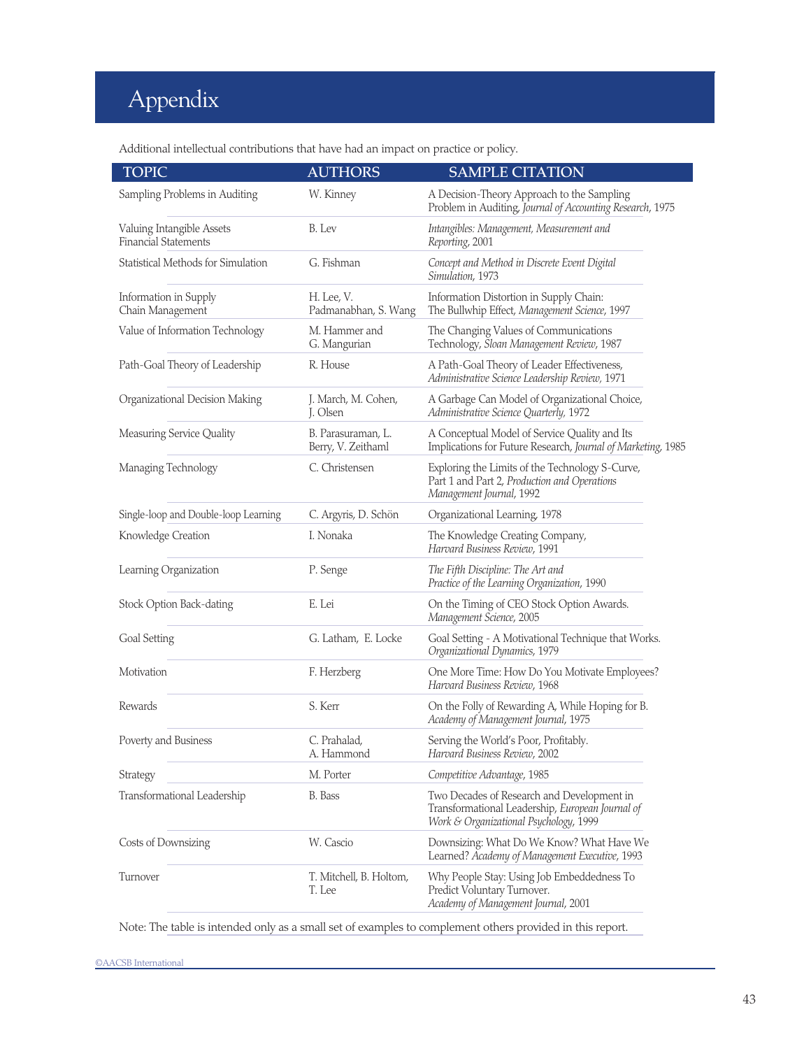# Appendix

Additional intellectual contributions that have had an impact on practice or policy.

| TOPIC | AUTHORS | SAMPLE CITATION |
|---|---|---|
| Sampling Problems in Auditing | W. Kinney | A Decision-Theory Approach to the Sampling Problem in Auditing, *Journal of Accounting Research*, 1975 |
| Valuing Intangible Assets Financial Statements | B. Lev | *Intangibles: Management, Measurement and Reporting*, 2001 |
| Statistical Methods for Simulation | G. Fishman | *Concept and Method in Discrete Event Digital Simulation*, 1973 |
| Information in Supply Chain Management | H. Lee, V. Padmanabhan, S. Wang | Information Distortion in Supply Chain: The Bullwhip Effect, *Management Science*, 1997 |
| Value of Information Technology | M. Hammer and G. Mangurian | The Changing Values of Communications Technology, *Sloan Management Review*, 1987 |
| Path-Goal Theory of Leadership | R. House | A Path-Goal Theory of Leader Effectiveness, *Administrative Science Leadership Review*, 1971 |
| Organizational Decision Making | J. March, M. Cohen, J. Olsen | A Garbage Can Model of Organizational Choice, *Administrative Science Quarterly*, 1972 |
| Measuring Service Quality | B. Parasuraman, L. Berry, V. Zeithaml | A Conceptual Model of Service Quality and Its Implications for Future Research, *Journal of Marketing*, 1985 |
| Managing Technology | C. Christensen | Exploring the Limits of the Technology S-Curve, Part 1 and Part 2, *Production and Operations Management Journal*, 1992 |
| Single-loop and Double-loop Learning | C. Argyris, D. Schön | Organizational Learning, 1978 |
| Knowledge Creation | I. Nonaka | The Knowledge Creating Company, *Harvard Business Review*, 1991 |
| Learning Organization | P. Senge | *The Fifth Discipline: The Art and Practice of the Learning Organization*, 1990 |
| Stock Option Back-dating | E. Lei | On the Timing of CEO Stock Option Awards. *Management Science*, 2005 |
| Goal Setting | G. Latham, E. Locke | Goal Setting - A Motivational Technique that Works. *Organizational Dynamics*, 1979 |
| Motivation | F. Herzberg | One More Time: How Do You Motivate Employees? *Harvard Business Review*, 1968 |
| Rewards | S. Kerr | On the Folly of Rewarding A, While Hoping for B. *Academy of Management Journal*, 1975 |
| Poverty and Business | C. Prahalad, A. Hammond | Serving the World's Poor, Profitably. *Harvard Business Review*, 2002 |
| Strategy | M. Porter | *Competitive Advantage*, 1985 |
| Transformational Leadership | B. Bass | Two Decades of Research and Development in Transformational Leadership, *European Journal of Work & Organizational Psychology*, 1999 |
| Costs of Downsizing | W. Cascio | Downsizing: What Do We Know? What Have We Learned? *Academy of Management Executive*, 1993 |
| Turnover | T. Mitchell, B. Holtom, T. Lee | Why People Stay: Using Job Embeddedness To Predict Voluntary Turnover. *Academy of Management Journal*, 2001 |

Note: The table is intended only as a small set of examples to complement others provided in this report.

©AACSB International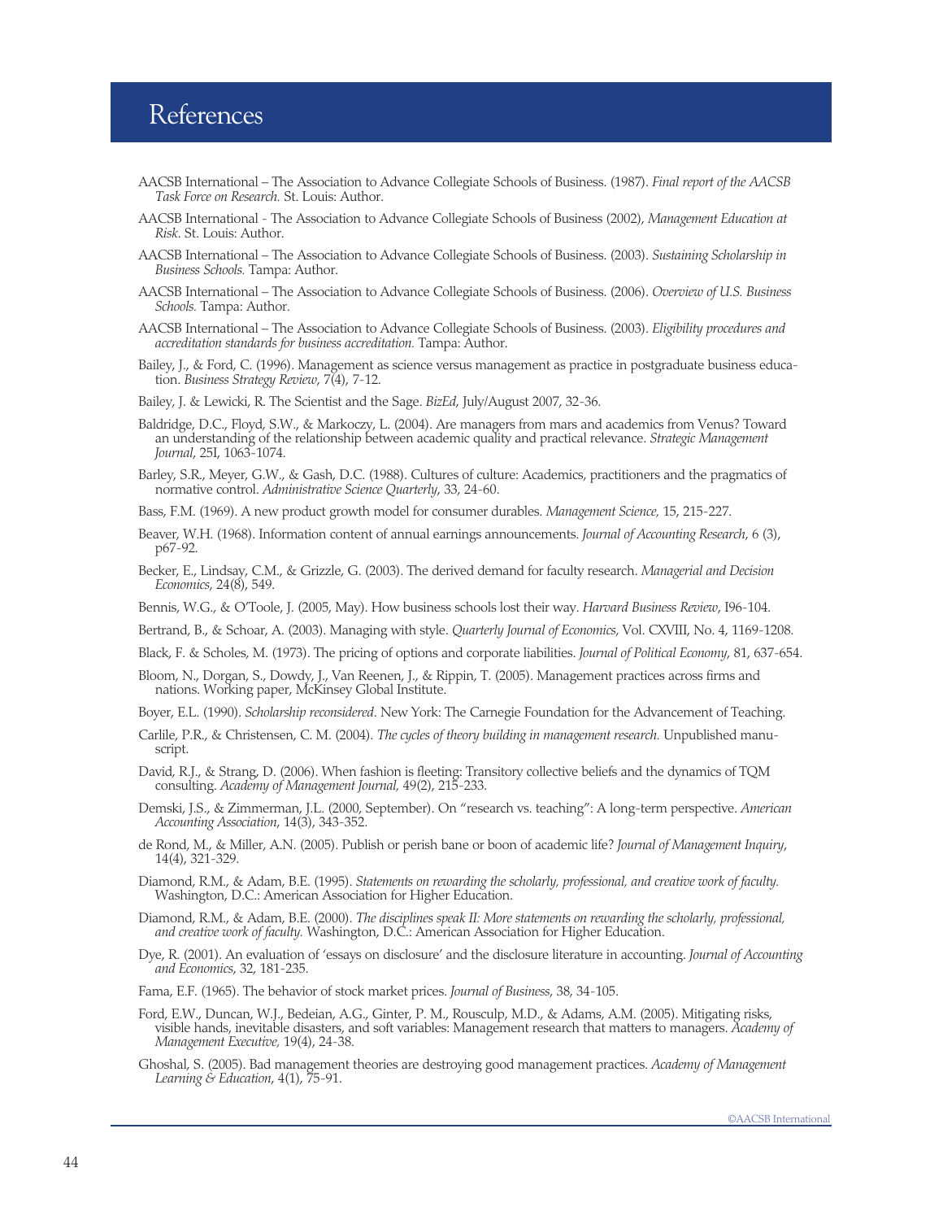# References

AACSB International – The Association to Advance Collegiate Schools of Business. (1987). *Final report of the AACSB Task Force on Research.* St. Louis: Author.

AACSB International - The Association to Advance Collegiate Schools of Business (2002), *Management Education at Risk*. St. Louis: Author.

AACSB International – The Association to Advance Collegiate Schools of Business. (2003). *Sustaining Scholarship in Business Schools.* Tampa: Author.

AACSB International – The Association to Advance Collegiate Schools of Business. (2006). *Overview of U.S. Business Schools.* Tampa: Author.

AACSB International – The Association to Advance Collegiate Schools of Business. (2003). *Eligibility procedures and accreditation standards for business accreditation.* Tampa: Author.

Bailey, J., & Ford, C. (1996). Management as science versus management as practice in postgraduate business education. *Business Strategy Review*, 7(4), 7-12.

Bailey, J. & Lewicki, R. The Scientist and the Sage. *BizEd*, July/August 2007, 32-36.

Baldridge, D.C., Floyd, S.W., & Markoczy, L. (2004). Are managers from mars and academics from Venus? Toward an understanding of the relationship between academic quality and practical relevance. *Strategic Management Journal*, 25I, 1063-1074.

Barley, S.R., Meyer, G.W., & Gash, D.C. (1988). Cultures of culture: Academics, practitioners and the pragmatics of normative control. *Administrative Science Quarterly*, 33, 24-60.

Bass, F.M. (1969). A new product growth model for consumer durables. *Management Science,* 15, 215-227.

Beaver, W.H. (1968). Information content of annual earnings announcements. *Journal of Accounting Research*, 6 (3), p67-92.

Becker, E., Lindsay, C.M., & Grizzle, G. (2003). The derived demand for faculty research. *Managerial and Decision Economics*, 24(8), 549.

Bennis, W.G., & O'Toole, J. (2005, May). How business schools lost their way. *Harvard Business Review*, I96-104.

Bertrand, B., & Schoar, A. (2003). Managing with style. *Quarterly Journal of Economics*, Vol. CXVIII, No. 4, 1169-1208.

Black, F. & Scholes, M. (1973). The pricing of options and corporate liabilities. *Journal of Political Economy*, 81, 637-654.

Bloom, N., Dorgan, S., Dowdy, J., Van Reenen, J., & Rippin, T. (2005). Management practices across firms and nations. Working paper, McKinsey Global Institute.

Boyer, E.L. (1990). *Scholarship reconsidered*. New York: The Carnegie Foundation for the Advancement of Teaching.

Carlile, P.R., & Christensen, C. M. (2004). *The cycles of theory building in management research.* Unpublished manuscript.

David, R.J., & Strang, D. (2006). When fashion is fleeting: Transitory collective beliefs and the dynamics of TQM consulting. *Academy of Management Journal,* 49(2), 215-233.

Demski, J.S., & Zimmerman, J.L. (2000, September). On "research vs. teaching": A long-term perspective. *American Accounting Association*, 14(3), 343-352.

de Rond, M., & Miller, A.N. (2005). Publish or perish bane or boon of academic life? *Journal of Management Inquiry*, 14(4), 321-329.

Diamond, R.M., & Adam, B.E. (1995). *Statements on rewarding the scholarly, professional, and creative work of faculty.* Washington, D.C.: American Association for Higher Education.

Diamond, R.M., & Adam, B.E. (2000). *The disciplines speak II: More statements on rewarding the scholarly, professional, and creative work of faculty.* Washington, D.C.: American Association for Higher Education.

Dye, R. (2001). An evaluation of 'essays on disclosure' and the disclosure literature in accounting. *Journal of Accounting and Economics*, 32, 181-235.

Fama, E.F. (1965). The behavior of stock market prices. *Journal of Business*, 38, 34-105.

Ford, E.W., Duncan, W.J., Bedeian, A.G., Ginter, P. M., Rousculp, M.D., & Adams, A.M. (2005). Mitigating risks, visible hands, inevitable disasters, and soft variables: Management research that matters to managers. *Academy of Management Executive,* 19(4), 24-38.

Ghoshal, S. (2005). Bad management theories are destroying good management practices. *Academy of Management Learning & Education*, 4(1), 75-91.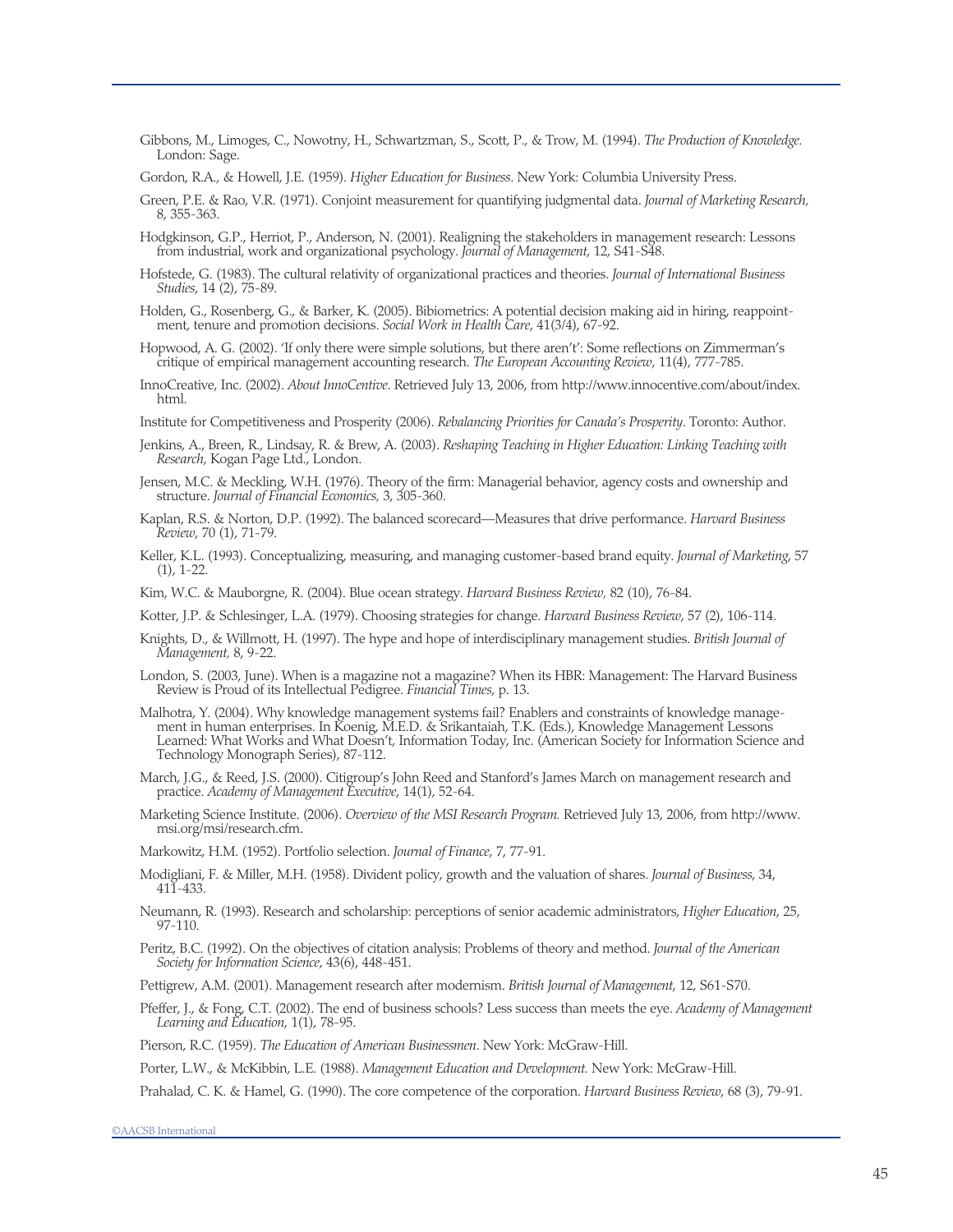Gibbons, M., Limoges, C., Nowotny, H., Schwartzman, S., Scott, P., & Trow, M. (1994). *The Production of Knowledge.* London: Sage.

Gordon, R.A., & Howell, J.E. (1959). *Higher Education for Business*. New York: Columbia University Press.

Green, P.E. & Rao, V.R. (1971). Conjoint measurement for quantifying judgmental data. *Journal of Marketing Research,* 8, 355-363.

Hodgkinson, G.P., Herriot, P., Anderson, N. (2001). Realigning the stakeholders in management research: Lessons from industrial, work and organizational psychology. *Journal of Management*, 12, S41-S48.

Hofstede, G. (1983). The cultural relativity of organizational practices and theories. *Journal of International Business Studies*, 14 (2), 75-89.

Holden, G., Rosenberg, G., & Barker, K. (2005). Bibiometrics: A potential decision making aid in hiring, reappointment, tenure and promotion decisions. *Social Work in Health Care*, 41(3/4), 67-92.

Hopwood, A. G. (2002). 'If only there were simple solutions, but there aren't': Some reflections on Zimmerman's critique of empirical management accounting research. *The European Accounting Review*, 11(4), 777-785.

InnoCreative, Inc. (2002). *About InnoCentive*. Retrieved July 13, 2006, from http://www.innocentive.com/about/index.html.

Institute for Competitiveness and Prosperity (2006). *Rebalancing Priorities for Canada's Prosperity*. Toronto: Author.

Jenkins, A., Breen, R., Lindsay, R. & Brew, A. (2003). *Reshaping Teaching in Higher Education: Linking Teaching with Research*, Kogan Page Ltd., London.

Jensen, M.C. & Meckling, W.H. (1976). Theory of the firm: Managerial behavior, agency costs and ownership and structure. *Journal of Financial Economics,* 3, 305-360.

Kaplan, R.S. & Norton, D.P. (1992). The balanced scorecard—Measures that drive performance. *Harvard Business Review*, 70 (1), 71-79.

Keller, K.L. (1993). Conceptualizing, measuring, and managing customer-based brand equity. *Journal of Marketing*, 57 (1), 1-22.

Kim, W.C. & Mauborgne, R. (2004). Blue ocean strategy. *Harvard Business Review,* 82 (10), 76-84.

Kotter, J.P. & Schlesinger, L.A. (1979). Choosing strategies for change. *Harvard Business Review*, 57 (2), 106-114.

Knights, D., & Willmott, H. (1997). The hype and hope of interdisciplinary management studies. *British Journal of Management,* 8, 9-22.

London, S. (2003, June). When is a magazine not a magazine? When its HBR: Management: The Harvard Business Review is Proud of its Intellectual Pedigree. *Financial Times*, p. 13.

Malhotra, Y. (2004). Why knowledge management systems fail? Enablers and constraints of knowledge management in human enterprises. In Koenig, M.E.D. & Srikantaiah, T.K. (Eds.), Knowledge Management Lessons Learned: What Works and What Doesn't, Information Today, Inc. (American Society for Information Science and Technology Monograph Series), 87-112.

March, J.G., & Reed, J.S. (2000). Citigroup's John Reed and Stanford's James March on management research and practice. *Academy of Management Executive*, 14(1), 52-64.

Marketing Science Institute. (2006). *Overview of the MSI Research Program.* Retrieved July 13, 2006, from http://www.msi.org/msi/research.cfm.

Markowitz, H.M. (1952). Portfolio selection. *Journal of Finance*, 7, 77-91.

Modigliani, F. & Miller, M.H. (1958). Divident policy, growth and the valuation of shares. *Journal of Business*, 34, 411-433.

Neumann, R. (1993). Research and scholarship: perceptions of senior academic administrators, *Higher Education*, 25, 97-110.

Peritz, B.C. (1992). On the objectives of citation analysis: Problems of theory and method. *Journal of the American Society for Information Science*, 43(6), 448-451.

Pettigrew, A.M. (2001). Management research after modernism. *British Journal of Management*, 12, S61-S70.

Pfeffer, J., & Fong, C.T. (2002). The end of business schools? Less success than meets the eye. *Academy of Management Learning and Education*, 1(1), 78-95.

Pierson, R.C. (1959). *The Education of American Businessmen*. New York: McGraw-Hill.

Porter, L.W., & McKibbin, L.E. (1988). *Management Education and Development.* New York: McGraw-Hill.

Prahalad, C. K. & Hamel, G. (1990). The core competence of the corporation. *Harvard Business Review*, 68 (3), 79-91.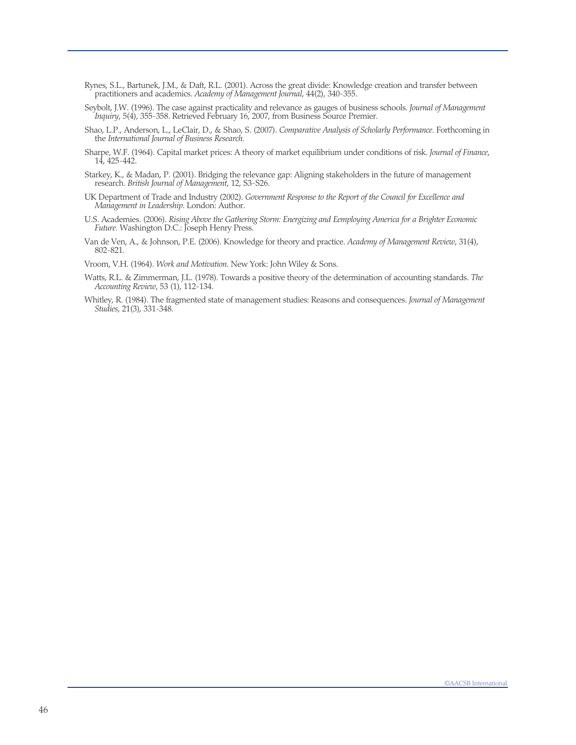Rynes, S.L., Bartunek, J.M., & Daft, R.L. (2001). Across the great divide: Knowledge creation and transfer between practitioners and academics. *Academy of Management Journal*, 44(2), 340-355.

Seybolt, J.W. (1996). The case against practicality and relevance as gauges of business schools. *Journal of Management Inquiry*, 5(4), 355-358. Retrieved February 16, 2007, from Business Source Premier.

Shao, L.P., Anderson, L., LeClair, D., & Shao, S. (2007). *Comparative Analysis of Scholarly Performance*. Forthcoming in the *International Journal of Business Research.*

Sharpe, W.F. (1964). Capital market prices: A theory of market equilibrium under conditions of risk. *Journal of Finance*, 14, 425-442.

Starkey, K., & Madan, P. (2001). Bridging the relevance gap: Aligning stakeholders in the future of management research. *British Journal of Management*, 12, S3-S26.

UK Department of Trade and Industry (2002). *Government Response to the Report of the Council for Excellence and Management in Leadership*. London: Author.

U.S. Academies. (2006). *Rising Above the Gathering Storm: Energizing and Eemploying America for a Brighter Economic Future.* Washington D.C.: Joseph Henry Press.

Van de Ven, A., & Johnson, P.E. (2006). Knowledge for theory and practice. *Academy of Management Review*, 31(4), 802-821.

Vroom, V.H. (1964). *Work and Motivation*. New York: John Wiley & Sons.

Watts, R.L. & Zimmerman, J.L. (1978). Towards a positive theory of the determination of accounting standards. *The Accounting Review*, 53 (1), 112-134.

Whitley, R. (1984). The fragmented state of management studies: Reasons and consequences. *Journal of Management Studies*, 21(3), 331-348.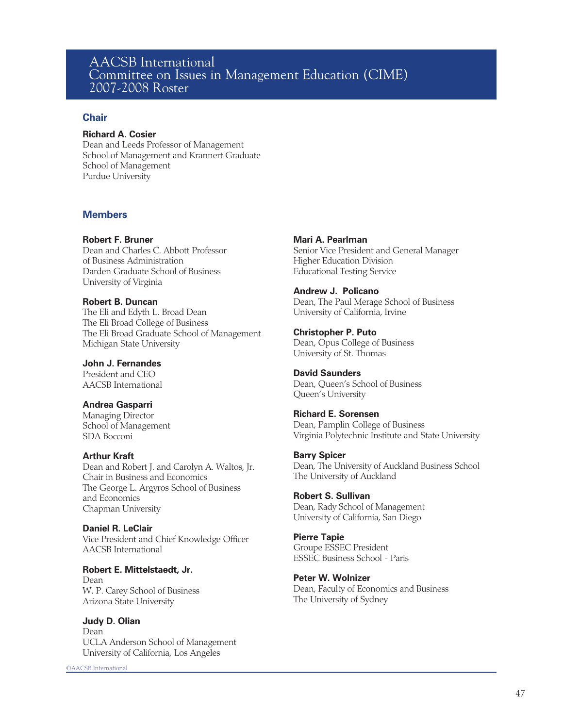# AACSB International Committee on Issues in Management Education (CIME) 2007-2008 Roster

## Chair

**Richard A. Cosier**
Dean and Leeds Professor of Management
School of Management and Krannert Graduate School of Management
Purdue University

## Members

**Robert F. Bruner**
Dean and Charles C. Abbott Professor of Business Administration
Darden Graduate School of Business
University of Virginia

**Robert B. Duncan**
The Eli and Edyth L. Broad Dean
The Eli Broad College of Business
The Eli Broad Graduate School of Management
Michigan State University

**John J. Fernandes**
President and CEO
AACSB International

**Andrea Gasparri**
Managing Director
School of Management
SDA Bocconi

**Arthur Kraft**
Dean and Robert J. and Carolyn A. Waltos, Jr. Chair in Business and Economics
The George L. Argyros School of Business and Economics
Chapman University

**Daniel R. LeClair**
Vice President and Chief Knowledge Officer
AACSB International

**Robert E. Mittelstaedt, Jr.**
Dean
W. P. Carey School of Business
Arizona State University

**Judy D. Olian**
Dean
UCLA Anderson School of Management
University of California, Los Angeles

**Mari A. Pearlman**
Senior Vice President and General Manager
Higher Education Division
Educational Testing Service

**Andrew J. Policano**
Dean, The Paul Merage School of Business
University of California, Irvine

**Christopher P. Puto**
Dean, Opus College of Business
University of St. Thomas

**David Saunders**
Dean, Queen's School of Business
Queen's University

**Richard E. Sorensen**
Dean, Pamplin College of Business
Virginia Polytechnic Institute and State University

**Barry Spicer**
Dean, The University of Auckland Business School
The University of Auckland

**Robert S. Sullivan**
Dean, Rady School of Management
University of California, San Diego

**Pierre Tapie**
Groupe ESSEC President
ESSEC Business School - Paris

**Peter W. Wolnizer**
Dean, Faculty of Economics and Business
The University of Sydney

©AACSB International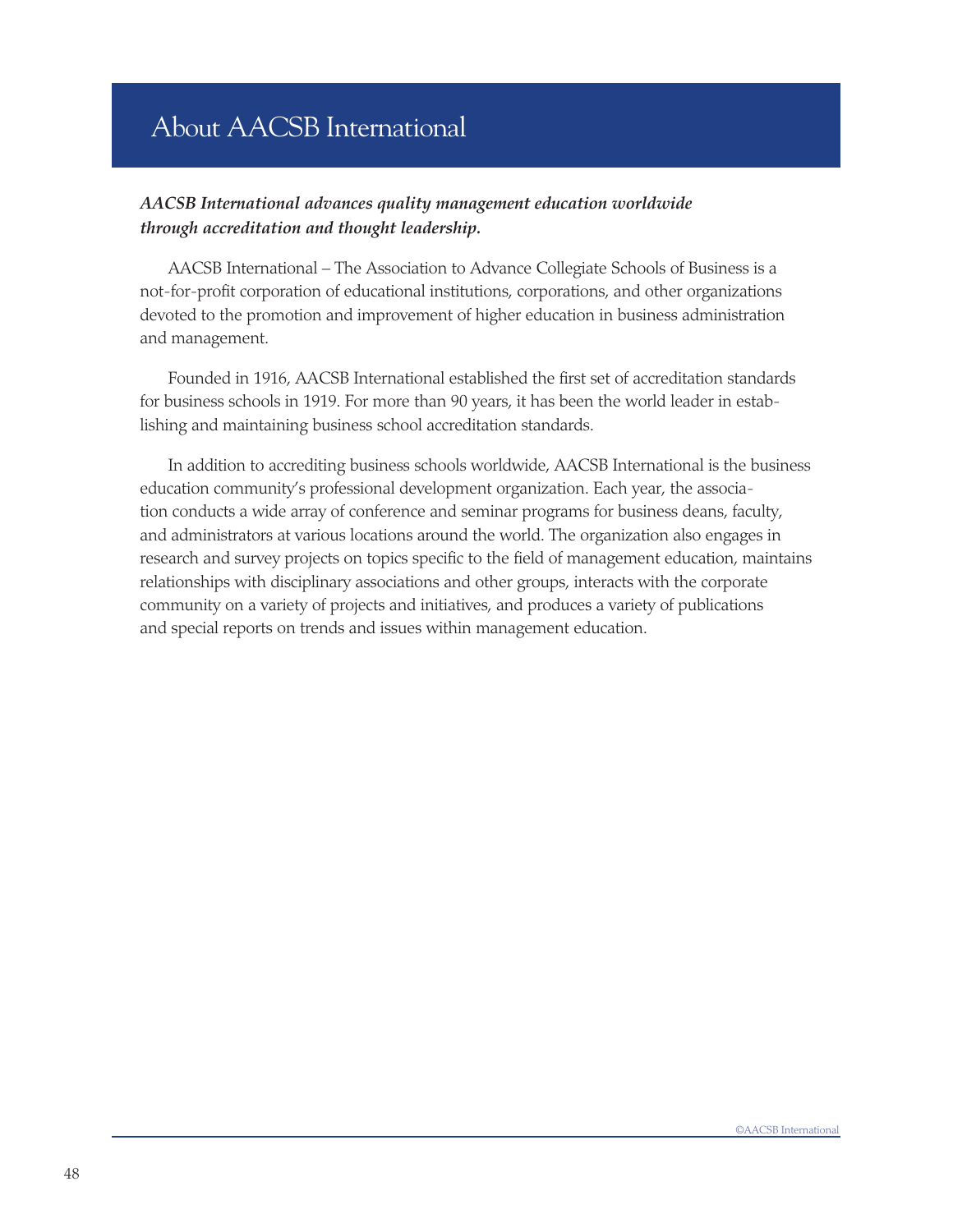# About AACSB International

***AACSB International advances quality management education worldwide through accreditation and thought leadership.***

AACSB International – The Association to Advance Collegiate Schools of Business is a not-for-profit corporation of educational institutions, corporations, and other organizations devoted to the promotion and improvement of higher education in business administration and management.

Founded in 1916, AACSB International established the first set of accreditation standards for business schools in 1919. For more than 90 years, it has been the world leader in establishing and maintaining business school accreditation standards.

In addition to accrediting business schools worldwide, AACSB International is the business education community's professional development organization. Each year, the association conducts a wide array of conference and seminar programs for business deans, faculty, and administrators at various locations around the world. The organization also engages in research and survey projects on topics specific to the field of management education, maintains relationships with disciplinary associations and other groups, interacts with the corporate community on a variety of projects and initiatives, and produces a variety of publications and special reports on trends and issues within management education.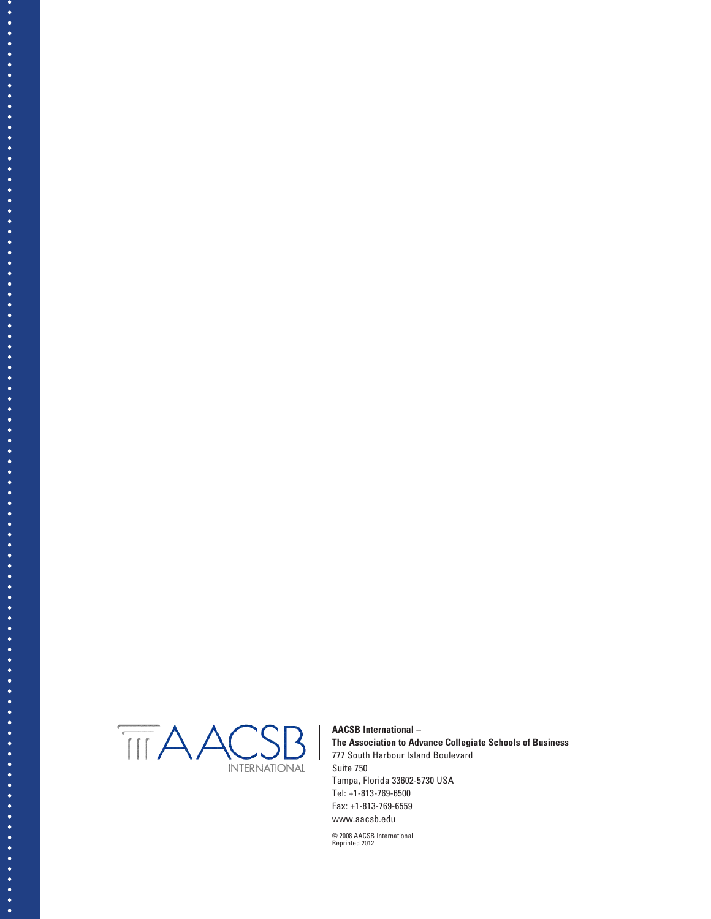AACSB INTERNATIONAL

**AACSB International –**
**The Association to Advance Collegiate Schools of Business**
777 South Harbour Island Boulevard
Suite 750
Tampa, Florida 33602-5730 USA
Tel: +1-813-769-6500
Fax: +1-813-769-6559
www.aacsb.edu

© 2008 AACSB International
Reprinted 2012